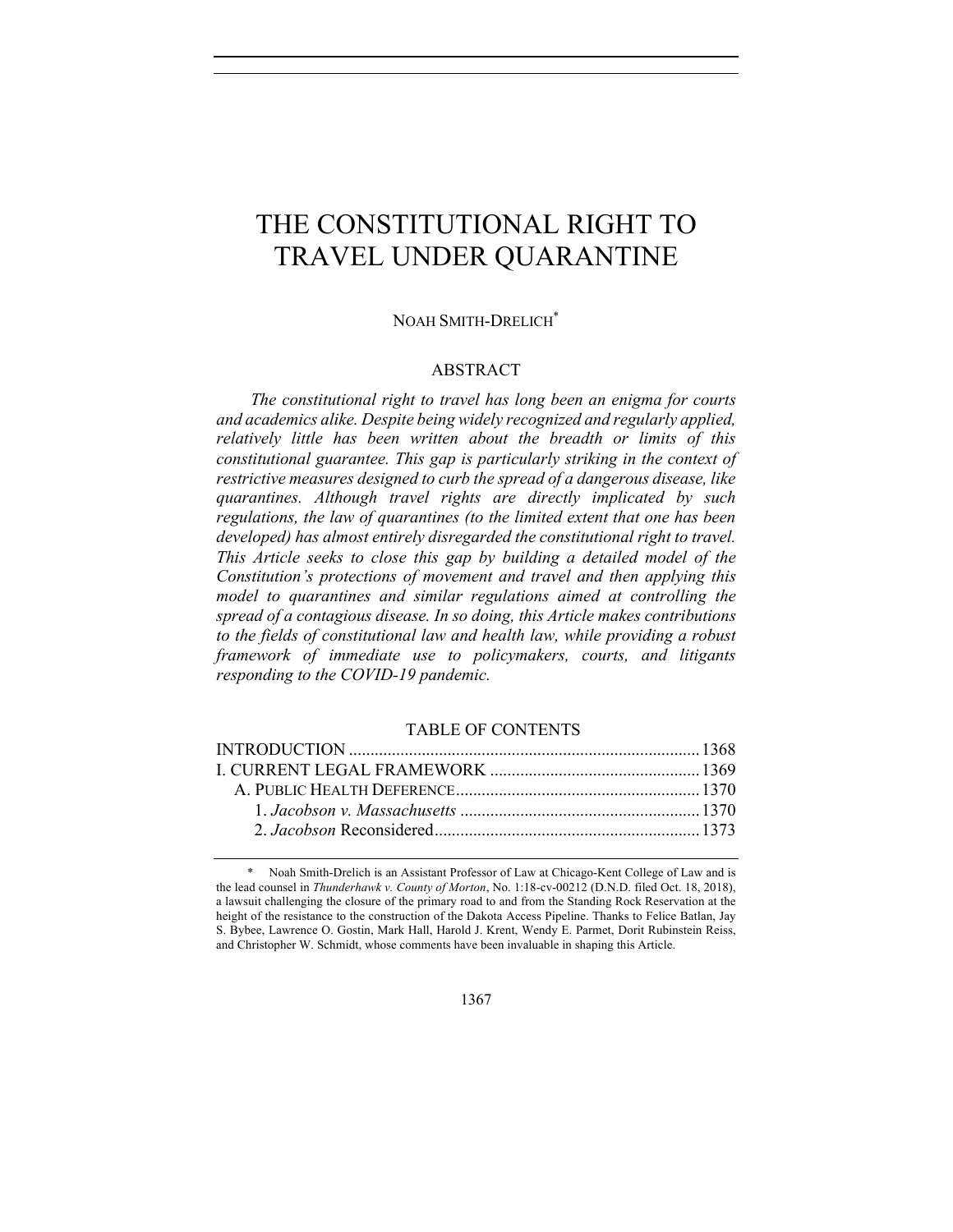# THE CONSTITUTIONAL RIGHT TO TRAVEL UNDER QUARANTINE

NOAH SMITH-DRELICH*

## ABSTRACT

*The constitutional right to travel has long been an enigma for courts and academics alike. Despite being widely recognized and regularly applied, relatively little has been written about the breadth or limits of this constitutional guarantee. This gap is particularly striking in the context of restrictive measures designed to curb the spread of a dangerous disease, like quarantines. Although travel rights are directly implicated by such regulations, the law of quarantines (to the limited extent that one has been developed) has almost entirely disregarded the constitutional right to travel. This Article seeks to close this gap by building a detailed model of the Constitution's protections of movement and travel and then applying this model to quarantines and similar regulations aimed at controlling the spread of a contagious disease. In so doing, this Article makes contributions to the fields of constitutional law and health law, while providing a robust framework of immediate use to policymakers, courts, and litigants responding to the COVID-19 pandemic.*

## TABLE OF CONTENTS

INTRODUCTION ........................................................................ 1368
I. CURRENT LEGAL FRAMEWORK ................................................ 1369
 A. PUBLIC HEALTH DEFERENCE ................................................ 1370
  1. *Jacobson v. Massachusetts* ................................................ 1370
  2. *Jacobson* Reconsidered ..................................................... 1373

---

\* Noah Smith-Drelich is an Assistant Professor of Law at Chicago-Kent College of Law and is the lead counsel in *Thunderhawk v. County of Morton*, No. 1:18-cv-00212 (D.N.D. filed Oct. 18, 2018), a lawsuit challenging the closure of the primary road to and from the Standing Rock Reservation at the height of the resistance to the construction of the Dakota Access Pipeline. Thanks to Felice Batlan, Jay S. Bybee, Lawrence O. Gostin, Mark Hall, Harold J. Krent, Wendy E. Parmet, Dorit Rubinstein Reiss, and Christopher W. Schmidt, whose comments have been invaluable in shaping this Article.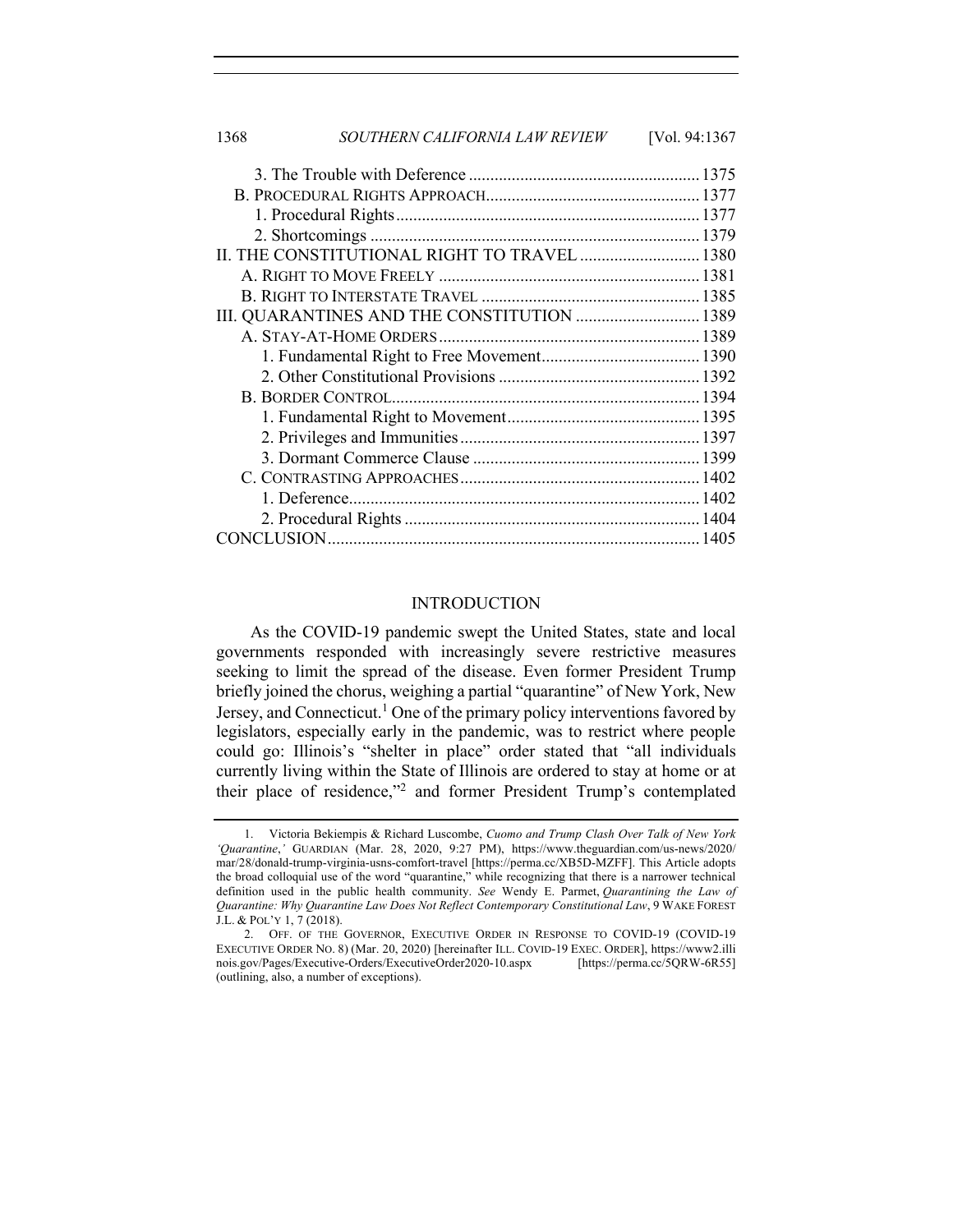3. The Trouble with Deference ..................................................... 1375
B. PROCEDURAL RIGHTS APPROACH................................................ 1377
1. Procedural Rights...................................................................... 1377
2. Shortcomings ............................................................................ 1379
II. THE CONSTITUTIONAL RIGHT TO TRAVEL ........................... 1380
A. RIGHT TO MOVE FREELY ............................................................ 1381
B. RIGHT TO INTERSTATE TRAVEL .................................................. 1385
III. QUARANTINES AND THE CONSTITUTION ............................ 1389
A. STAY-AT-HOME ORDERS ............................................................ 1389
1. Fundamental Right to Free Movement..................................... 1390
2. Other Constitutional Provisions ............................................... 1392
B. BORDER CONTROL....................................................................... 1394
1. Fundamental Right to Movement............................................. 1395
2. Privileges and Immunities........................................................ 1397
3. Dormant Commerce Clause ..................................................... 1399
C. CONTRASTING APPROACHES....................................................... 1402
1. Deference.................................................................................. 1402
2. Procedural Rights ..................................................................... 1404
CONCLUSION...................................................................................... 1405

## INTRODUCTION

As the COVID-19 pandemic swept the United States, state and local governments responded with increasingly severe restrictive measures seeking to limit the spread of the disease. Even former President Trump briefly joined the chorus, weighing a partial "quarantine" of New York, New Jersey, and Connecticut.[1] One of the primary policy interventions favored by legislators, especially early in the pandemic, was to restrict where people could go: Illinois's "shelter in place" order stated that "all individuals currently living within the State of Illinois are ordered to stay at home or at their place of residence,"[2] and former President Trump's contemplated

1. Victoria Bekiempis & Richard Luscombe, *Cuomo and Trump Clash Over Talk of New York 'Quarantine*,*'* GUARDIAN (Mar. 28, 2020, 9:27 PM), https://www.theguardian.com/us-news/2020/mar/28/donald-trump-virginia-usns-comfort-travel [https://perma.cc/XB5D-MZFF]. This Article adopts the broad colloquial use of the word "quarantine," while recognizing that there is a narrower technical definition used in the public health community. *See* Wendy E. Parmet, *Quarantining the Law of Quarantine: Why Quarantine Law Does Not Reflect Contemporary Constitutional Law*, 9 WAKE FOREST J.L. & POL'Y 1, 7 (2018).

2. OFF. OF THE GOVERNOR, EXECUTIVE ORDER IN RESPONSE TO COVID-19 (COVID-19 EXECUTIVE ORDER NO. 8) (Mar. 20, 2020) [hereinafter ILL. COVID-19 EXEC. ORDER], https://www2.illinois.gov/Pages/Executive-Orders/ExecutiveOrder2020-10.aspx [https://perma.cc/5QRW-6R55] (outlining, also, a number of exceptions).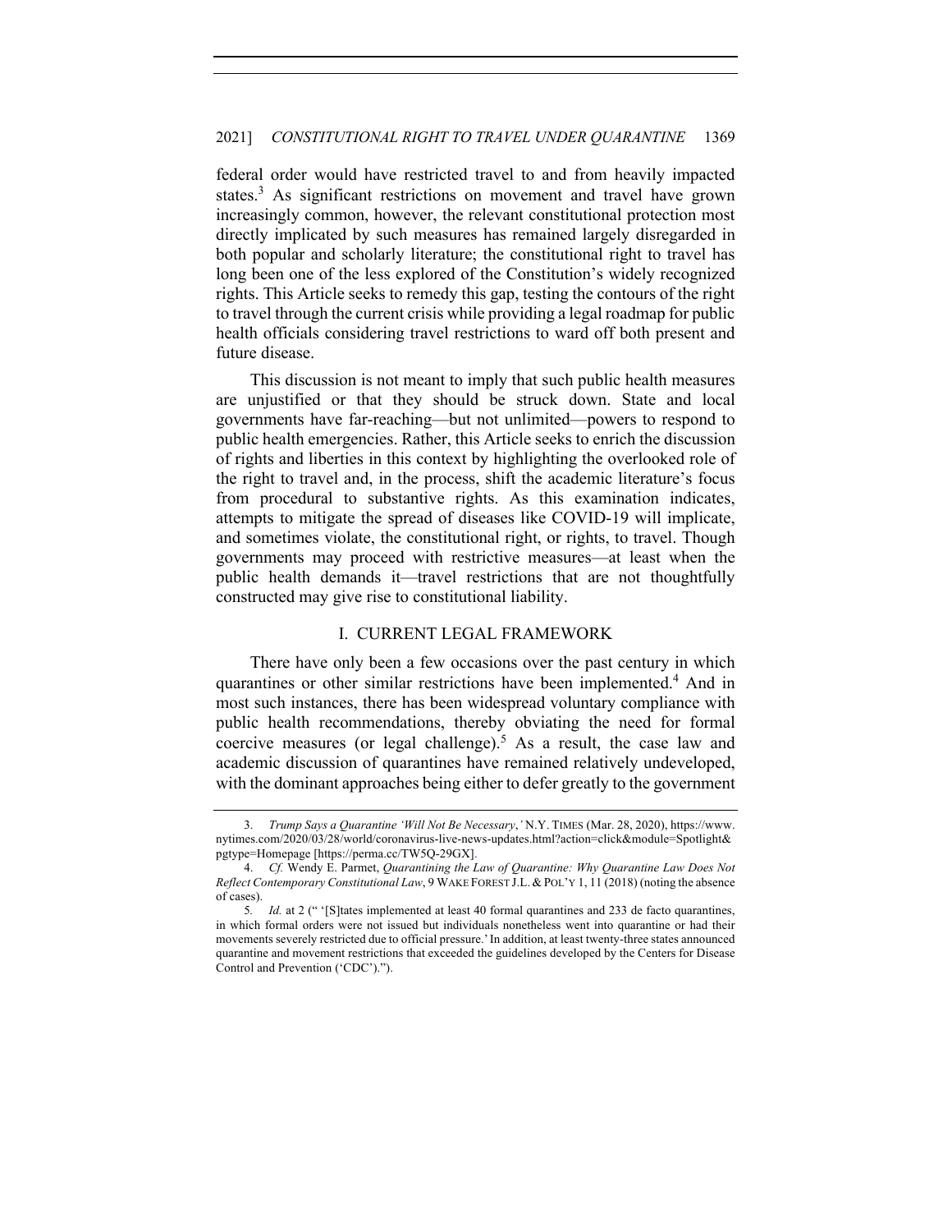federal order would have restricted travel to and from heavily impacted states.[3] As significant restrictions on movement and travel have grown increasingly common, however, the relevant constitutional protection most directly implicated by such measures has remained largely disregarded in both popular and scholarly literature; the constitutional right to travel has long been one of the less explored of the Constitution's widely recognized rights. This Article seeks to remedy this gap, testing the contours of the right to travel through the current crisis while providing a legal roadmap for public health officials considering travel restrictions to ward off both present and future disease.

This discussion is not meant to imply that such public health measures are unjustified or that they should be struck down. State and local governments have far-reaching—but not unlimited—powers to respond to public health emergencies. Rather, this Article seeks to enrich the discussion of rights and liberties in this context by highlighting the overlooked role of the right to travel and, in the process, shift the academic literature's focus from procedural to substantive rights. As this examination indicates, attempts to mitigate the spread of diseases like COVID-19 will implicate, and sometimes violate, the constitutional right, or rights, to travel. Though governments may proceed with restrictive measures—at least when the public health demands it—travel restrictions that are not thoughtfully constructed may give rise to constitutional liability.

## I. CURRENT LEGAL FRAMEWORK

There have only been a few occasions over the past century in which quarantines or other similar restrictions have been implemented.[4] And in most such instances, there has been widespread voluntary compliance with public health recommendations, thereby obviating the need for formal coercive measures (or legal challenge).[5] As a result, the case law and academic discussion of quarantines have remained relatively undeveloped, with the dominant approaches being either to defer greatly to the government

---

3. *Trump Says a Quarantine 'Will Not Be Necessary*,*'* N.Y. TIMES (Mar. 28, 2020), https://www.nytimes.com/2020/03/28/world/coronavirus-live-news-updates.html?action=click&module=Spotlight&pgtype=Homepage [https://perma.cc/TW5Q-29GX].

4. *Cf.* Wendy E. Parmet, *Quarantining the Law of Quarantine: Why Quarantine Law Does Not Reflect Contemporary Constitutional Law*, 9 WAKE FOREST J.L. & POL'Y 1, 11 (2018) (noting the absence of cases).

5. *Id.* at 2 (" '[S]tates implemented at least 40 formal quarantines and 233 de facto quarantines, in which formal orders were not issued but individuals nonetheless went into quarantine or had their movements severely restricted due to official pressure.' In addition, at least twenty-three states announced quarantine and movement restrictions that exceeded the guidelines developed by the Centers for Disease Control and Prevention ('CDC').").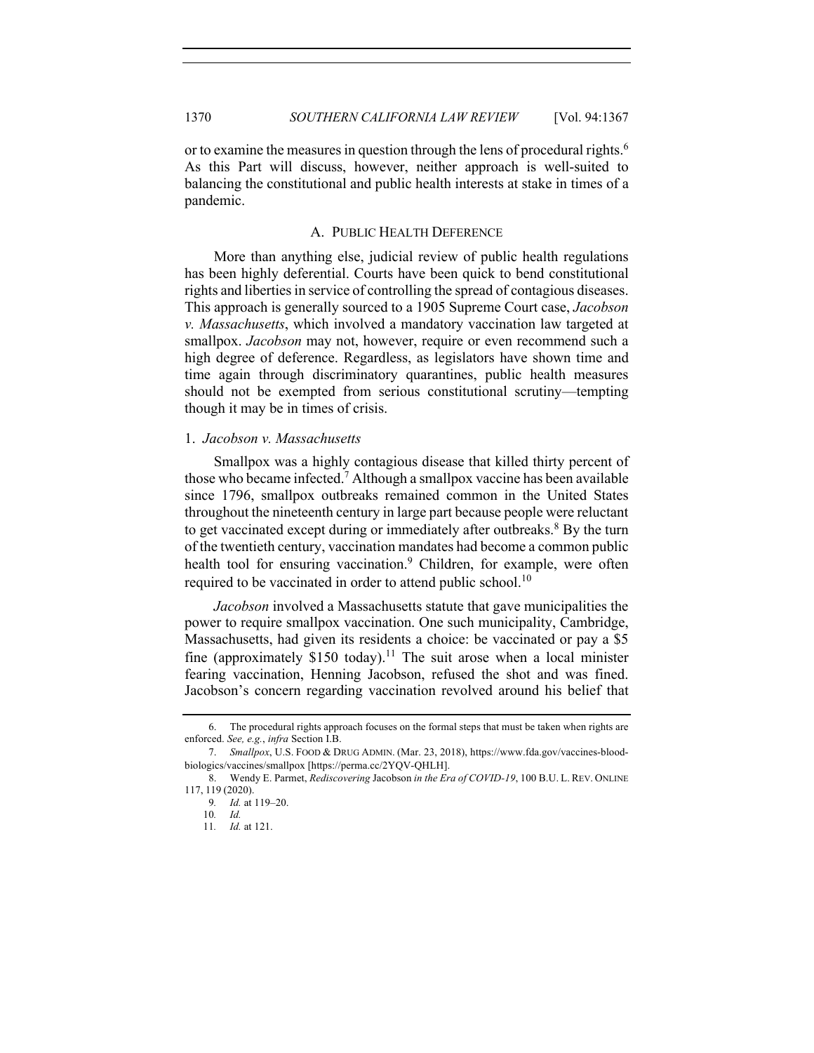or to examine the measures in question through the lens of procedural rights.[6] As this Part will discuss, however, neither approach is well-suited to balancing the constitutional and public health interests at stake in times of a pandemic.

### A. PUBLIC HEALTH DEFERENCE

More than anything else, judicial review of public health regulations has been highly deferential. Courts have been quick to bend constitutional rights and liberties in service of controlling the spread of contagious diseases. This approach is generally sourced to a 1905 Supreme Court case, *Jacobson v. Massachusetts*, which involved a mandatory vaccination law targeted at smallpox. *Jacobson* may not, however, require or even recommend such a high degree of deference. Regardless, as legislators have shown time and time again through discriminatory quarantines, public health measures should not be exempted from serious constitutional scrutiny—tempting though it may be in times of crisis.

#### 1. *Jacobson v. Massachusetts*

Smallpox was a highly contagious disease that killed thirty percent of those who became infected.[7] Although a smallpox vaccine has been available since 1796, smallpox outbreaks remained common in the United States throughout the nineteenth century in large part because people were reluctant to get vaccinated except during or immediately after outbreaks.[8] By the turn of the twentieth century, vaccination mandates had become a common public health tool for ensuring vaccination.[9] Children, for example, were often required to be vaccinated in order to attend public school.[10]

*Jacobson* involved a Massachusetts statute that gave municipalities the power to require smallpox vaccination. One such municipality, Cambridge, Massachusetts, had given its residents a choice: be vaccinated or pay a $5 fine (approximately $150 today).[11] The suit arose when a local minister fearing vaccination, Henning Jacobson, refused the shot and was fined. Jacobson's concern regarding vaccination revolved around his belief that

---

6. The procedural rights approach focuses on the formal steps that must be taken when rights are enforced. *See, e.g.*, *infra* Section I.B.

7. *Smallpox*, U.S. FOOD & DRUG ADMIN. (Mar. 23, 2018), https://www.fda.gov/vaccines-blood-biologics/vaccines/smallpox [https://perma.cc/2YQV-QHLH].

8. Wendy E. Parmet, *Rediscovering* Jacobson *in the Era of COVID-19*, 100 B.U. L. REV. ONLINE 117, 119 (2020).

9. *Id.* at 119–20.

10. *Id.*

11. *Id.* at 121.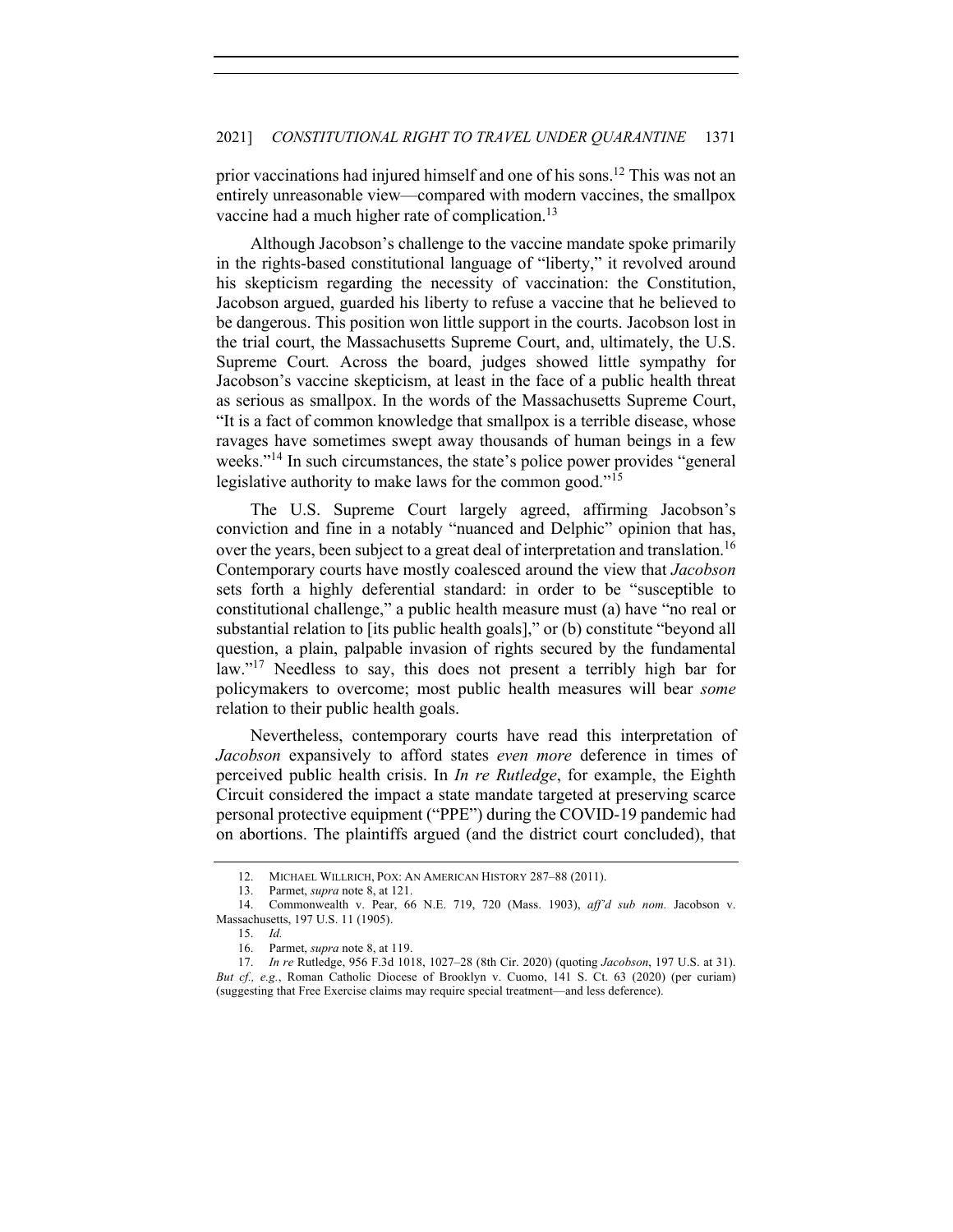prior vaccinations had injured himself and one of his sons.[12] This was not an entirely unreasonable view—compared with modern vaccines, the smallpox vaccine had a much higher rate of complication.[13]

Although Jacobson's challenge to the vaccine mandate spoke primarily in the rights-based constitutional language of "liberty," it revolved around his skepticism regarding the necessity of vaccination: the Constitution, Jacobson argued, guarded his liberty to refuse a vaccine that he believed to be dangerous. This position won little support in the courts. Jacobson lost in the trial court, the Massachusetts Supreme Court, and, ultimately, the U.S. Supreme Court. Across the board, judges showed little sympathy for Jacobson's vaccine skepticism, at least in the face of a public health threat as serious as smallpox. In the words of the Massachusetts Supreme Court, "It is a fact of common knowledge that smallpox is a terrible disease, whose ravages have sometimes swept away thousands of human beings in a few weeks."[14] In such circumstances, the state's police power provides "general legislative authority to make laws for the common good."[15]

The U.S. Supreme Court largely agreed, affirming Jacobson's conviction and fine in a notably "nuanced and Delphic" opinion that has, over the years, been subject to a great deal of interpretation and translation.[16] Contemporary courts have mostly coalesced around the view that *Jacobson* sets forth a highly deferential standard: in order to be "susceptible to constitutional challenge," a public health measure must (a) have "no real or substantial relation to [its public health goals]," or (b) constitute "beyond all question, a plain, palpable invasion of rights secured by the fundamental law."[17] Needless to say, this does not present a terribly high bar for policymakers to overcome; most public health measures will bear *some* relation to their public health goals.

Nevertheless, contemporary courts have read this interpretation of *Jacobson* expansively to afford states *even more* deference in times of perceived public health crisis. In *In re Rutledge*, for example, the Eighth Circuit considered the impact a state mandate targeted at preserving scarce personal protective equipment ("PPE") during the COVID-19 pandemic had on abortions. The plaintiffs argued (and the district court concluded), that

---

12. MICHAEL WILLRICH, POX: AN AMERICAN HISTORY 287–88 (2011).

13. Parmet, *supra* note 8, at 121.

14. Commonwealth v. Pear, 66 N.E. 719, 720 (Mass. 1903), *aff'd sub nom.* Jacobson v. Massachusetts, 197 U.S. 11 (1905).

15. *Id.*

16. Parmet, *supra* note 8, at 119.

17. *In re* Rutledge, 956 F.3d 1018, 1027–28 (8th Cir. 2020) (quoting *Jacobson*, 197 U.S. at 31). *But cf., e.g.*, Roman Catholic Diocese of Brooklyn v. Cuomo, 141 S. Ct. 63 (2020) (per curiam) (suggesting that Free Exercise claims may require special treatment—and less deference).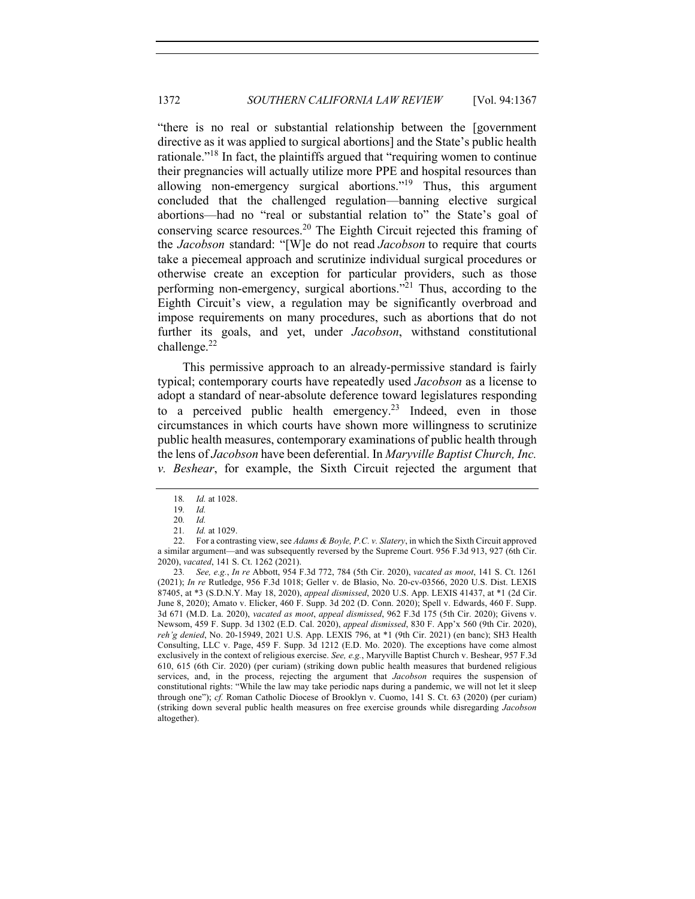"there is no real or substantial relationship between the [government directive as it was applied to surgical abortions] and the State's public health rationale."[18] In fact, the plaintiffs argued that "requiring women to continue their pregnancies will actually utilize more PPE and hospital resources than allowing non-emergency surgical abortions."[19] Thus, this argument concluded that the challenged regulation—banning elective surgical abortions—had no "real or substantial relation to" the State's goal of conserving scarce resources.[20] The Eighth Circuit rejected this framing of the *Jacobson* standard: "[W]e do not read *Jacobson* to require that courts take a piecemeal approach and scrutinize individual surgical procedures or otherwise create an exception for particular providers, such as those performing non-emergency, surgical abortions."[21] Thus, according to the Eighth Circuit's view, a regulation may be significantly overbroad and impose requirements on many procedures, such as abortions that do not further its goals, and yet, under *Jacobson*, withstand constitutional challenge.[22]

This permissive approach to an already-permissive standard is fairly typical; contemporary courts have repeatedly used *Jacobson* as a license to adopt a standard of near-absolute deference toward legislatures responding to a perceived public health emergency.[23] Indeed, even in those circumstances in which courts have shown more willingness to scrutinize public health measures, contemporary examinations of public health through the lens of *Jacobson* have been deferential. In *Maryville Baptist Church, Inc. v. Beshear*, for example, the Sixth Circuit rejected the argument that

---

18. *Id.* at 1028.

19. *Id.*

20. *Id.*

21. *Id.* at 1029.

22. For a contrasting view, see *Adams & Boyle, P.C. v. Slatery*, in which the Sixth Circuit approved a similar argument—and was subsequently reversed by the Supreme Court. 956 F.3d 913, 927 (6th Cir. 2020), *vacated*, 141 S. Ct. 1262 (2021).

23. *See, e.g.*, *In re* Abbott, 954 F.3d 772, 784 (5th Cir. 2020), *vacated as moot*, 141 S. Ct. 1261 (2021); *In re* Rutledge, 956 F.3d 1018; Geller v. de Blasio, No. 20-cv-03566, 2020 U.S. Dist. LEXIS 87405, at *3 (S.D.N.Y. May 18, 2020), *appeal dismissed*, 2020 U.S. App. LEXIS 41437, at *1 (2d Cir. June 8, 2020); Amato v. Elicker, 460 F. Supp. 3d 202 (D. Conn. 2020); Spell v. Edwards, 460 F. Supp. 3d 671 (M.D. La. 2020), *vacated as moot*, *appeal dismissed*, 962 F.3d 175 (5th Cir. 2020); Givens v. Newsom, 459 F. Supp. 3d 1302 (E.D. Cal. 2020), *appeal dismissed*, 830 F. App'x 560 (9th Cir. 2020), *reh'g denied*, No. 20-15949, 2021 U.S. App. LEXIS 796, at *1 (9th Cir. 2021) (en banc); SH3 Health Consulting, LLC v. Page, 459 F. Supp. 3d 1212 (E.D. Mo. 2020). The exceptions have come almost exclusively in the context of religious exercise. *See, e.g.*, Maryville Baptist Church v. Beshear, 957 F.3d 610, 615 (6th Cir. 2020) (per curiam) (striking down public health measures that burdened religious services, and, in the process, rejecting the argument that *Jacobson* requires the suspension of constitutional rights: "While the law may take periodic naps during a pandemic, we will not let it sleep through one"); *cf.* Roman Catholic Diocese of Brooklyn v. Cuomo, 141 S. Ct. 63 (2020) (per curiam) (striking down several public health measures on free exercise grounds while disregarding *Jacobson* altogether).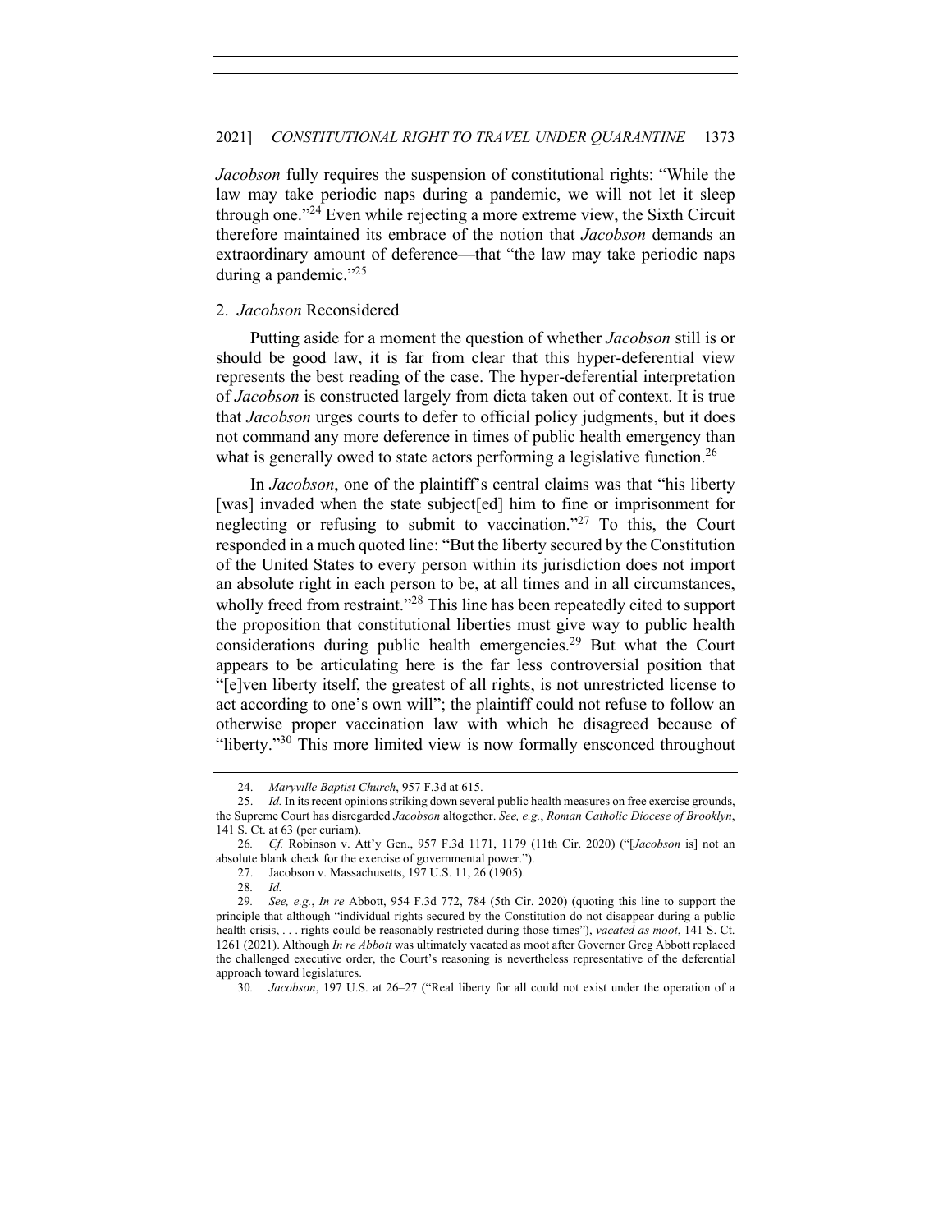*Jacobson* fully requires the suspension of constitutional rights: "While the law may take periodic naps during a pandemic, we will not let it sleep through one."[24] Even while rejecting a more extreme view, the Sixth Circuit therefore maintained its embrace of the notion that *Jacobson* demands an extraordinary amount of deference—that "the law may take periodic naps during a pandemic."[25]

### 2. *Jacobson* Reconsidered

Putting aside for a moment the question of whether *Jacobson* still is or should be good law, it is far from clear that this hyper-deferential view represents the best reading of the case. The hyper-deferential interpretation of *Jacobson* is constructed largely from dicta taken out of context. It is true that *Jacobson* urges courts to defer to official policy judgments, but it does not command any more deference in times of public health emergency than what is generally owed to state actors performing a legislative function.[26]

In *Jacobson*, one of the plaintiff's central claims was that "his liberty [was] invaded when the state subject[ed] him to fine or imprisonment for neglecting or refusing to submit to vaccination."[27] To this, the Court responded in a much quoted line: "But the liberty secured by the Constitution of the United States to every person within its jurisdiction does not import an absolute right in each person to be, at all times and in all circumstances, wholly freed from restraint."[28] This line has been repeatedly cited to support the proposition that constitutional liberties must give way to public health considerations during public health emergencies.[29] But what the Court appears to be articulating here is the far less controversial position that "[e]ven liberty itself, the greatest of all rights, is not unrestricted license to act according to one's own will"; the plaintiff could not refuse to follow an otherwise proper vaccination law with which he disagreed because of "liberty."[30] This more limited view is now formally ensconced throughout

---

24. *Maryville Baptist Church*, 957 F.3d at 615.

25. *Id.* In its recent opinions striking down several public health measures on free exercise grounds, the Supreme Court has disregarded *Jacobson* altogether. *See, e.g.*, *Roman Catholic Diocese of Brooklyn*, 141 S. Ct. at 63 (per curiam).

26. *Cf.* Robinson v. Att'y Gen., 957 F.3d 1171, 1179 (11th Cir. 2020) ("[*Jacobson* is] not an absolute blank check for the exercise of governmental power.").

27. Jacobson v. Massachusetts, 197 U.S. 11, 26 (1905).

28. *Id.*

29. *See, e.g.*, *In re* Abbott, 954 F.3d 772, 784 (5th Cir. 2020) (quoting this line to support the principle that although "individual rights secured by the Constitution do not disappear during a public health crisis, . . . rights could be reasonably restricted during those times"), *vacated as moot*, 141 S. Ct. 1261 (2021). Although *In re Abbott* was ultimately vacated as moot after Governor Greg Abbott replaced the challenged executive order, the Court's reasoning is nevertheless representative of the deferential approach toward legislatures.

30. *Jacobson*, 197 U.S. at 26–27 ("Real liberty for all could not exist under the operation of a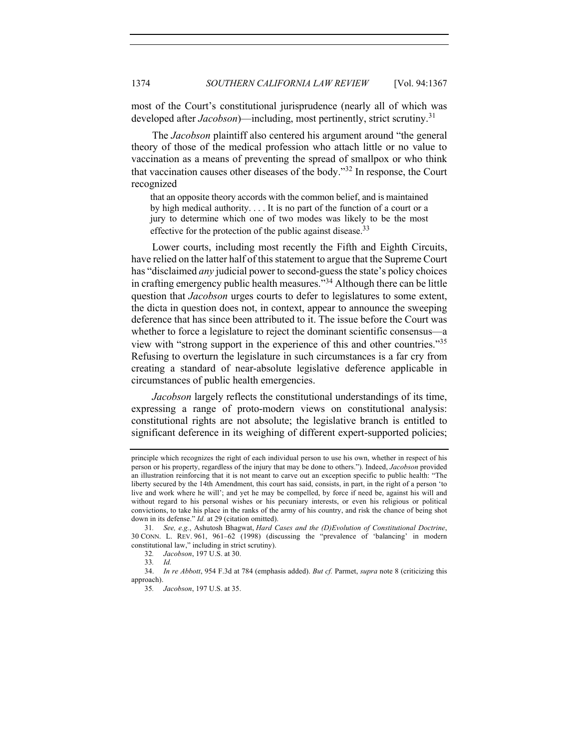most of the Court's constitutional jurisprudence (nearly all of which was developed after *Jacobson*)—including, most pertinently, strict scrutiny.[31]

The *Jacobson* plaintiff also centered his argument around "the general theory of those of the medical profession who attach little or no value to vaccination as a means of preventing the spread of smallpox or who think that vaccination causes other diseases of the body."[32] In response, the Court recognized

> that an opposite theory accords with the common belief, and is maintained by high medical authority. . . . It is no part of the function of a court or a jury to determine which one of two modes was likely to be the most effective for the protection of the public against disease.[33]

Lower courts, including most recently the Fifth and Eighth Circuits, have relied on the latter half of this statement to argue that the Supreme Court has "disclaimed *any* judicial power to second-guess the state's policy choices in crafting emergency public health measures."[34] Although there can be little question that *Jacobson* urges courts to defer to legislatures to some extent, the dicta in question does not, in context, appear to announce the sweeping deference that has since been attributed to it. The issue before the Court was whether to force a legislature to reject the dominant scientific consensus—a view with "strong support in the experience of this and other countries."[35] Refusing to overturn the legislature in such circumstances is a far cry from creating a standard of near-absolute legislative deference applicable in circumstances of public health emergencies.

*Jacobson* largely reflects the constitutional understandings of its time, expressing a range of proto-modern views on constitutional analysis: constitutional rights are not absolute; the legislative branch is entitled to significant deference in its weighing of different expert-supported policies;

---

principle which recognizes the right of each individual person to use his own, whether in respect of his person or his property, regardless of the injury that may be done to others."). Indeed, *Jacobson* provided an illustration reinforcing that it is not meant to carve out an exception specific to public health: "The liberty secured by the 14th Amendment, this court has said, consists, in part, in the right of a person 'to live and work where he will'; and yet he may be compelled, by force if need be, against his will and without regard to his personal wishes or his pecuniary interests, or even his religious or political convictions, to take his place in the ranks of the army of his country, and risk the chance of being shot down in its defense." *Id.* at 29 (citation omitted).

31. *See, e.g.*, Ashutosh Bhagwat, *Hard Cases and the (D)Evolution of Constitutional Doctrine*, 30 CONN. L. REV. 961, 961–62 (1998) (discussing the "prevalence of 'balancing' in modern constitutional law," including in strict scrutiny).

32. *Jacobson*, 197 U.S. at 30.

33. *Id.*

34. *In re Abbott*, 954 F.3d at 784 (emphasis added). *But cf.* Parmet, *supra* note 8 (criticizing this approach).

35. *Jacobson*, 197 U.S. at 35.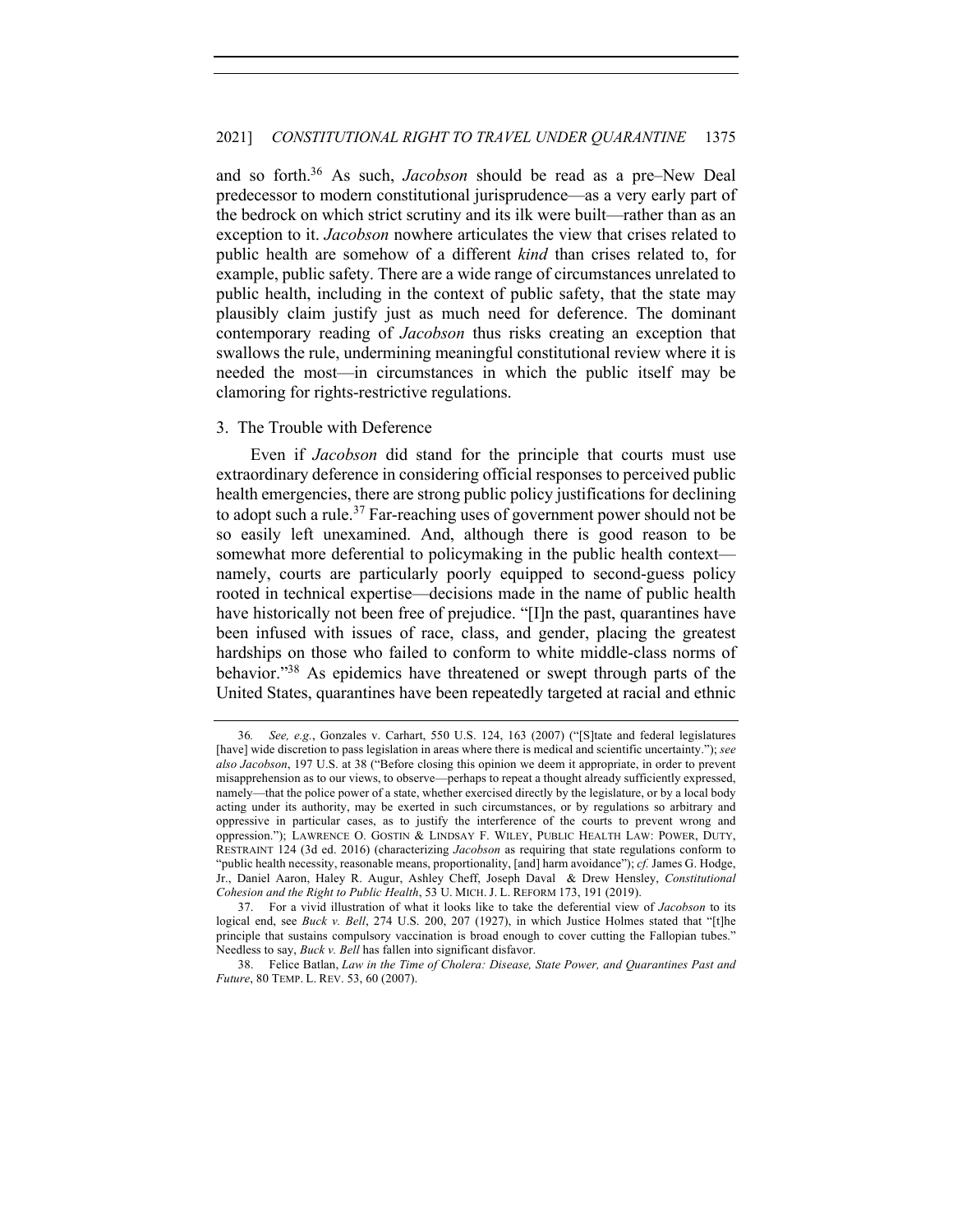and so forth.[36] As such, *Jacobson* should be read as a pre–New Deal predecessor to modern constitutional jurisprudence—as a very early part of the bedrock on which strict scrutiny and its ilk were built—rather than as an exception to it. *Jacobson* nowhere articulates the view that crises related to public health are somehow of a different *kind* than crises related to, for example, public safety. There are a wide range of circumstances unrelated to public health, including in the context of public safety, that the state may plausibly claim justify just as much need for deference. The dominant contemporary reading of *Jacobson* thus risks creating an exception that swallows the rule, undermining meaningful constitutional review where it is needed the most—in circumstances in which the public itself may be clamoring for rights-restrictive regulations.

### 3. The Trouble with Deference

Even if *Jacobson* did stand for the principle that courts must use extraordinary deference in considering official responses to perceived public health emergencies, there are strong public policy justifications for declining to adopt such a rule.[37] Far-reaching uses of government power should not be so easily left unexamined. And, although there is good reason to be somewhat more deferential to policymaking in the public health context—namely, courts are particularly poorly equipped to second-guess policy rooted in technical expertise—decisions made in the name of public health have historically not been free of prejudice. "[I]n the past, quarantines have been infused with issues of race, class, and gender, placing the greatest hardships on those who failed to conform to white middle-class norms of behavior."[38] As epidemics have threatened or swept through parts of the United States, quarantines have been repeatedly targeted at racial and ethnic

---

36. *See, e.g.*, Gonzales v. Carhart, 550 U.S. 124, 163 (2007) ("[S]tate and federal legislatures [have] wide discretion to pass legislation in areas where there is medical and scientific uncertainty."); *see also Jacobson*, 197 U.S. at 38 ("Before closing this opinion we deem it appropriate, in order to prevent misapprehension as to our views, to observe—perhaps to repeat a thought already sufficiently expressed, namely—that the police power of a state, whether exercised directly by the legislature, or by a local body acting under its authority, may be exerted in such circumstances, or by regulations so arbitrary and oppressive in particular cases, as to justify the interference of the courts to prevent wrong and oppression."); LAWRENCE O. GOSTIN & LINDSAY F. WILEY, PUBLIC HEALTH LAW: POWER, DUTY, RESTRAINT 124 (3d ed. 2016) (characterizing *Jacobson* as requiring that state regulations conform to "public health necessity, reasonable means, proportionality, [and] harm avoidance"); *cf.* James G. Hodge, Jr., Daniel Aaron, Haley R. Augur, Ashley Cheff, Joseph Daval & Drew Hensley, *Constitutional Cohesion and the Right to Public Health*, 53 U. MICH. J. L. REFORM 173, 191 (2019).

37. For a vivid illustration of what it looks like to take the deferential view of *Jacobson* to its logical end, see *Buck v. Bell*, 274 U.S. 200, 207 (1927), in which Justice Holmes stated that "[t]he principle that sustains compulsory vaccination is broad enough to cover cutting the Fallopian tubes." Needless to say, *Buck v. Bell* has fallen into significant disfavor.

38. Felice Batlan, *Law in the Time of Cholera: Disease, State Power, and Quarantines Past and Future*, 80 TEMP. L. REV. 53, 60 (2007).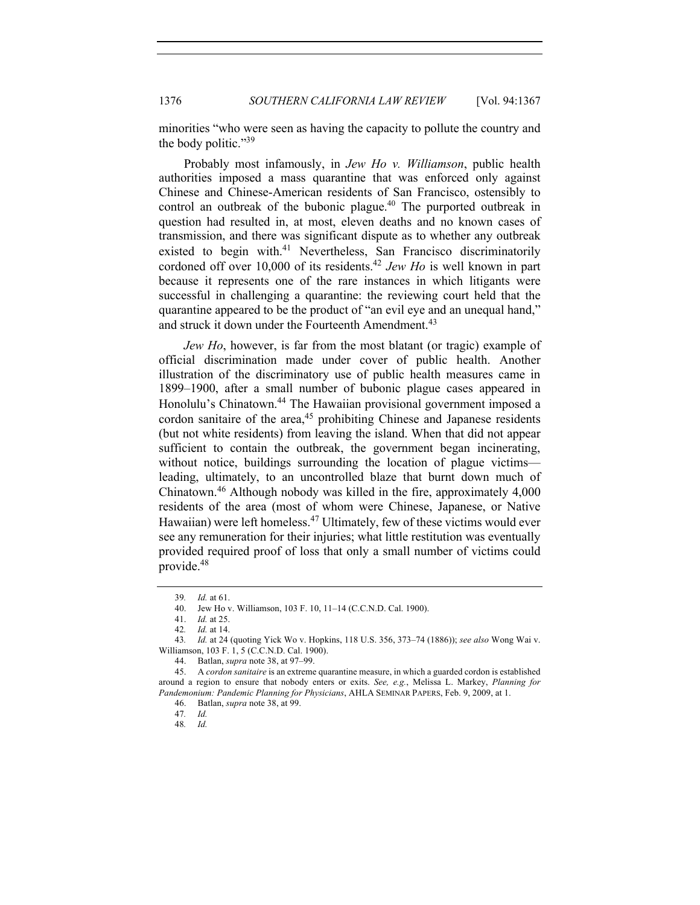minorities "who were seen as having the capacity to pollute the country and the body politic."[39]

Probably most infamously, in *Jew Ho v. Williamson*, public health authorities imposed a mass quarantine that was enforced only against Chinese and Chinese-American residents of San Francisco, ostensibly to control an outbreak of the bubonic plague.[40] The purported outbreak in question had resulted in, at most, eleven deaths and no known cases of transmission, and there was significant dispute as to whether any outbreak existed to begin with.[41] Nevertheless, San Francisco discriminatorily cordoned off over 10,000 of its residents.[42] *Jew Ho* is well known in part because it represents one of the rare instances in which litigants were successful in challenging a quarantine: the reviewing court held that the quarantine appeared to be the product of "an evil eye and an unequal hand," and struck it down under the Fourteenth Amendment.[43]

*Jew Ho*, however, is far from the most blatant (or tragic) example of official discrimination made under cover of public health. Another illustration of the discriminatory use of public health measures came in 1899–1900, after a small number of bubonic plague cases appeared in Honolulu's Chinatown.[44] The Hawaiian provisional government imposed a cordon sanitaire of the area,[45] prohibiting Chinese and Japanese residents (but not white residents) from leaving the island. When that did not appear sufficient to contain the outbreak, the government began incinerating, without notice, buildings surrounding the location of plague victims—leading, ultimately, to an uncontrolled blaze that burnt down much of Chinatown.[46] Although nobody was killed in the fire, approximately 4,000 residents of the area (most of whom were Chinese, Japanese, or Native Hawaiian) were left homeless.[47] Ultimately, few of these victims would ever see any remuneration for their injuries; what little restitution was eventually provided required proof of loss that only a small number of victims could provide.[48]

---

39. *Id.* at 61.

40. Jew Ho v. Williamson, 103 F. 10, 11–14 (C.C.N.D. Cal. 1900).

41. *Id.* at 25.

42. *Id.* at 14.

43. *Id.* at 24 (quoting Yick Wo v. Hopkins, 118 U.S. 356, 373–74 (1886)); *see also* Wong Wai v. Williamson, 103 F. 1, 5 (C.C.N.D. Cal. 1900).

44. Batlan, *supra* note 38, at 97–99.

45. A *cordon sanitaire* is an extreme quarantine measure, in which a guarded cordon is established around a region to ensure that nobody enters or exits. *See, e.g.*, Melissa L. Markey, *Planning for Pandemonium: Pandemic Planning for Physicians*, AHLA SEMINAR PAPERS, Feb. 9, 2009, at 1.

46. Batlan, *supra* note 38, at 99.

47. *Id.*

48. *Id.*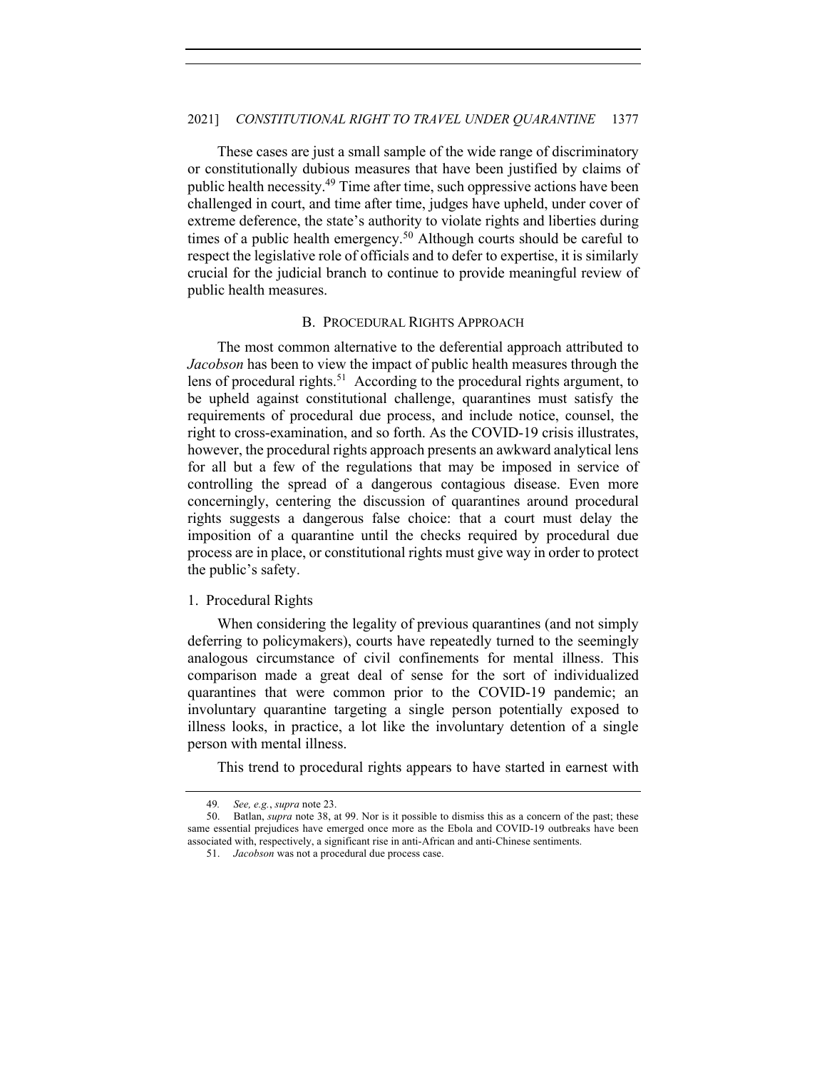These cases are just a small sample of the wide range of discriminatory or constitutionally dubious measures that have been justified by claims of public health necessity.[49] Time after time, such oppressive actions have been challenged in court, and time after time, judges have upheld, under cover of extreme deference, the state's authority to violate rights and liberties during times of a public health emergency.[50] Although courts should be careful to respect the legislative role of officials and to defer to expertise, it is similarly crucial for the judicial branch to continue to provide meaningful review of public health measures.

### B. Procedural Rights Approach

The most common alternative to the deferential approach attributed to *Jacobson* has been to view the impact of public health measures through the lens of procedural rights.[51] According to the procedural rights argument, to be upheld against constitutional challenge, quarantines must satisfy the requirements of procedural due process, and include notice, counsel, the right to cross-examination, and so forth. As the COVID-19 crisis illustrates, however, the procedural rights approach presents an awkward analytical lens for all but a few of the regulations that may be imposed in service of controlling the spread of a dangerous contagious disease. Even more concerningly, centering the discussion of quarantines around procedural rights suggests a dangerous false choice: that a court must delay the imposition of a quarantine until the checks required by procedural due process are in place, or constitutional rights must give way in order to protect the public's safety.

#### 1. Procedural Rights

When considering the legality of previous quarantines (and not simply deferring to policymakers), courts have repeatedly turned to the seemingly analogous circumstance of civil confinements for mental illness. This comparison made a great deal of sense for the sort of individualized quarantines that were common prior to the COVID-19 pandemic; an involuntary quarantine targeting a single person potentially exposed to illness looks, in practice, a lot like the involuntary detention of a single person with mental illness.

This trend to procedural rights appears to have started in earnest with

---

49. *See, e.g.*, *supra* note 23.

50. Batlan, *supra* note 38, at 99. Nor is it possible to dismiss this as a concern of the past; these same essential prejudices have emerged once more as the Ebola and COVID-19 outbreaks have been associated with, respectively, a significant rise in anti-African and anti-Chinese sentiments.

51. *Jacobson* was not a procedural due process case.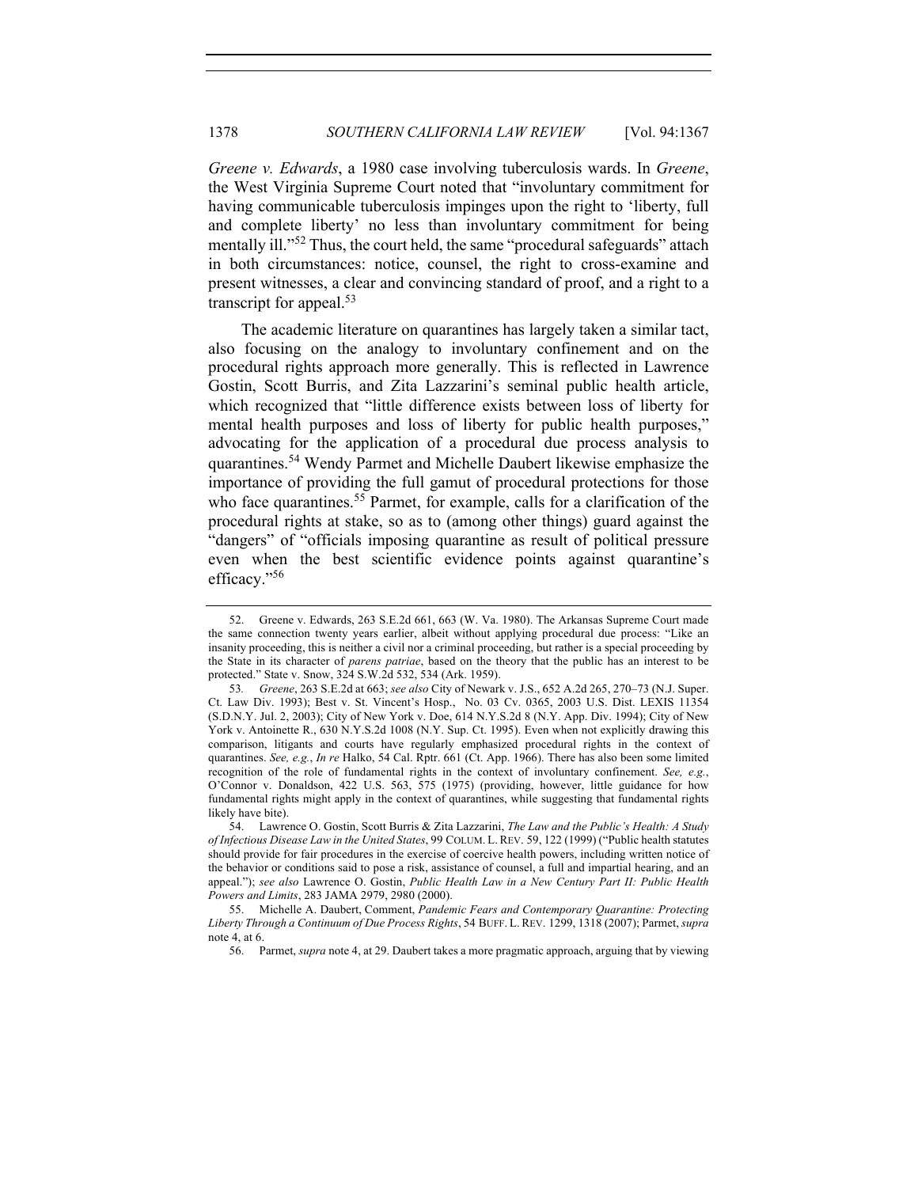*Greene v. Edwards*, a 1980 case involving tuberculosis wards. In *Greene*, the West Virginia Supreme Court noted that "involuntary commitment for having communicable tuberculosis impinges upon the right to 'liberty, full and complete liberty' no less than involuntary commitment for being mentally ill."[52] Thus, the court held, the same "procedural safeguards" attach in both circumstances: notice, counsel, the right to cross-examine and present witnesses, a clear and convincing standard of proof, and a right to a transcript for appeal.[53]

The academic literature on quarantines has largely taken a similar tact, also focusing on the analogy to involuntary confinement and on the procedural rights approach more generally. This is reflected in Lawrence Gostin, Scott Burris, and Zita Lazzarini's seminal public health article, which recognized that "little difference exists between loss of liberty for mental health purposes and loss of liberty for public health purposes," advocating for the application of a procedural due process analysis to quarantines.[54] Wendy Parmet and Michelle Daubert likewise emphasize the importance of providing the full gamut of procedural protections for those who face quarantines.[55] Parmet, for example, calls for a clarification of the procedural rights at stake, so as to (among other things) guard against the "dangers" of "officials imposing quarantine as result of political pressure even when the best scientific evidence points against quarantine's efficacy."[56]

---

52. Greene v. Edwards, 263 S.E.2d 661, 663 (W. Va. 1980). The Arkansas Supreme Court made the same connection twenty years earlier, albeit without applying procedural due process: "Like an insanity proceeding, this is neither a civil nor a criminal proceeding, but rather is a special proceeding by the State in its character of *parens patriae*, based on the theory that the public has an interest to be protected." State v. Snow, 324 S.W.2d 532, 534 (Ark. 1959).

53. *Greene*, 263 S.E.2d at 663; *see also* City of Newark v. J.S., 652 A.2d 265, 270–73 (N.J. Super. Ct. Law Div. 1993); Best v. St. Vincent's Hosp., No. 03 Cv. 0365, 2003 U.S. Dist. LEXIS 11354 (S.D.N.Y. Jul. 2, 2003); City of New York v. Doe, 614 N.Y.S.2d 8 (N.Y. App. Div. 1994); City of New York v. Antoinette R., 630 N.Y.S.2d 1008 (N.Y. Sup. Ct. 1995). Even when not explicitly drawing this comparison, litigants and courts have regularly emphasized procedural rights in the context of quarantines. *See, e.g.*, *In re* Halko, 54 Cal. Rptr. 661 (Ct. App. 1966). There has also been some limited recognition of the role of fundamental rights in the context of involuntary confinement. *See, e.g.*, O'Connor v. Donaldson, 422 U.S. 563, 575 (1975) (providing, however, little guidance for how fundamental rights might apply in the context of quarantines, while suggesting that fundamental rights likely have bite).

54. Lawrence O. Gostin, Scott Burris & Zita Lazzarini, *The Law and the Public's Health: A Study of Infectious Disease Law in the United States*, 99 COLUM. L. REV. 59, 122 (1999) ("Public health statutes should provide for fair procedures in the exercise of coercive health powers, including written notice of the behavior or conditions said to pose a risk, assistance of counsel, a full and impartial hearing, and an appeal."); *see also* Lawrence O. Gostin, *Public Health Law in a New Century Part II: Public Health Powers and Limits*, 283 JAMA 2979, 2980 (2000).

55. Michelle A. Daubert, Comment, *Pandemic Fears and Contemporary Quarantine: Protecting Liberty Through a Continuum of Due Process Rights*, 54 BUFF. L. REV. 1299, 1318 (2007); Parmet, *supra* note 4, at 6.

56. Parmet, *supra* note 4, at 29. Daubert takes a more pragmatic approach, arguing that by viewing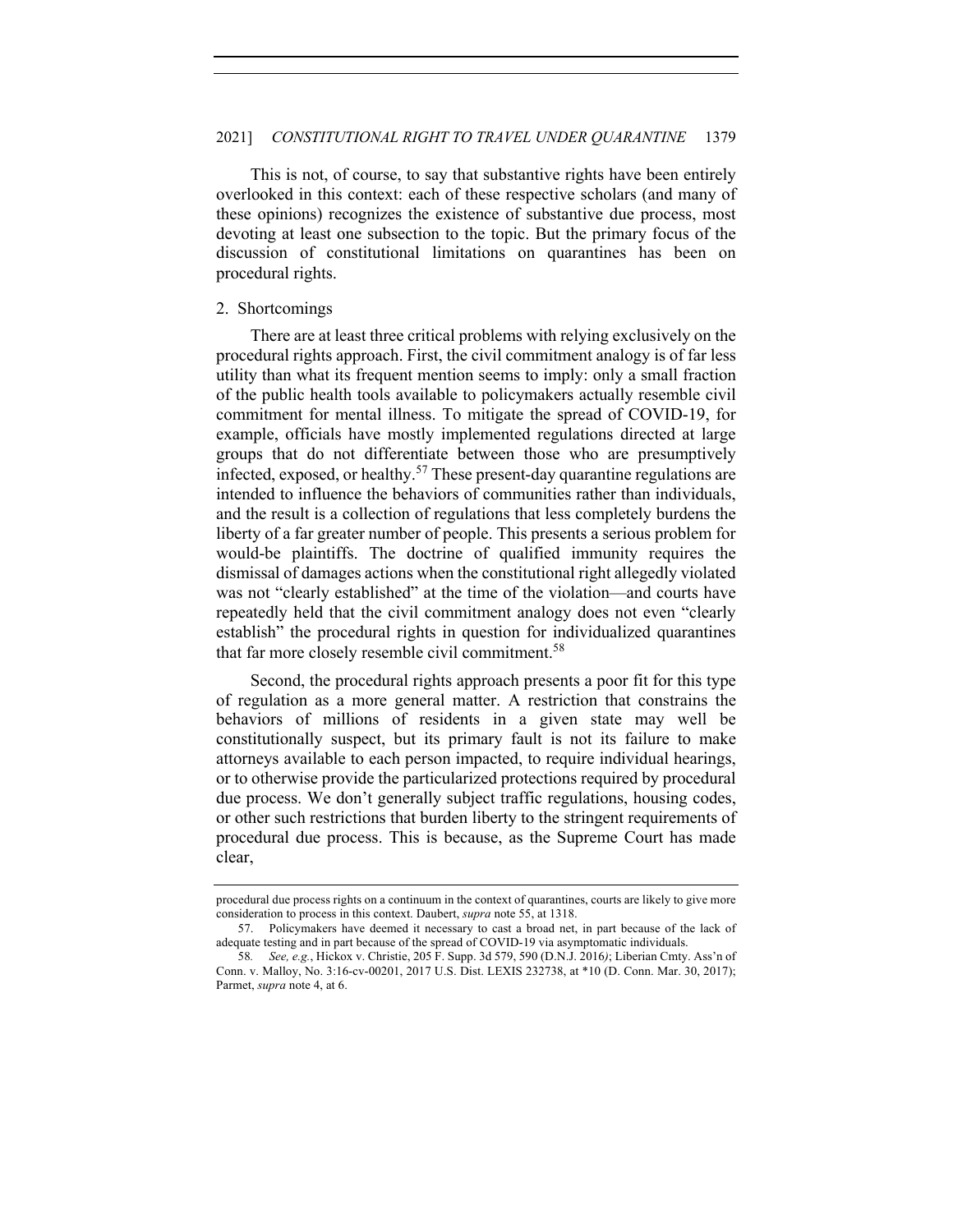This is not, of course, to say that substantive rights have been entirely overlooked in this context: each of these respective scholars (and many of these opinions) recognizes the existence of substantive due process, most devoting at least one subsection to the topic. But the primary focus of the discussion of constitutional limitations on quarantines has been on procedural rights.

### 2. Shortcomings

There are at least three critical problems with relying exclusively on the procedural rights approach. First, the civil commitment analogy is of far less utility than what its frequent mention seems to imply: only a small fraction of the public health tools available to policymakers actually resemble civil commitment for mental illness. To mitigate the spread of COVID-19, for example, officials have mostly implemented regulations directed at large groups that do not differentiate between those who are presumptively infected, exposed, or healthy.[57] These present-day quarantine regulations are intended to influence the behaviors of communities rather than individuals, and the result is a collection of regulations that less completely burdens the liberty of a far greater number of people. This presents a serious problem for would-be plaintiffs. The doctrine of qualified immunity requires the dismissal of damages actions when the constitutional right allegedly violated was not "clearly established" at the time of the violation—and courts have repeatedly held that the civil commitment analogy does not even "clearly establish" the procedural rights in question for individualized quarantines that far more closely resemble civil commitment.[58]

Second, the procedural rights approach presents a poor fit for this type of regulation as a more general matter. A restriction that constrains the behaviors of millions of residents in a given state may well be constitutionally suspect, but its primary fault is not its failure to make attorneys available to each person impacted, to require individual hearings, or to otherwise provide the particularized protections required by procedural due process. We don't generally subject traffic regulations, housing codes, or other such restrictions that burden liberty to the stringent requirements of procedural due process. This is because, as the Supreme Court has made clear,

---

procedural due process rights on a continuum in the context of quarantines, courts are likely to give more consideration to process in this context. Daubert, *supra* note 55, at 1318.

57. Policymakers have deemed it necessary to cast a broad net, in part because of the lack of adequate testing and in part because of the spread of COVID-19 via asymptomatic individuals.

58. *See, e.g.*, Hickox v. Christie, 205 F. Supp. 3d 579, 590 (D.N.J. 2016); Liberian Cmty. Ass'n of Conn. v. Malloy, No. 3:16-cv-00201, 2017 U.S. Dist. LEXIS 232738, at *10 (D. Conn. Mar. 30, 2017); Parmet, *supra* note 4, at 6.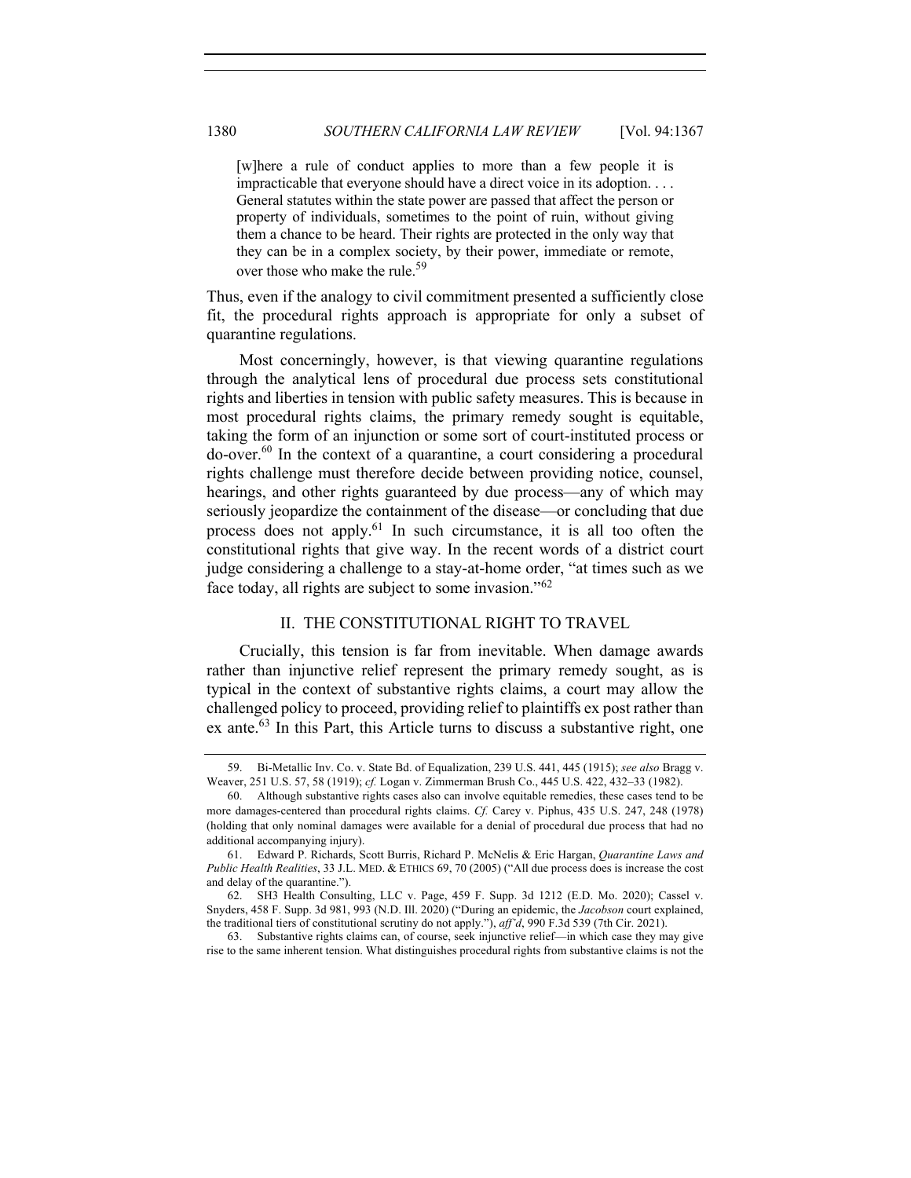> [w]here a rule of conduct applies to more than a few people it is impracticable that everyone should have a direct voice in its adoption. . . . General statutes within the state power are passed that affect the person or property of individuals, sometimes to the point of ruin, without giving them a chance to be heard. Their rights are protected in the only way that they can be in a complex society, by their power, immediate or remote, over those who make the rule.[59]

Thus, even if the analogy to civil commitment presented a sufficiently close fit, the procedural rights approach is appropriate for only a subset of quarantine regulations.

Most concerningly, however, is that viewing quarantine regulations through the analytical lens of procedural due process sets constitutional rights and liberties in tension with public safety measures. This is because in most procedural rights claims, the primary remedy sought is equitable, taking the form of an injunction or some sort of court-instituted process or do-over.[60] In the context of a quarantine, a court considering a procedural rights challenge must therefore decide between providing notice, counsel, hearings, and other rights guaranteed by due process—any of which may seriously jeopardize the containment of the disease—or concluding that due process does not apply.[61] In such circumstance, it is all too often the constitutional rights that give way. In the recent words of a district court judge considering a challenge to a stay-at-home order, "at times such as we face today, all rights are subject to some invasion."[62]

## II. THE CONSTITUTIONAL RIGHT TO TRAVEL

Crucially, this tension is far from inevitable. When damage awards rather than injunctive relief represent the primary remedy sought, as is typical in the context of substantive rights claims, a court may allow the challenged policy to proceed, providing relief to plaintiffs ex post rather than ex ante.[63] In this Part, this Article turns to discuss a substantive right, one

---

59. Bi-Metallic Inv. Co. v. State Bd. of Equalization, 239 U.S. 441, 445 (1915); *see also* Bragg v. Weaver, 251 U.S. 57, 58 (1919); *cf.* Logan v. Zimmerman Brush Co., 445 U.S. 422, 432–33 (1982).

60. Although substantive rights cases also can involve equitable remedies, these cases tend to be more damages-centered than procedural rights claims. *Cf.* Carey v. Piphus, 435 U.S. 247, 248 (1978) (holding that only nominal damages were available for a denial of procedural due process that had no additional accompanying injury).

61. Edward P. Richards, Scott Burris, Richard P. McNelis & Eric Hargan, *Quarantine Laws and Public Health Realities*, 33 J.L. MED. & ETHICS 69, 70 (2005) ("All due process does is increase the cost and delay of the quarantine.").

62. SH3 Health Consulting, LLC v. Page, 459 F. Supp. 3d 1212 (E.D. Mo. 2020); Cassel v. Snyders, 458 F. Supp. 3d 981, 993 (N.D. Ill. 2020) ("During an epidemic, the *Jacobson* court explained, the traditional tiers of constitutional scrutiny do not apply."), *aff'd*, 990 F.3d 539 (7th Cir. 2021).

63. Substantive rights claims can, of course, seek injunctive relief—in which case they may give rise to the same inherent tension. What distinguishes procedural rights from substantive claims is not the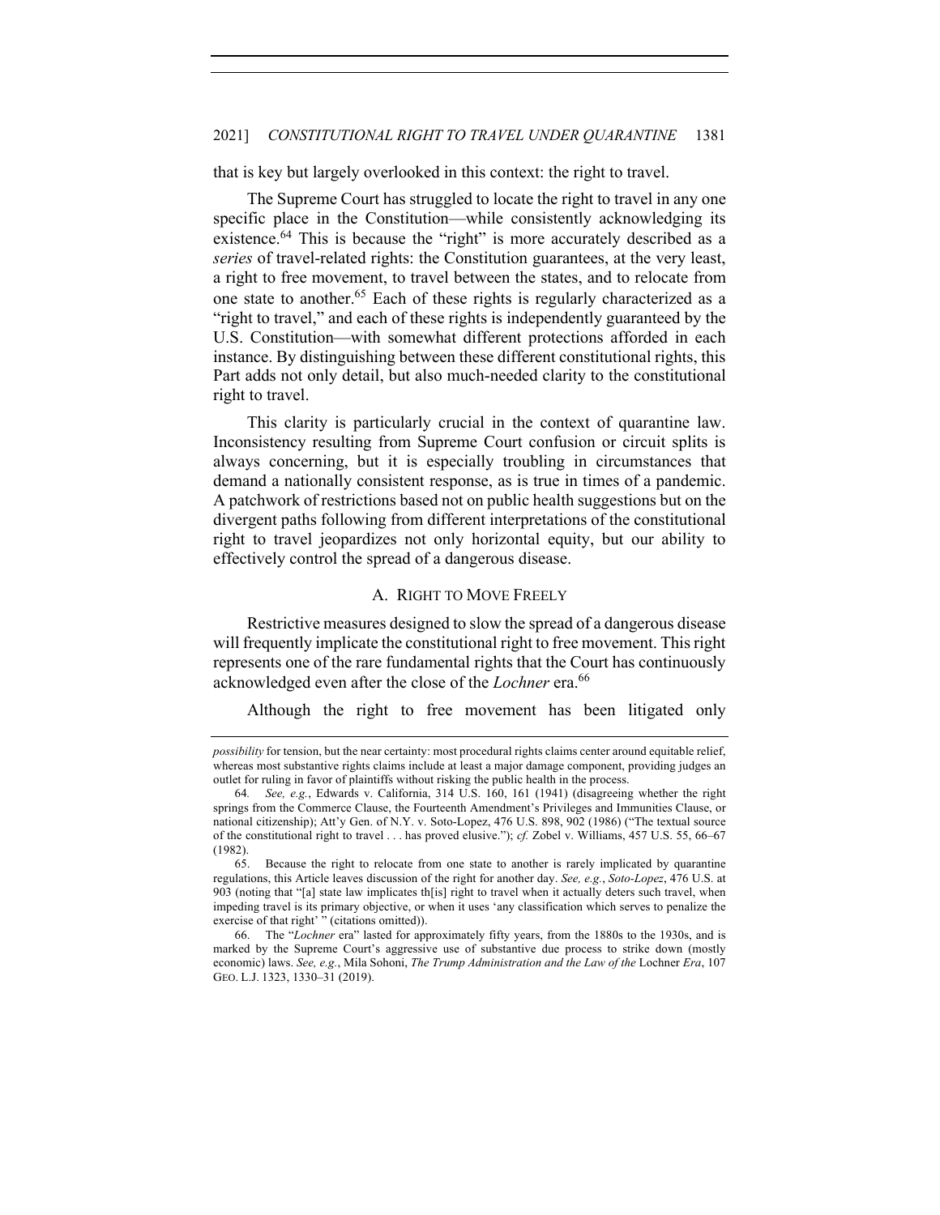that is key but largely overlooked in this context: the right to travel.

The Supreme Court has struggled to locate the right to travel in any one specific place in the Constitution—while consistently acknowledging its existence.[64] This is because the "right" is more accurately described as a *series* of travel-related rights: the Constitution guarantees, at the very least, a right to free movement, to travel between the states, and to relocate from one state to another.[65] Each of these rights is regularly characterized as a "right to travel," and each of these rights is independently guaranteed by the U.S. Constitution—with somewhat different protections afforded in each instance. By distinguishing between these different constitutional rights, this Part adds not only detail, but also much-needed clarity to the constitutional right to travel.

This clarity is particularly crucial in the context of quarantine law. Inconsistency resulting from Supreme Court confusion or circuit splits is always concerning, but it is especially troubling in circumstances that demand a nationally consistent response, as is true in times of a pandemic. A patchwork of restrictions based not on public health suggestions but on the divergent paths following from different interpretations of the constitutional right to travel jeopardizes not only horizontal equity, but our ability to effectively control the spread of a dangerous disease.

### A. Right to Move Freely

Restrictive measures designed to slow the spread of a dangerous disease will frequently implicate the constitutional right to free movement. This right represents one of the rare fundamental rights that the Court has continuously acknowledged even after the close of the *Lochner* era.[66]

Although the right to free movement has been litigated only

---

*possibility* for tension, but the near certainty: most procedural rights claims center around equitable relief, whereas most substantive rights claims include at least a major damage component, providing judges an outlet for ruling in favor of plaintiffs without risking the public health in the process.

64. *See, e.g.*, Edwards v. California, 314 U.S. 160, 161 (1941) (disagreeing whether the right springs from the Commerce Clause, the Fourteenth Amendment's Privileges and Immunities Clause, or national citizenship); Att'y Gen. of N.Y. v. Soto-Lopez, 476 U.S. 898, 902 (1986) ("The textual source of the constitutional right to travel . . . has proved elusive."); *cf.* Zobel v. Williams, 457 U.S. 55, 66–67 (1982).

65. Because the right to relocate from one state to another is rarely implicated by quarantine regulations, this Article leaves discussion of the right for another day. *See, e.g.*, *Soto-Lopez*, 476 U.S. at 903 (noting that "[a] state law implicates th[is] right to travel when it actually deters such travel, when impeding travel is its primary objective, or when it uses 'any classification which serves to penalize the exercise of that right' " (citations omitted)).

66. The "*Lochner* era" lasted for approximately fifty years, from the 1880s to the 1930s, and is marked by the Supreme Court's aggressive use of substantive due process to strike down (mostly economic) laws. *See, e.g.*, Mila Sohoni, *The Trump Administration and the Law of the* Lochner *Era*, 107 GEO. L.J. 1323, 1330–31 (2019).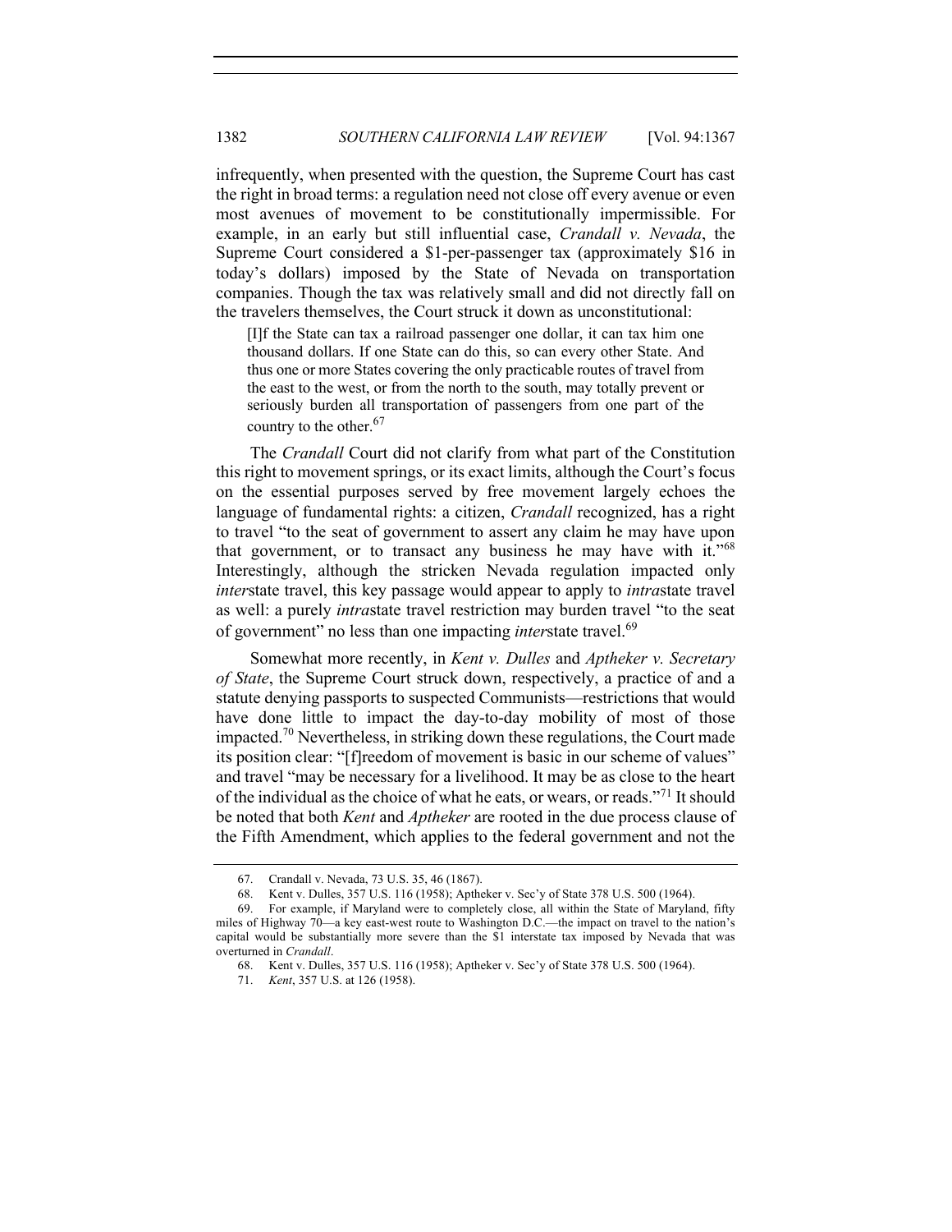infrequently, when presented with the question, the Supreme Court has cast the right in broad terms: a regulation need not close off every avenue or even most avenues of movement to be constitutionally impermissible. For example, in an early but still influential case, *Crandall v. Nevada*, the Supreme Court considered a $1-per-passenger tax (approximately $16 in today's dollars) imposed by the State of Nevada on transportation companies. Though the tax was relatively small and did not directly fall on the travelers themselves, the Court struck it down as unconstitutional:

> [I]f the State can tax a railroad passenger one dollar, it can tax him one thousand dollars. If one State can do this, so can every other State. And thus one or more States covering the only practicable routes of travel from the east to the west, or from the north to the south, may totally prevent or seriously burden all transportation of passengers from one part of the country to the other.[67]

The *Crandall* Court did not clarify from what part of the Constitution this right to movement springs, or its exact limits, although the Court's focus on the essential purposes served by free movement largely echoes the language of fundamental rights: a citizen, *Crandall* recognized, has a right to travel "to the seat of government to assert any claim he may have upon that government, or to transact any business he may have with it."[68] Interestingly, although the stricken Nevada regulation impacted only *inter*state travel, this key passage would appear to apply to *intra*state travel as well: a purely *intra*state travel restriction may burden travel "to the seat of government" no less than one impacting *inter*state travel.[69]

Somewhat more recently, in *Kent v. Dulles* and *Aptheker v. Secretary of State*, the Supreme Court struck down, respectively, a practice of and a statute denying passports to suspected Communists—restrictions that would have done little to impact the day-to-day mobility of most of those impacted.[70] Nevertheless, in striking down these regulations, the Court made its position clear: "[f]reedom of movement is basic in our scheme of values" and travel "may be necessary for a livelihood. It may be as close to the heart of the individual as the choice of what he eats, or wears, or reads."[71] It should be noted that both *Kent* and *Aptheker* are rooted in the due process clause of the Fifth Amendment, which applies to the federal government and not the

---

67. Crandall v. Nevada, 73 U.S. 35, 46 (1867).

68. Kent v. Dulles, 357 U.S. 116 (1958); Aptheker v. Sec'y of State 378 U.S. 500 (1964).

69. For example, if Maryland were to completely close, all within the State of Maryland, fifty miles of Highway 70—a key east-west route to Washington D.C.—the impact on travel to the nation's capital would be substantially more severe than the $1 interstate tax imposed by Nevada that was overturned in *Crandall*.

68. Kent v. Dulles, 357 U.S. 116 (1958); Aptheker v. Sec'y of State 378 U.S. 500 (1964).

71. *Kent*, 357 U.S. at 126 (1958).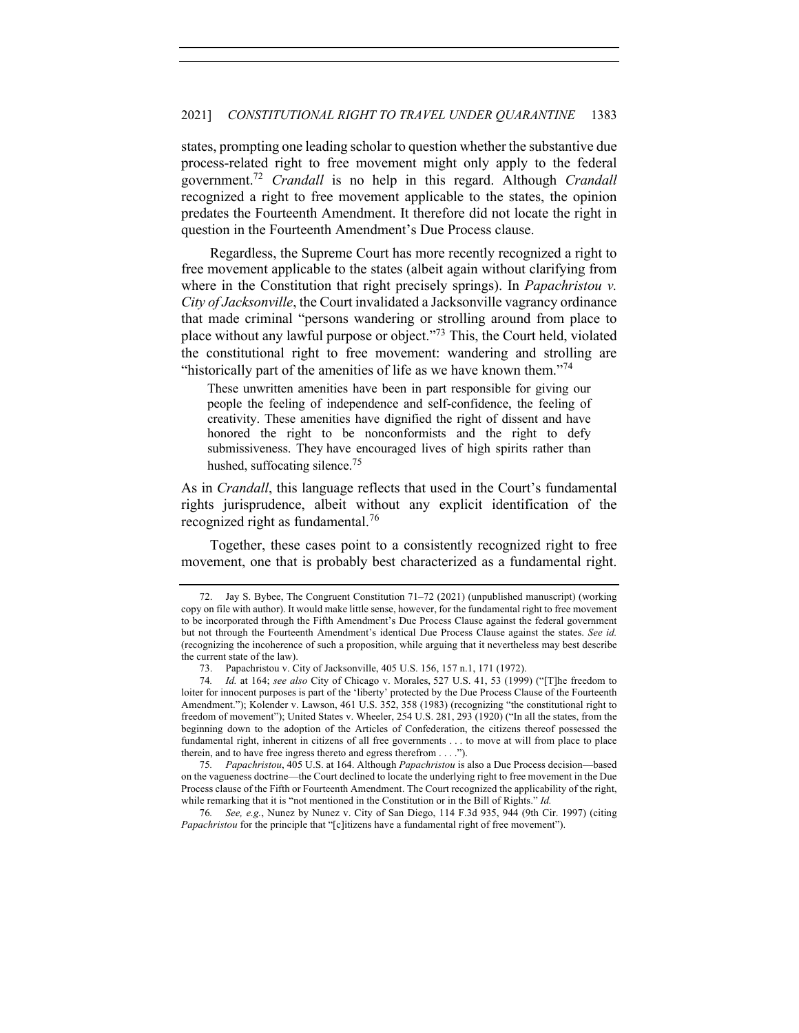states, prompting one leading scholar to question whether the substantive due process-related right to free movement might only apply to the federal government.[72] *Crandall* is no help in this regard. Although *Crandall* recognized a right to free movement applicable to the states, the opinion predates the Fourteenth Amendment. It therefore did not locate the right in question in the Fourteenth Amendment's Due Process clause.

Regardless, the Supreme Court has more recently recognized a right to free movement applicable to the states (albeit again without clarifying from where in the Constitution that right precisely springs). In *Papachristou v. City of Jacksonville*, the Court invalidated a Jacksonville vagrancy ordinance that made criminal "persons wandering or strolling around from place to place without any lawful purpose or object."[73] This, the Court held, violated the constitutional right to free movement: wandering and strolling are "historically part of the amenities of life as we have known them."[74]

> These unwritten amenities have been in part responsible for giving our people the feeling of independence and self-confidence, the feeling of creativity. These amenities have dignified the right of dissent and have honored the right to be nonconformists and the right to defy submissiveness. They have encouraged lives of high spirits rather than hushed, suffocating silence.[75]

As in *Crandall*, this language reflects that used in the Court's fundamental rights jurisprudence, albeit without any explicit identification of the recognized right as fundamental.[76]

Together, these cases point to a consistently recognized right to free movement, one that is probably best characterized as a fundamental right.

---

72. Jay S. Bybee, The Congruent Constitution 71–72 (2021) (unpublished manuscript) (working copy on file with author). It would make little sense, however, for the fundamental right to free movement to be incorporated through the Fifth Amendment's Due Process Clause against the federal government but not through the Fourteenth Amendment's identical Due Process Clause against the states. *See id.* (recognizing the incoherence of such a proposition, while arguing that it nevertheless may best describe the current state of the law).

73. Papachristou v. City of Jacksonville, 405 U.S. 156, 157 n.1, 171 (1972).

74. *Id.* at 164; *see also* City of Chicago v. Morales, 527 U.S. 41, 53 (1999) ("[T]he freedom to loiter for innocent purposes is part of the 'liberty' protected by the Due Process Clause of the Fourteenth Amendment."); Kolender v. Lawson, 461 U.S. 352, 358 (1983) (recognizing "the constitutional right to freedom of movement"); United States v. Wheeler, 254 U.S. 281, 293 (1920) ("In all the states, from the beginning down to the adoption of the Articles of Confederation, the citizens thereof possessed the fundamental right, inherent in citizens of all free governments . . . to move at will from place to place therein, and to have free ingress thereto and egress therefrom . . . .").

75. *Papachristou*, 405 U.S. at 164. Although *Papachristou* is also a Due Process decision—based on the vagueness doctrine—the Court declined to locate the underlying right to free movement in the Due Process clause of the Fifth or Fourteenth Amendment. The Court recognized the applicability of the right, while remarking that it is "not mentioned in the Constitution or in the Bill of Rights." *Id.*

76. *See, e.g.*, Nunez by Nunez v. City of San Diego, 114 F.3d 935, 944 (9th Cir. 1997) (citing *Papachristou* for the principle that "[c]itizens have a fundamental right of free movement").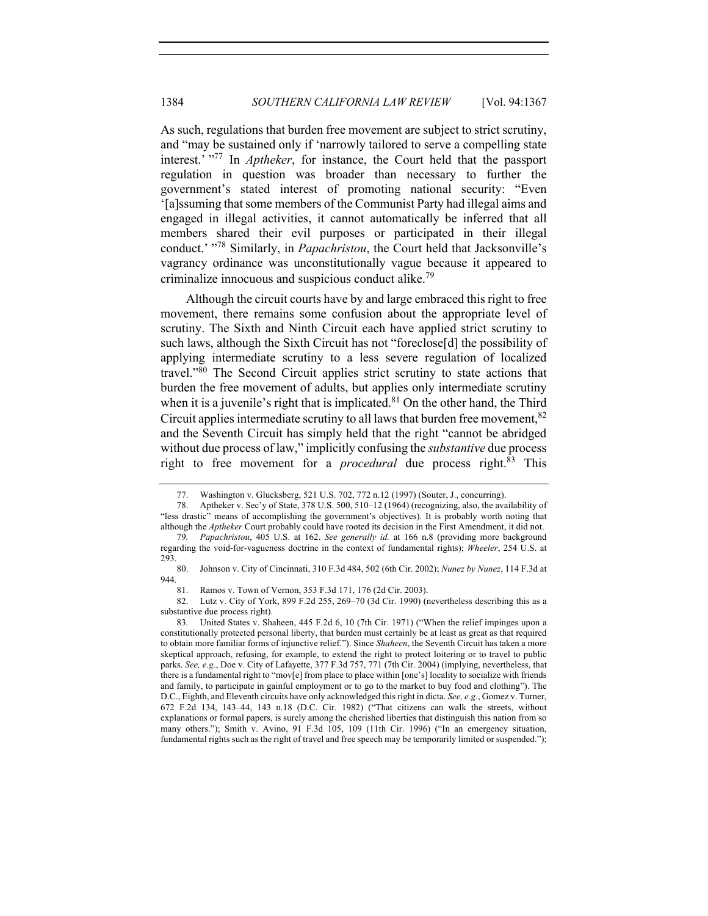As such, regulations that burden free movement are subject to strict scrutiny, and "may be sustained only if 'narrowly tailored to serve a compelling state interest.' "[77] In *Aptheker*, for instance, the Court held that the passport regulation in question was broader than necessary to further the government's stated interest of promoting national security: "Even '[a]ssuming that some members of the Communist Party had illegal aims and engaged in illegal activities, it cannot automatically be inferred that all members shared their evil purposes or participated in their illegal conduct.' "[78] Similarly, in *Papachristou*, the Court held that Jacksonville's vagrancy ordinance was unconstitutionally vague because it appeared to criminalize innocuous and suspicious conduct alike.[79]

Although the circuit courts have by and large embraced this right to free movement, there remains some confusion about the appropriate level of scrutiny. The Sixth and Ninth Circuit each have applied strict scrutiny to such laws, although the Sixth Circuit has not "foreclose[d] the possibility of applying intermediate scrutiny to a less severe regulation of localized travel."[80] The Second Circuit applies strict scrutiny to state actions that burden the free movement of adults, but applies only intermediate scrutiny when it is a juvenile's right that is implicated.[81] On the other hand, the Third Circuit applies intermediate scrutiny to all laws that burden free movement,[82] and the Seventh Circuit has simply held that the right "cannot be abridged without due process of law," implicitly confusing the *substantive* due process right to free movement for a *procedural* due process right.[83] This

---

77. Washington v. Glucksberg, 521 U.S. 702, 772 n.12 (1997) (Souter, J., concurring).

78. Aptheker v. Sec'y of State, 378 U.S. 500, 510–12 (1964) (recognizing, also, the availability of "less drastic" means of accomplishing the government's objectives). It is probably worth noting that although the *Aptheker* Court probably could have rooted its decision in the First Amendment, it did not.

79. *Papachristou*, 405 U.S. at 162. *See generally id.* at 166 n.8 (providing more background regarding the void-for-vagueness doctrine in the context of fundamental rights); *Wheeler*, 254 U.S. at 293.

80. Johnson v. City of Cincinnati, 310 F.3d 484, 502 (6th Cir. 2002); *Nunez by Nunez*, 114 F.3d at 944.

81. Ramos v. Town of Vernon, 353 F.3d 171, 176 (2d Cir. 2003).

82. Lutz v. City of York, 899 F.2d 255, 269–70 (3d Cir. 1990) (nevertheless describing this as a substantive due process right).

83. United States v. Shaheen, 445 F.2d 6, 10 (7th Cir. 1971) ("When the relief impinges upon a constitutionally protected personal liberty, that burden must certainly be at least as great as that required to obtain more familiar forms of injunctive relief."). Since *Shaheen*, the Seventh Circuit has taken a more skeptical approach, refusing, for example, to extend the right to protect loitering or to travel to public parks. *See, e.g.*, Doe v. City of Lafayette, 377 F.3d 757, 771 (7th Cir. 2004) (implying, nevertheless, that there is a fundamental right to "mov[e] from place to place within [one's] locality to socialize with friends and family, to participate in gainful employment or to go to the market to buy food and clothing"). The D.C., Eighth, and Eleventh circuits have only acknowledged this right in dicta. *See, e.g.*, Gomez v. Turner, 672 F.2d 134, 143–44, 143 n.18 (D.C. Cir. 1982) ("That citizens can walk the streets, without explanations or formal papers, is surely among the cherished liberties that distinguish this nation from so many others."); Smith v. Avino, 91 F.3d 105, 109 (11th Cir. 1996) ("In an emergency situation, fundamental rights such as the right of travel and free speech may be temporarily limited or suspended.");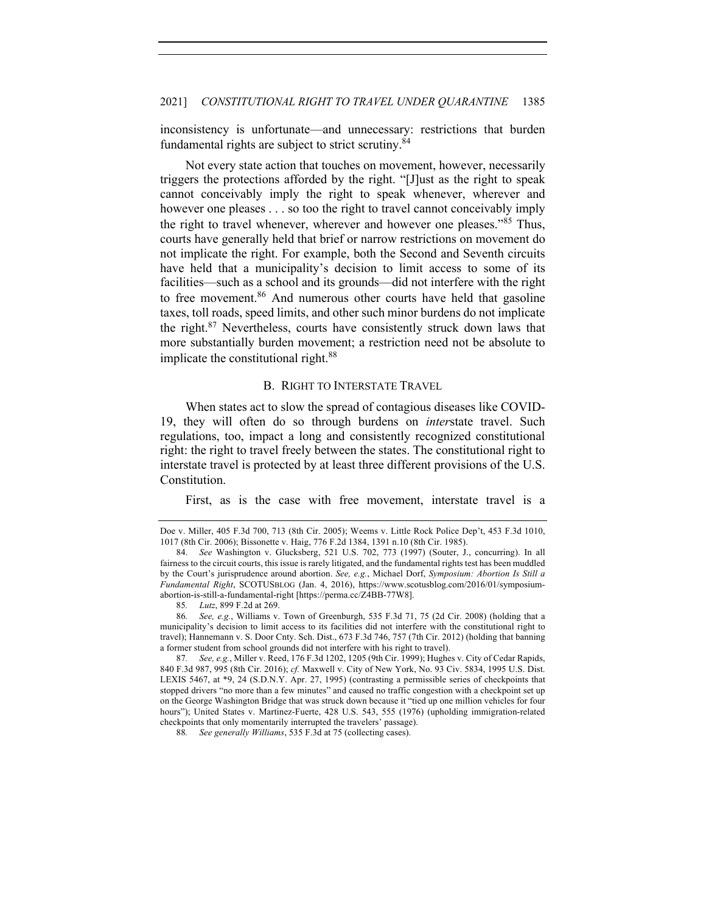inconsistency is unfortunate—and unnecessary: restrictions that burden fundamental rights are subject to strict scrutiny.[84]

Not every state action that touches on movement, however, necessarily triggers the protections afforded by the right. "[J]ust as the right to speak cannot conceivably imply the right to speak whenever, wherever and however one pleases . . . so too the right to travel cannot conceivably imply the right to travel whenever, wherever and however one pleases."[85] Thus, courts have generally held that brief or narrow restrictions on movement do not implicate the right. For example, both the Second and Seventh circuits have held that a municipality's decision to limit access to some of its facilities—such as a school and its grounds—did not interfere with the right to free movement.[86] And numerous other courts have held that gasoline taxes, toll roads, speed limits, and other such minor burdens do not implicate the right.[87] Nevertheless, courts have consistently struck down laws that more substantially burden movement; a restriction need not be absolute to implicate the constitutional right.[88]

### B. RIGHT TO INTERSTATE TRAVEL

When states act to slow the spread of contagious diseases like COVID-19, they will often do so through burdens on *inter*state travel. Such regulations, too, impact a long and consistently recognized constitutional right: the right to travel freely between the states. The constitutional right to interstate travel is protected by at least three different provisions of the U.S. Constitution.

First, as is the case with free movement, interstate travel is a

---

Doe v. Miller, 405 F.3d 700, 713 (8th Cir. 2005); Weems v. Little Rock Police Dep't, 453 F.3d 1010, 1017 (8th Cir. 2006); Bissonette v. Haig, 776 F.2d 1384, 1391 n.10 (8th Cir. 1985).

84. *See* Washington v. Glucksberg, 521 U.S. 702, 773 (1997) (Souter, J., concurring). In all fairness to the circuit courts, this issue is rarely litigated, and the fundamental rights test has been muddled by the Court's jurisprudence around abortion. *See, e.g.*, Michael Dorf, *Symposium: Abortion Is Still a Fundamental Right*, SCOTUSBLOG (Jan. 4, 2016), https://www.scotusblog.com/2016/01/symposium-abortion-is-still-a-fundamental-right [https://perma.cc/Z4BB-77W8].

85. *Lutz*, 899 F.2d at 269.

86. *See, e.g.*, Williams v. Town of Greenburgh, 535 F.3d 71, 75 (2d Cir. 2008) (holding that a municipality's decision to limit access to its facilities did not interfere with the constitutional right to travel); Hannemann v. S. Door Cnty. Sch. Dist., 673 F.3d 746, 757 (7th Cir. 2012) (holding that banning a former student from school grounds did not interfere with his right to travel).

87. *See, e.g.*, Miller v. Reed, 176 F.3d 1202, 1205 (9th Cir. 1999); Hughes v. City of Cedar Rapids, 840 F.3d 987, 995 (8th Cir. 2016); *cf.* Maxwell v. City of New York, No. 93 Civ. 5834, 1995 U.S. Dist. LEXIS 5467, at *9, 24 (S.D.N.Y. Apr. 27, 1995) (contrasting a permissible series of checkpoints that stopped drivers "no more than a few minutes" and caused no traffic congestion with a checkpoint set up on the George Washington Bridge that was struck down because it "tied up one million vehicles for four hours"); United States v. Martinez-Fuerte, 428 U.S. 543, 555 (1976) (upholding immigration-related checkpoints that only momentarily interrupted the travelers' passage).

88. *See generally Williams*, 535 F.3d at 75 (collecting cases).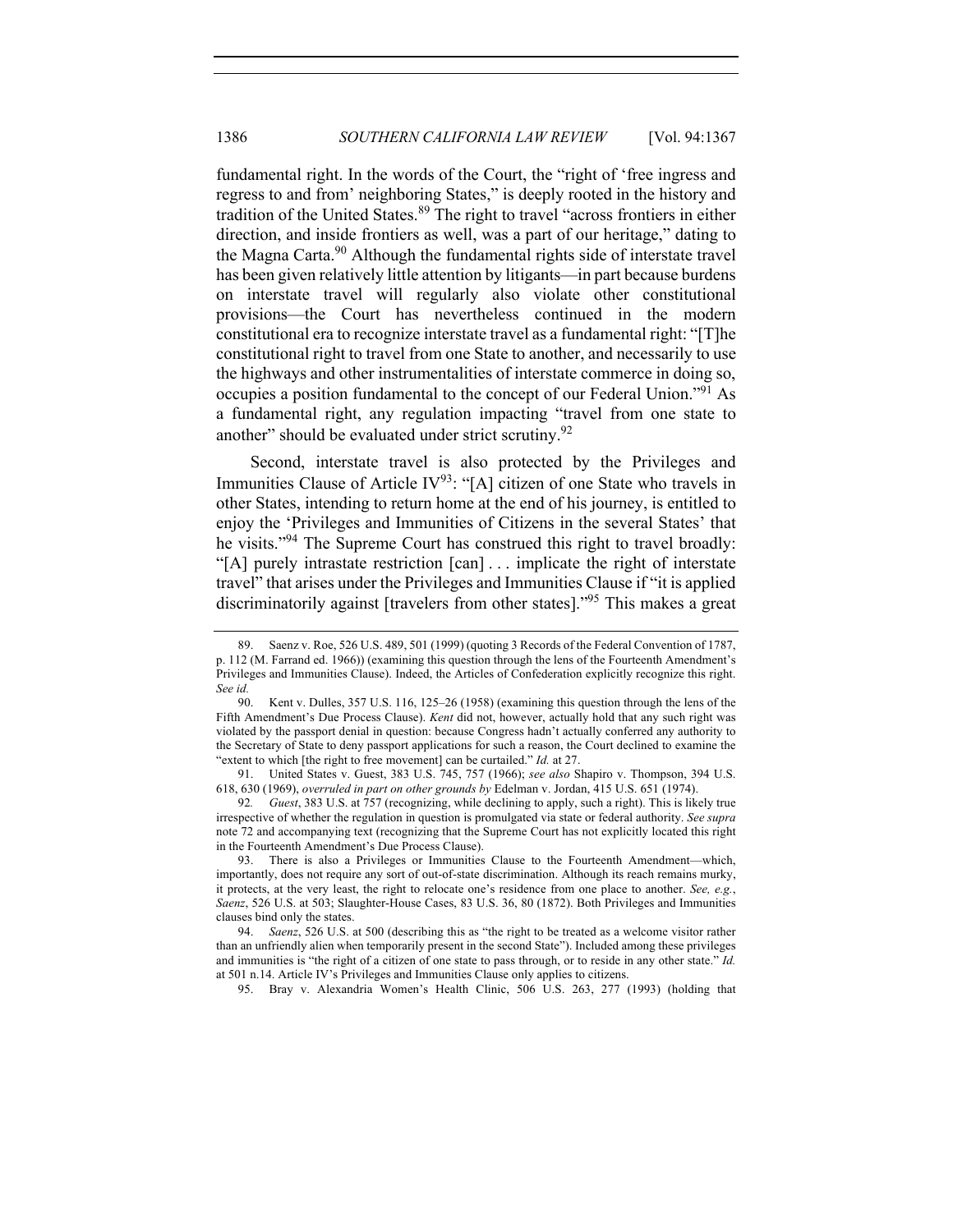fundamental right. In the words of the Court, the "right of 'free ingress and regress to and from' neighboring States," is deeply rooted in the history and tradition of the United States.[89] The right to travel "across frontiers in either direction, and inside frontiers as well, was a part of our heritage," dating to the Magna Carta.[90] Although the fundamental rights side of interstate travel has been given relatively little attention by litigants—in part because burdens on interstate travel will regularly also violate other constitutional provisions—the Court has nevertheless continued in the modern constitutional era to recognize interstate travel as a fundamental right: "[T]he constitutional right to travel from one State to another, and necessarily to use the highways and other instrumentalities of interstate commerce in doing so, occupies a position fundamental to the concept of our Federal Union."[91] As a fundamental right, any regulation impacting "travel from one state to another" should be evaluated under strict scrutiny.[92]

Second, interstate travel is also protected by the Privileges and Immunities Clause of Article IV[93]: "[A] citizen of one State who travels in other States, intending to return home at the end of his journey, is entitled to enjoy the 'Privileges and Immunities of Citizens in the several States' that he visits."[94] The Supreme Court has construed this right to travel broadly: "[A] purely intrastate restriction [can] . . . implicate the right of interstate travel" that arises under the Privileges and Immunities Clause if "it is applied discriminatorily against [travelers from other states]."[95] This makes a great

---

89. Saenz v. Roe, 526 U.S. 489, 501 (1999) (quoting 3 Records of the Federal Convention of 1787, p. 112 (M. Farrand ed. 1966)) (examining this question through the lens of the Fourteenth Amendment's Privileges and Immunities Clause). Indeed, the Articles of Confederation explicitly recognize this right. *See id.*

90. Kent v. Dulles, 357 U.S. 116, 125–26 (1958) (examining this question through the lens of the Fifth Amendment's Due Process Clause). *Kent* did not, however, actually hold that any such right was violated by the passport denial in question: because Congress hadn't actually conferred any authority to the Secretary of State to deny passport applications for such a reason, the Court declined to examine the "extent to which [the right to free movement] can be curtailed." *Id.* at 27.

91. United States v. Guest, 383 U.S. 745, 757 (1966); *see also* Shapiro v. Thompson, 394 U.S. 618, 630 (1969), *overruled in part on other grounds by* Edelman v. Jordan, 415 U.S. 651 (1974).

92. *Guest*, 383 U.S. at 757 (recognizing, while declining to apply, such a right). This is likely true irrespective of whether the regulation in question is promulgated via state or federal authority. *See supra* note 72 and accompanying text (recognizing that the Supreme Court has not explicitly located this right in the Fourteenth Amendment's Due Process Clause).

93. There is also a Privileges or Immunities Clause to the Fourteenth Amendment—which, importantly, does not require any sort of out-of-state discrimination. Although its reach remains murky, it protects, at the very least, the right to relocate one's residence from one place to another. *See, e.g.*, *Saenz*, 526 U.S. at 503; Slaughter-House Cases, 83 U.S. 36, 80 (1872). Both Privileges and Immunities clauses bind only the states.

94. *Saenz*, 526 U.S. at 500 (describing this as "the right to be treated as a welcome visitor rather than an unfriendly alien when temporarily present in the second State"). Included among these privileges and immunities is "the right of a citizen of one state to pass through, or to reside in any other state." *Id.* at 501 n.14. Article IV's Privileges and Immunities Clause only applies to citizens.

95. Bray v. Alexandria Women's Health Clinic, 506 U.S. 263, 277 (1993) (holding that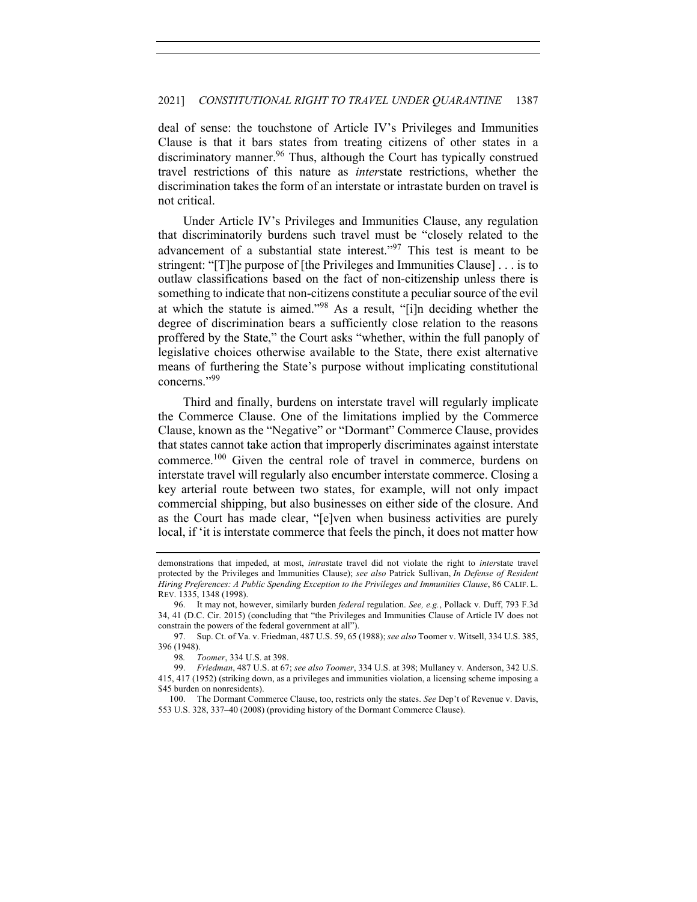deal of sense: the touchstone of Article IV's Privileges and Immunities Clause is that it bars states from treating citizens of other states in a discriminatory manner.[96] Thus, although the Court has typically construed travel restrictions of this nature as *inter*state restrictions, whether the discrimination takes the form of an interstate or intrastate burden on travel is not critical.

Under Article IV's Privileges and Immunities Clause, any regulation that discriminatorily burdens such travel must be "closely related to the advancement of a substantial state interest."[97] This test is meant to be stringent: "[T]he purpose of [the Privileges and Immunities Clause] . . . is to outlaw classifications based on the fact of non-citizenship unless there is something to indicate that non-citizens constitute a peculiar source of the evil at which the statute is aimed."[98] As a result, "[i]n deciding whether the degree of discrimination bears a sufficiently close relation to the reasons proffered by the State," the Court asks "whether, within the full panoply of legislative choices otherwise available to the State, there exist alternative means of furthering the State's purpose without implicating constitutional concerns."[99]

Third and finally, burdens on interstate travel will regularly implicate the Commerce Clause. One of the limitations implied by the Commerce Clause, known as the "Negative" or "Dormant" Commerce Clause, provides that states cannot take action that improperly discriminates against interstate commerce.[100] Given the central role of travel in commerce, burdens on interstate travel will regularly also encumber interstate commerce. Closing a key arterial route between two states, for example, will not only impact commercial shipping, but also businesses on either side of the closure. And as the Court has made clear, "[e]ven when business activities are purely local, if 'it is interstate commerce that feels the pinch, it does not matter how

---

demonstrations that impeded, at most, *intra*state travel did not violate the right to *inter*state travel protected by the Privileges and Immunities Clause); *see also* Patrick Sullivan, *In Defense of Resident Hiring Preferences: A Public Spending Exception to the Privileges and Immunities Clause*, 86 CALIF. L. REV. 1335, 1348 (1998).

96. It may not, however, similarly burden *federal* regulation. *See, e.g.*, Pollack v. Duff, 793 F.3d 34, 41 (D.C. Cir. 2015) (concluding that "the Privileges and Immunities Clause of Article IV does not constrain the powers of the federal government at all").

97. Sup. Ct. of Va. v. Friedman, 487 U.S. 59, 65 (1988); *see also* Toomer v. Witsell, 334 U.S. 385, 396 (1948).

98. *Toomer*, 334 U.S. at 398.

99. *Friedman*, 487 U.S. at 67; *see also Toomer*, 334 U.S. at 398; Mullaney v. Anderson, 342 U.S. 415, 417 (1952) (striking down, as a privileges and immunities violation, a licensing scheme imposing a $45 burden on nonresidents).

100. The Dormant Commerce Clause, too, restricts only the states. *See* Dep't of Revenue v. Davis, 553 U.S. 328, 337–40 (2008) (providing history of the Dormant Commerce Clause).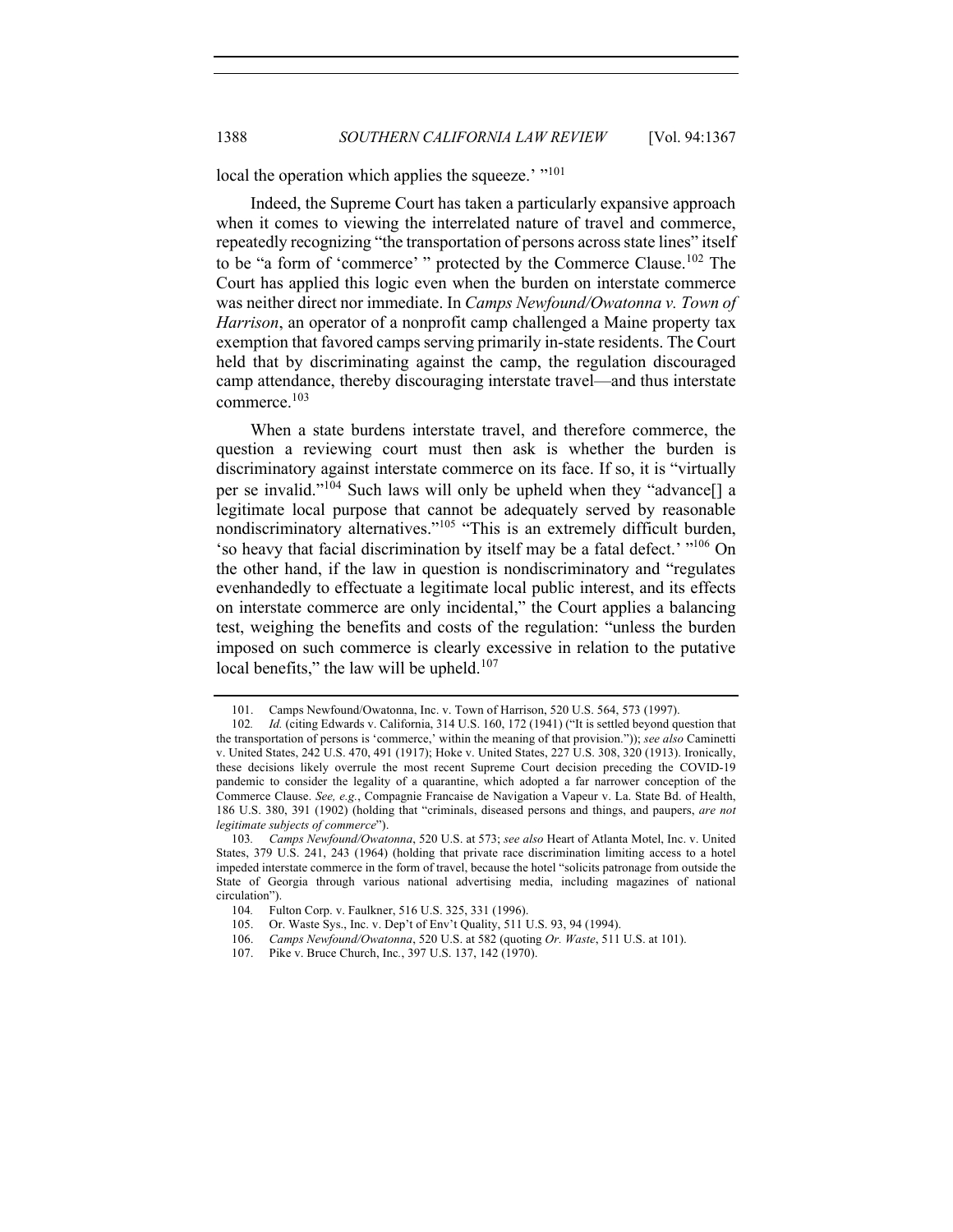local the operation which applies the squeeze.' "[101]

Indeed, the Supreme Court has taken a particularly expansive approach when it comes to viewing the interrelated nature of travel and commerce, repeatedly recognizing "the transportation of persons across state lines" itself to be "a form of 'commerce' " protected by the Commerce Clause.[102] The Court has applied this logic even when the burden on interstate commerce was neither direct nor immediate. In *Camps Newfound/Owatonna v. Town of Harrison*, an operator of a nonprofit camp challenged a Maine property tax exemption that favored camps serving primarily in-state residents. The Court held that by discriminating against the camp, the regulation discouraged camp attendance, thereby discouraging interstate travel—and thus interstate commerce.[103]

When a state burdens interstate travel, and therefore commerce, the question a reviewing court must then ask is whether the burden is discriminatory against interstate commerce on its face. If so, it is "virtually per se invalid."[104] Such laws will only be upheld when they "advance[] a legitimate local purpose that cannot be adequately served by reasonable nondiscriminatory alternatives."[105] "This is an extremely difficult burden, 'so heavy that facial discrimination by itself may be a fatal defect.' "[106] On the other hand, if the law in question is nondiscriminatory and "regulates evenhandedly to effectuate a legitimate local public interest, and its effects on interstate commerce are only incidental," the Court applies a balancing test, weighing the benefits and costs of the regulation: "unless the burden imposed on such commerce is clearly excessive in relation to the putative local benefits," the law will be upheld.[107]

---

101. Camps Newfound/Owatonna, Inc. v. Town of Harrison, 520 U.S. 564, 573 (1997).

102. *Id.* (citing Edwards v. California, 314 U.S. 160, 172 (1941) ("It is settled beyond question that the transportation of persons is 'commerce,' within the meaning of that provision.")); *see also* Caminetti v. United States, 242 U.S. 470, 491 (1917); Hoke v. United States, 227 U.S. 308, 320 (1913). Ironically, these decisions likely overrule the most recent Supreme Court decision preceding the COVID-19 pandemic to consider the legality of a quarantine, which adopted a far narrower conception of the Commerce Clause. *See, e.g.*, Compagnie Francaise de Navigation a Vapeur v. La. State Bd. of Health, 186 U.S. 380, 391 (1902) (holding that "criminals, diseased persons and things, and paupers, *are not legitimate subjects of commerce*").

103. *Camps Newfound/Owatonna*, 520 U.S. at 573; *see also* Heart of Atlanta Motel, Inc. v. United States, 379 U.S. 241, 243 (1964) (holding that private race discrimination limiting access to a hotel impeded interstate commerce in the form of travel, because the hotel "solicits patronage from outside the State of Georgia through various national advertising media, including magazines of national circulation").

104. Fulton Corp. v. Faulkner, 516 U.S. 325, 331 (1996).

105. Or. Waste Sys., Inc. v. Dep't of Env't Quality, 511 U.S. 93, 94 (1994).

106. *Camps Newfound/Owatonna*, 520 U.S. at 582 (quoting *Or. Waste*, 511 U.S. at 101).

107. Pike v. Bruce Church, Inc., 397 U.S. 137, 142 (1970).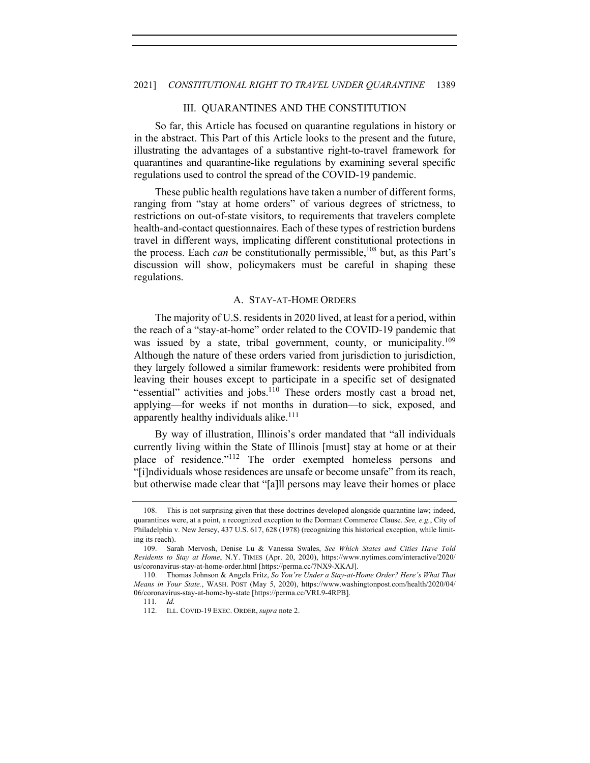## III. QUARANTINES AND THE CONSTITUTION

So far, this Article has focused on quarantine regulations in history or in the abstract. This Part of this Article looks to the present and the future, illustrating the advantages of a substantive right-to-travel framework for quarantines and quarantine-like regulations by examining several specific regulations used to control the spread of the COVID-19 pandemic.

These public health regulations have taken a number of different forms, ranging from "stay at home orders" of various degrees of strictness, to restrictions on out-of-state visitors, to requirements that travelers complete health-and-contact questionnaires. Each of these types of restriction burdens travel in different ways, implicating different constitutional protections in the process. Each *can* be constitutionally permissible,[108] but, as this Part's discussion will show, policymakers must be careful in shaping these regulations.

### A. STAY-AT-HOME ORDERS

The majority of U.S. residents in 2020 lived, at least for a period, within the reach of a "stay-at-home" order related to the COVID-19 pandemic that was issued by a state, tribal government, county, or municipality.[109] Although the nature of these orders varied from jurisdiction to jurisdiction, they largely followed a similar framework: residents were prohibited from leaving their houses except to participate in a specific set of designated "essential" activities and jobs.[110] These orders mostly cast a broad net, applying—for weeks if not months in duration—to sick, exposed, and apparently healthy individuals alike.[111]

By way of illustration, Illinois's order mandated that "all individuals currently living within the State of Illinois [must] stay at home or at their place of residence."[112] The order exempted homeless persons and "[i]ndividuals whose residences are unsafe or become unsafe" from its reach, but otherwise made clear that "[a]ll persons may leave their homes or place

---

108. This is not surprising given that these doctrines developed alongside quarantine law; indeed, quarantines were, at a point, a recognized exception to the Dormant Commerce Clause. *See, e.g.*, City of Philadelphia v. New Jersey, 437 U.S. 617, 628 (1978) (recognizing this historical exception, while limiting its reach).

109. Sarah Mervosh, Denise Lu & Vanessa Swales, *See Which States and Cities Have Told Residents to Stay at Home*, N.Y. TIMES (Apr. 20, 2020), https://www.nytimes.com/interactive/2020/us/coronavirus-stay-at-home-order.html [https://perma.cc/7NX9-XKAJ].

110. Thomas Johnson & Angela Fritz, *So You're Under a Stay-at-Home Order? Here's What That Means in Your State.*, WASH. POST (May 5, 2020), https://www.washingtonpost.com/health/2020/04/06/coronavirus-stay-at-home-by-state [https://perma.cc/VRL9-4RPB].

111. *Id.*

112. ILL. COVID-19 EXEC. ORDER, *supra* note 2.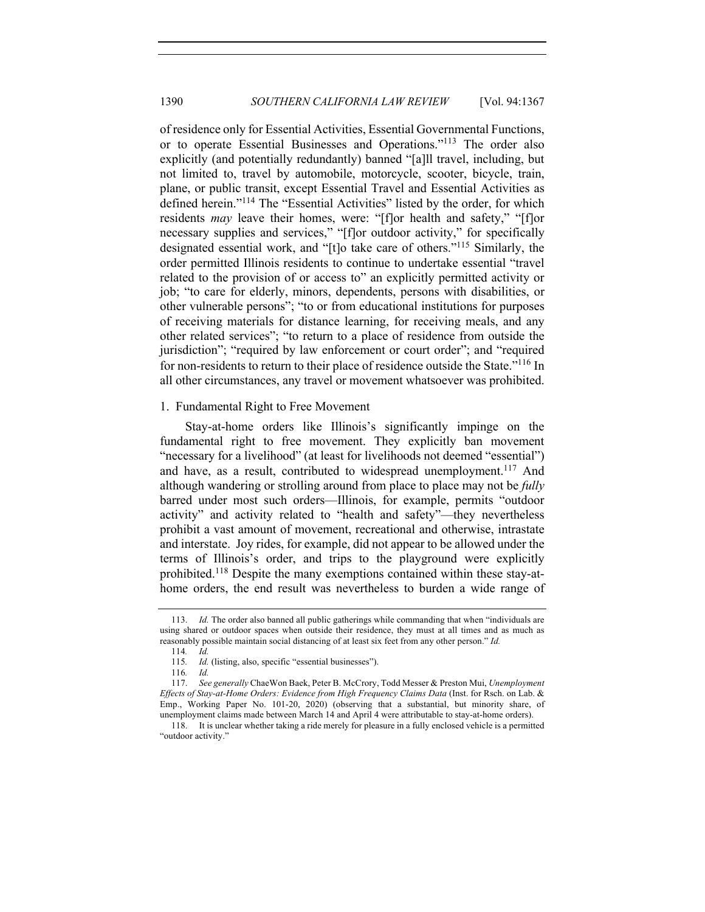of residence only for Essential Activities, Essential Governmental Functions, or to operate Essential Businesses and Operations."[113] The order also explicitly (and potentially redundantly) banned "[a]ll travel, including, but not limited to, travel by automobile, motorcycle, scooter, bicycle, train, plane, or public transit, except Essential Travel and Essential Activities as defined herein."[114] The "Essential Activities" listed by the order, for which residents *may* leave their homes, were: "[f]or health and safety," "[f]or necessary supplies and services," "[f]or outdoor activity," for specifically designated essential work, and "[t]o take care of others."[115] Similarly, the order permitted Illinois residents to continue to undertake essential "travel related to the provision of or access to" an explicitly permitted activity or job; "to care for elderly, minors, dependents, persons with disabilities, or other vulnerable persons"; "to or from educational institutions for purposes of receiving materials for distance learning, for receiving meals, and any other related services"; "to return to a place of residence from outside the jurisdiction"; "required by law enforcement or court order"; and "required for non-residents to return to their place of residence outside the State."[116] In all other circumstances, any travel or movement whatsoever was prohibited.

1. Fundamental Right to Free Movement

Stay-at-home orders like Illinois's significantly impinge on the fundamental right to free movement. They explicitly ban movement "necessary for a livelihood" (at least for livelihoods not deemed "essential") and have, as a result, contributed to widespread unemployment.[117] And although wandering or strolling around from place to place may not be *fully* barred under most such orders—Illinois, for example, permits "outdoor activity" and activity related to "health and safety"—they nevertheless prohibit a vast amount of movement, recreational and otherwise, intrastate and interstate. Joy rides, for example, did not appear to be allowed under the terms of Illinois's order, and trips to the playground were explicitly prohibited.[118] Despite the many exemptions contained within these stay-at-home orders, the end result was nevertheless to burden a wide range of

---

113. *Id.* The order also banned all public gatherings while commanding that when "individuals are using shared or outdoor spaces when outside their residence, they must at all times and as much as reasonably possible maintain social distancing of at least six feet from any other person." *Id.*

114. *Id.*

115. *Id.* (listing, also, specific "essential businesses").

116. *Id.*

117. *See generally* ChaeWon Baek, Peter B. McCrory, Todd Messer & Preston Mui, *Unemployment Effects of Stay-at-Home Orders: Evidence from High Frequency Claims Data* (Inst. for Rsch. on Lab. & Emp., Working Paper No. 101-20, 2020) (observing that a substantial, but minority share, of unemployment claims made between March 14 and April 4 were attributable to stay-at-home orders).

118. It is unclear whether taking a ride merely for pleasure in a fully enclosed vehicle is a permitted "outdoor activity."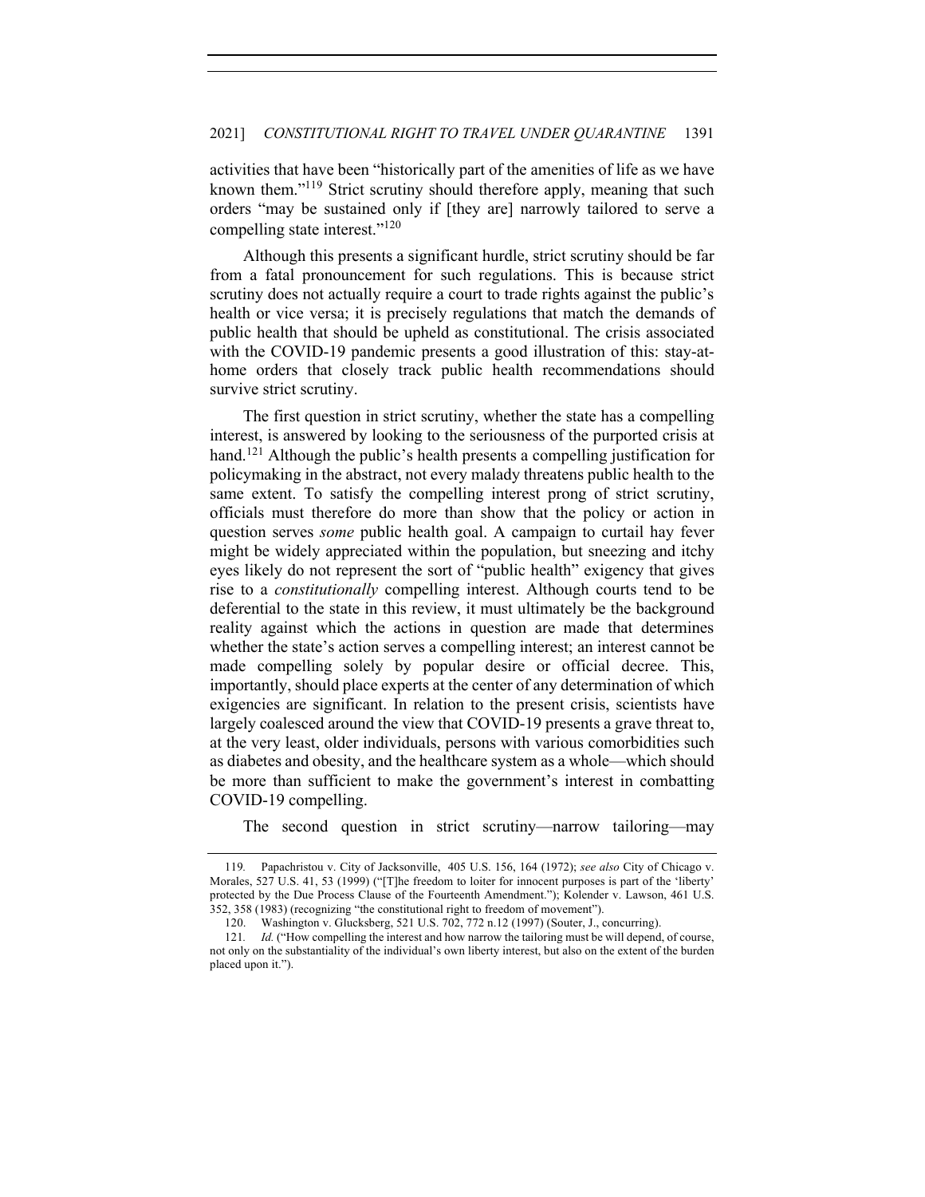activities that have been "historically part of the amenities of life as we have known them."[119] Strict scrutiny should therefore apply, meaning that such orders "may be sustained only if [they are] narrowly tailored to serve a compelling state interest."[120]

Although this presents a significant hurdle, strict scrutiny should be far from a fatal pronouncement for such regulations. This is because strict scrutiny does not actually require a court to trade rights against the public's health or vice versa; it is precisely regulations that match the demands of public health that should be upheld as constitutional. The crisis associated with the COVID-19 pandemic presents a good illustration of this: stay-at-home orders that closely track public health recommendations should survive strict scrutiny.

The first question in strict scrutiny, whether the state has a compelling interest, is answered by looking to the seriousness of the purported crisis at hand.[121] Although the public's health presents a compelling justification for policymaking in the abstract, not every malady threatens public health to the same extent. To satisfy the compelling interest prong of strict scrutiny, officials must therefore do more than show that the policy or action in question serves *some* public health goal. A campaign to curtail hay fever might be widely appreciated within the population, but sneezing and itchy eyes likely do not represent the sort of "public health" exigency that gives rise to a *constitutionally* compelling interest. Although courts tend to be deferential to the state in this review, it must ultimately be the background reality against which the actions in question are made that determines whether the state's action serves a compelling interest; an interest cannot be made compelling solely by popular desire or official decree. This, importantly, should place experts at the center of any determination of which exigencies are significant. In relation to the present crisis, scientists have largely coalesced around the view that COVID-19 presents a grave threat to, at the very least, older individuals, persons with various comorbidities such as diabetes and obesity, and the healthcare system as a whole—which should be more than sufficient to make the government's interest in combatting COVID-19 compelling.

The second question in strict scrutiny—narrow tailoring—may

---

119. Papachristou v. City of Jacksonville, 405 U.S. 156, 164 (1972); *see also* City of Chicago v. Morales, 527 U.S. 41, 53 (1999) ("[T]he freedom to loiter for innocent purposes is part of the 'liberty' protected by the Due Process Clause of the Fourteenth Amendment."); Kolender v. Lawson, 461 U.S. 352, 358 (1983) (recognizing "the constitutional right to freedom of movement").

120. Washington v. Glucksberg, 521 U.S. 702, 772 n.12 (1997) (Souter, J., concurring).

121. *Id.* ("How compelling the interest and how narrow the tailoring must be will depend, of course, not only on the substantiality of the individual's own liberty interest, but also on the extent of the burden placed upon it.").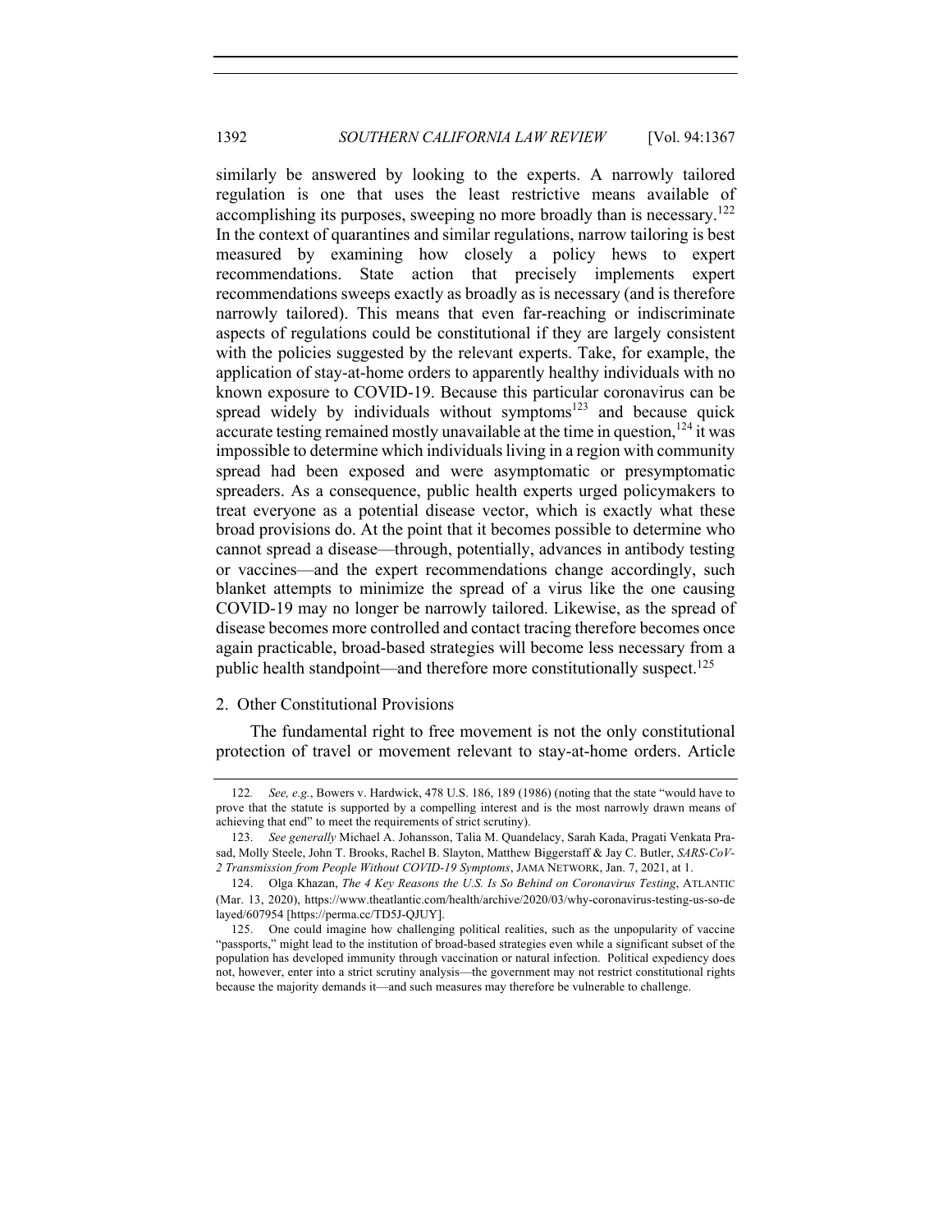similarly be answered by looking to the experts. A narrowly tailored regulation is one that uses the least restrictive means available of accomplishing its purposes, sweeping no more broadly than is necessary.[122] In the context of quarantines and similar regulations, narrow tailoring is best measured by examining how closely a policy hews to expert recommendations. State action that precisely implements expert recommendations sweeps exactly as broadly as is necessary (and is therefore narrowly tailored). This means that even far-reaching or indiscriminate aspects of regulations could be constitutional if they are largely consistent with the policies suggested by the relevant experts. Take, for example, the application of stay-at-home orders to apparently healthy individuals with no known exposure to COVID-19. Because this particular coronavirus can be spread widely by individuals without symptoms[123] and because quick accurate testing remained mostly unavailable at the time in question,[124] it was impossible to determine which individuals living in a region with community spread had been exposed and were asymptomatic or presymptomatic spreaders. As a consequence, public health experts urged policymakers to treat everyone as a potential disease vector, which is exactly what these broad provisions do. At the point that it becomes possible to determine who cannot spread a disease—through, potentially, advances in antibody testing or vaccines—and the expert recommendations change accordingly, such blanket attempts to minimize the spread of a virus like the one causing COVID-19 may no longer be narrowly tailored. Likewise, as the spread of disease becomes more controlled and contact tracing therefore becomes once again practicable, broad-based strategies will become less necessary from a public health standpoint—and therefore more constitutionally suspect.[125]

### 2. Other Constitutional Provisions

The fundamental right to free movement is not the only constitutional protection of travel or movement relevant to stay-at-home orders. Article

---

122. *See, e.g.*, Bowers v. Hardwick, 478 U.S. 186, 189 (1986) (noting that the state "would have to prove that the statute is supported by a compelling interest and is the most narrowly drawn means of achieving that end" to meet the requirements of strict scrutiny).

123. *See generally* Michael A. Johansson, Talia M. Quandelacy, Sarah Kada, Pragati Venkata Prasad, Molly Steele, John T. Brooks, Rachel B. Slayton, Matthew Biggerstaff & Jay C. Butler, *SARS-CoV-2 Transmission from People Without COVID-19 Symptoms*, JAMA NETWORK, Jan. 7, 2021, at 1.

124. Olga Khazan, *The 4 Key Reasons the U.S. Is So Behind on Coronavirus Testing*, ATLANTIC (Mar. 13, 2020), https://www.theatlantic.com/health/archive/2020/03/why-coronavirus-testing-us-so-delayed/607954 [https://perma.cc/TD5J-QJUY].

125. One could imagine how challenging political realities, such as the unpopularity of vaccine "passports," might lead to the institution of broad-based strategies even while a significant subset of the population has developed immunity through vaccination or natural infection. Political expediency does not, however, enter into a strict scrutiny analysis—the government may not restrict constitutional rights because the majority demands it—and such measures may therefore be vulnerable to challenge.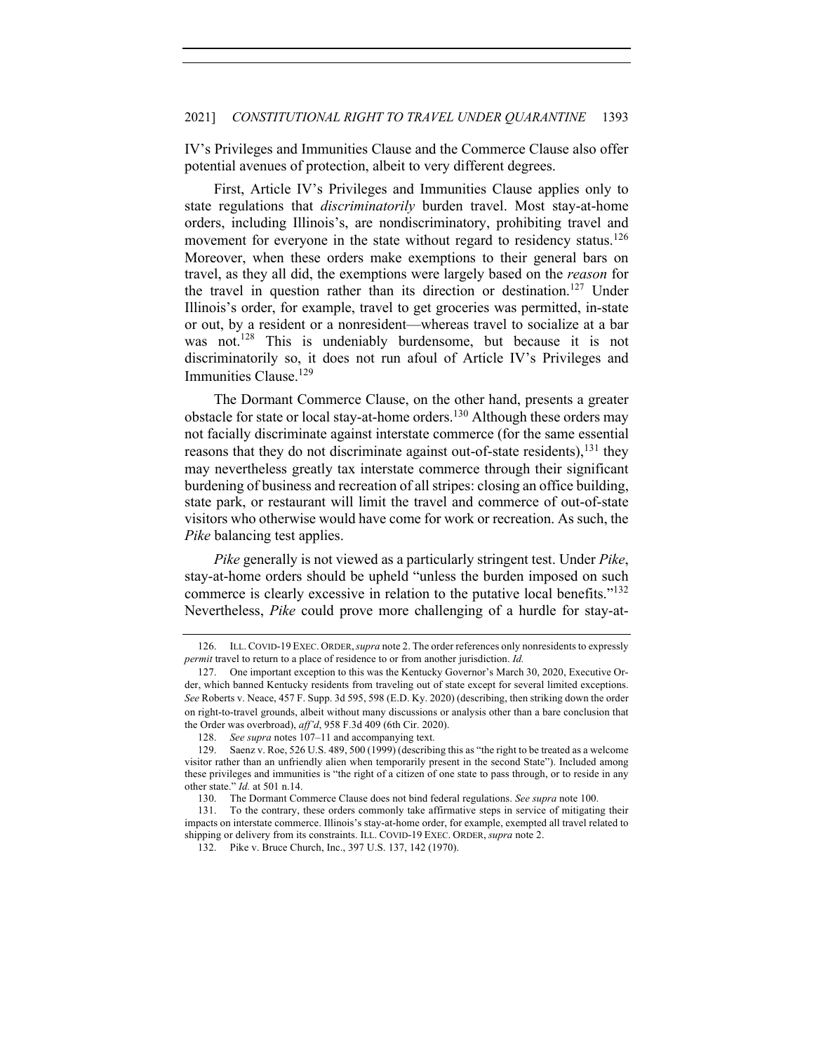IV's Privileges and Immunities Clause and the Commerce Clause also offer potential avenues of protection, albeit to very different degrees.

First, Article IV's Privileges and Immunities Clause applies only to state regulations that *discriminatorily* burden travel. Most stay-at-home orders, including Illinois's, are nondiscriminatory, prohibiting travel and movement for everyone in the state without regard to residency status.[126] Moreover, when these orders make exemptions to their general bars on travel, as they all did, the exemptions were largely based on the *reason* for the travel in question rather than its direction or destination.[127] Under Illinois's order, for example, travel to get groceries was permitted, in-state or out, by a resident or a nonresident—whereas travel to socialize at a bar was not.[128] This is undeniably burdensome, but because it is not discriminatorily so, it does not run afoul of Article IV's Privileges and Immunities Clause.[129]

The Dormant Commerce Clause, on the other hand, presents a greater obstacle for state or local stay-at-home orders.[130] Although these orders may not facially discriminate against interstate commerce (for the same essential reasons that they do not discriminate against out-of-state residents),[131] they may nevertheless greatly tax interstate commerce through their significant burdening of business and recreation of all stripes: closing an office building, state park, or restaurant will limit the travel and commerce of out-of-state visitors who otherwise would have come for work or recreation. As such, the *Pike* balancing test applies.

*Pike* generally is not viewed as a particularly stringent test. Under *Pike*, stay-at-home orders should be upheld "unless the burden imposed on such commerce is clearly excessive in relation to the putative local benefits."[132] Nevertheless, *Pike* could prove more challenging of a hurdle for stay-at-

---

126. ILL. COVID-19 EXEC. ORDER, *supra* note 2. The order references only nonresidents to expressly *permit* travel to return to a place of residence to or from another jurisdiction. *Id.*

127. One important exception to this was the Kentucky Governor's March 30, 2020, Executive Order, which banned Kentucky residents from traveling out of state except for several limited exceptions. *See* Roberts v. Neace, 457 F. Supp. 3d 595, 598 (E.D. Ky. 2020) (describing, then striking down the order on right-to-travel grounds, albeit without many discussions or analysis other than a bare conclusion that the Order was overbroad), *aff'd*, 958 F.3d 409 (6th Cir. 2020).

128. *See supra* notes 107–11 and accompanying text.

129. Saenz v. Roe, 526 U.S. 489, 500 (1999) (describing this as "the right to be treated as a welcome visitor rather than an unfriendly alien when temporarily present in the second State"). Included among these privileges and immunities is "the right of a citizen of one state to pass through, or to reside in any other state." *Id.* at 501 n.14.

130. The Dormant Commerce Clause does not bind federal regulations. *See supra* note 100.

131. To the contrary, these orders commonly take affirmative steps in service of mitigating their impacts on interstate commerce. Illinois's stay-at-home order, for example, exempted all travel related to shipping or delivery from its constraints. ILL. COVID-19 EXEC. ORDER, *supra* note 2.

132. Pike v. Bruce Church, Inc., 397 U.S. 137, 142 (1970).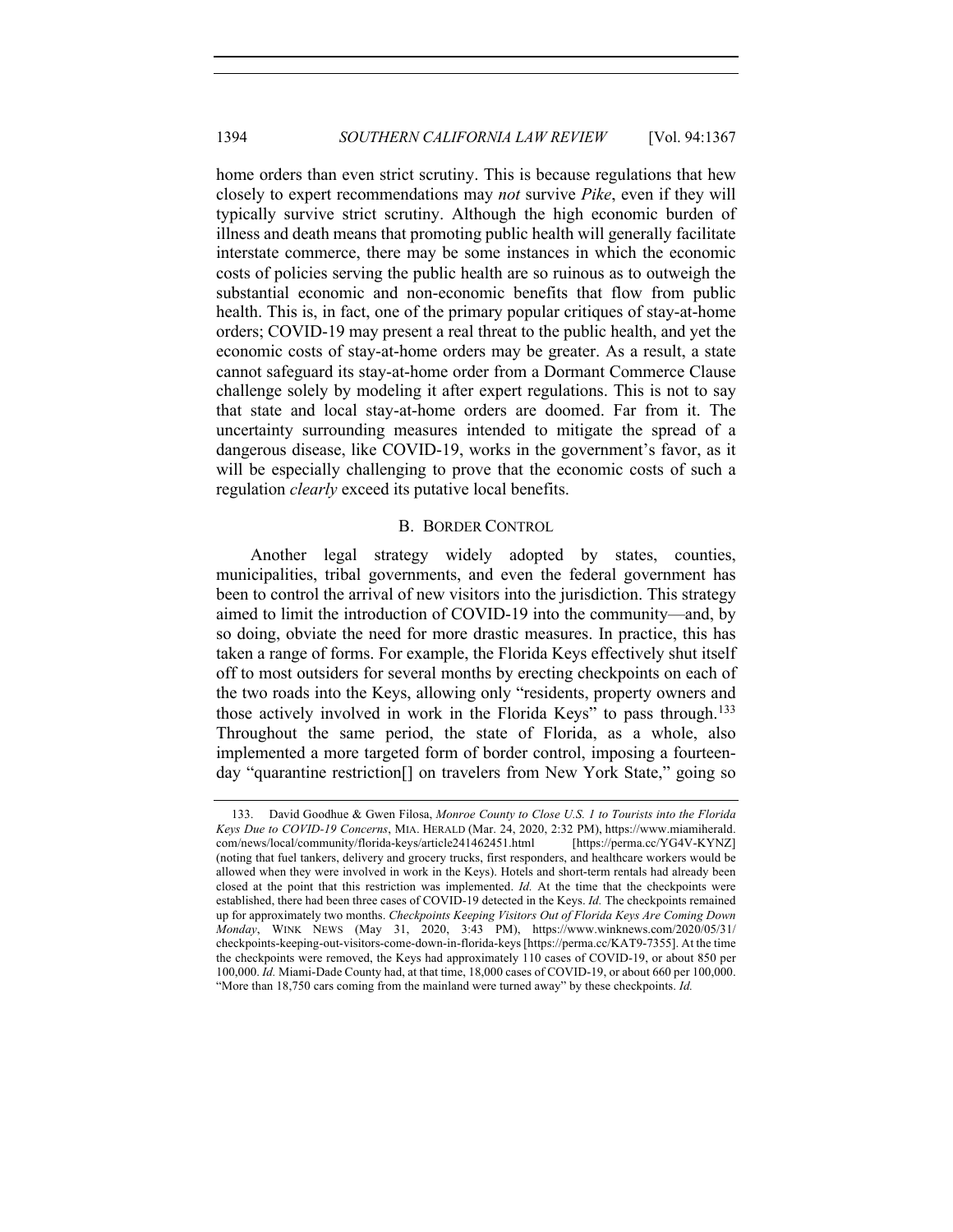home orders than even strict scrutiny. This is because regulations that hew closely to expert recommendations may *not* survive *Pike*, even if they will typically survive strict scrutiny. Although the high economic burden of illness and death means that promoting public health will generally facilitate interstate commerce, there may be some instances in which the economic costs of policies serving the public health are so ruinous as to outweigh the substantial economic and non-economic benefits that flow from public health. This is, in fact, one of the primary popular critiques of stay-at-home orders; COVID-19 may present a real threat to the public health, and yet the economic costs of stay-at-home orders may be greater. As a result, a state cannot safeguard its stay-at-home order from a Dormant Commerce Clause challenge solely by modeling it after expert regulations. This is not to say that state and local stay-at-home orders are doomed. Far from it. The uncertainty surrounding measures intended to mitigate the spread of a dangerous disease, like COVID-19, works in the government's favor, as it will be especially challenging to prove that the economic costs of such a regulation *clearly* exceed its putative local benefits.

### B. BORDER CONTROL

Another legal strategy widely adopted by states, counties, municipalities, tribal governments, and even the federal government has been to control the arrival of new visitors into the jurisdiction. This strategy aimed to limit the introduction of COVID-19 into the community—and, by so doing, obviate the need for more drastic measures. In practice, this has taken a range of forms. For example, the Florida Keys effectively shut itself off to most outsiders for several months by erecting checkpoints on each of the two roads into the Keys, allowing only "residents, property owners and those actively involved in work in the Florida Keys" to pass through.[133] Throughout the same period, the state of Florida, as a whole, also implemented a more targeted form of border control, imposing a fourteen-day "quarantine restriction[] on travelers from New York State," going so

---

133. David Goodhue & Gwen Filosa, *Monroe County to Close U.S. 1 to Tourists into the Florida Keys Due to COVID-19 Concerns*, MIA. HERALD (Mar. 24, 2020, 2:32 PM), https://www.miamiherald.com/news/local/community/florida-keys/article241462451.html [https://perma.cc/YG4V-KYNZ] (noting that fuel tankers, delivery and grocery trucks, first responders, and healthcare workers would be allowed when they were involved in work in the Keys). Hotels and short-term rentals had already been closed at the point that this restriction was implemented. *Id.* At the time that the checkpoints were established, there had been three cases of COVID-19 detected in the Keys. *Id.* The checkpoints remained up for approximately two months. *Checkpoints Keeping Visitors Out of Florida Keys Are Coming Down Monday*, WINK NEWS (May 31, 2020, 3:43 PM), https://www.winknews.com/2020/05/31/checkpoints-keeping-out-visitors-come-down-in-florida-keys [https://perma.cc/KAT9-7355]. At the time the checkpoints were removed, the Keys had approximately 110 cases of COVID-19, or about 850 per 100,000. *Id.* Miami-Dade County had, at that time, 18,000 cases of COVID-19, or about 660 per 100,000. "More than 18,750 cars coming from the mainland were turned away" by these checkpoints. *Id.*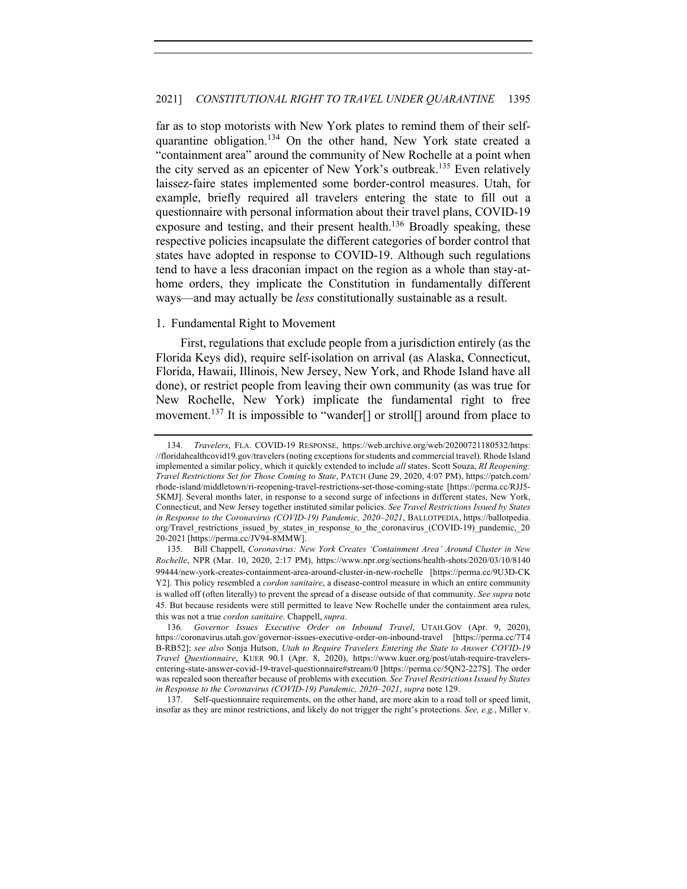far as to stop motorists with New York plates to remind them of their self-quarantine obligation.[134] On the other hand, New York state created a "containment area" around the community of New Rochelle at a point when the city served as an epicenter of New York's outbreak.[135] Even relatively laissez-faire states implemented some border-control measures. Utah, for example, briefly required all travelers entering the state to fill out a questionnaire with personal information about their travel plans, COVID-19 exposure and testing, and their present health.[136] Broadly speaking, these respective policies incapsulate the different categories of border control that states have adopted in response to COVID-19. Although such regulations tend to have a less draconian impact on the region as a whole than stay-at-home orders, they implicate the Constitution in fundamentally different ways—and may actually be *less* constitutionally sustainable as a result.

1. Fundamental Right to Movement

First, regulations that exclude people from a jurisdiction entirely (as the Florida Keys did), require self-isolation on arrival (as Alaska, Connecticut, Florida, Hawaii, Illinois, New Jersey, New York, and Rhode Island have all done), or restrict people from leaving their own community (as was true for New Rochelle, New York) implicate the fundamental right to free movement.[137] It is impossible to "wander[] or stroll[] around from place to

---

134. *Travelers*, FLA. COVID-19 RESPONSE, https://web.archive.org/web/20200721180532/https://floridahealthcovid19.gov/travelers (noting exceptions for students and commercial travel). Rhode Island implemented a similar policy, which it quickly extended to include *all* states. Scott Souza, *RI Reopening: Travel Restrictions Set for Those Coming to State*, PATCH (June 29, 2020, 4:07 PM), https://patch.com/rhode-island/middletown/ri-reopening-travel-restrictions-set-those-coming-state [https://perma.cc/RJJ5-5KMJ]. Several months later, in response to a second surge of infections in different states, New York, Connecticut, and New Jersey together instituted similar policies. *See Travel Restrictions Issued by States in Response to the Coronavirus (COVID-19) Pandemic, 2020–2021*, BALLOTPEDIA, https://ballotpedia.org/Travel_restrictions_issued_by_states_in_response_to_the_coronavirus_(COVID-19)_pandemic,_2020-2021 [https://perma.cc/JV94-8MMW].

135. Bill Chappell, *Coronavirus: New York Creates 'Containment Area' Around Cluster in New Rochelle*, NPR (Mar. 10, 2020, 2:17 PM), https://www.npr.org/sections/health-shots/2020/03/10/814099444/new-york-creates-containment-area-around-cluster-in-new-rochelle [https://perma.cc/9U3D-CKY2]. This policy resembled a *cordon sanitaire*, a disease-control measure in which an entire community is walled off (often literally) to prevent the spread of a disease outside of that community. *See supra* note 45. But because residents were still permitted to leave New Rochelle under the containment area rules, this was not a true *cordon sanitaire*. Chappell, *supra*.

136. *Governor Issues Executive Order on Inbound Travel*, UTAH.GOV (Apr. 9, 2020), https://coronavirus.utah.gov/governor-issues-executive-order-on-inbound-travel [https://perma.cc/7T4B-RB52]; *see also* Sonja Hutson, *Utah to Require Travelers Entering the State to Answer COVID-19 Travel Questionnaire*, KUER 90.1 (Apr. 8, 2020), https://www.kuer.org/post/utah-require-travelers-entering-state-answer-covid-19-travel-questionnaire#stream/0 [https://perma.cc/5QN2-227S]. The order was repealed soon thereafter because of problems with execution. *See Travel Restrictions Issued by States in Response to the Coronavirus (COVID-19) Pandemic, 2020–2021*, *supra* note 129.

137. Self-questionnaire requirements, on the other hand, are more akin to a road toll or speed limit, insofar as they are minor restrictions, and likely do not trigger the right's protections. *See, e.g.*, Miller v.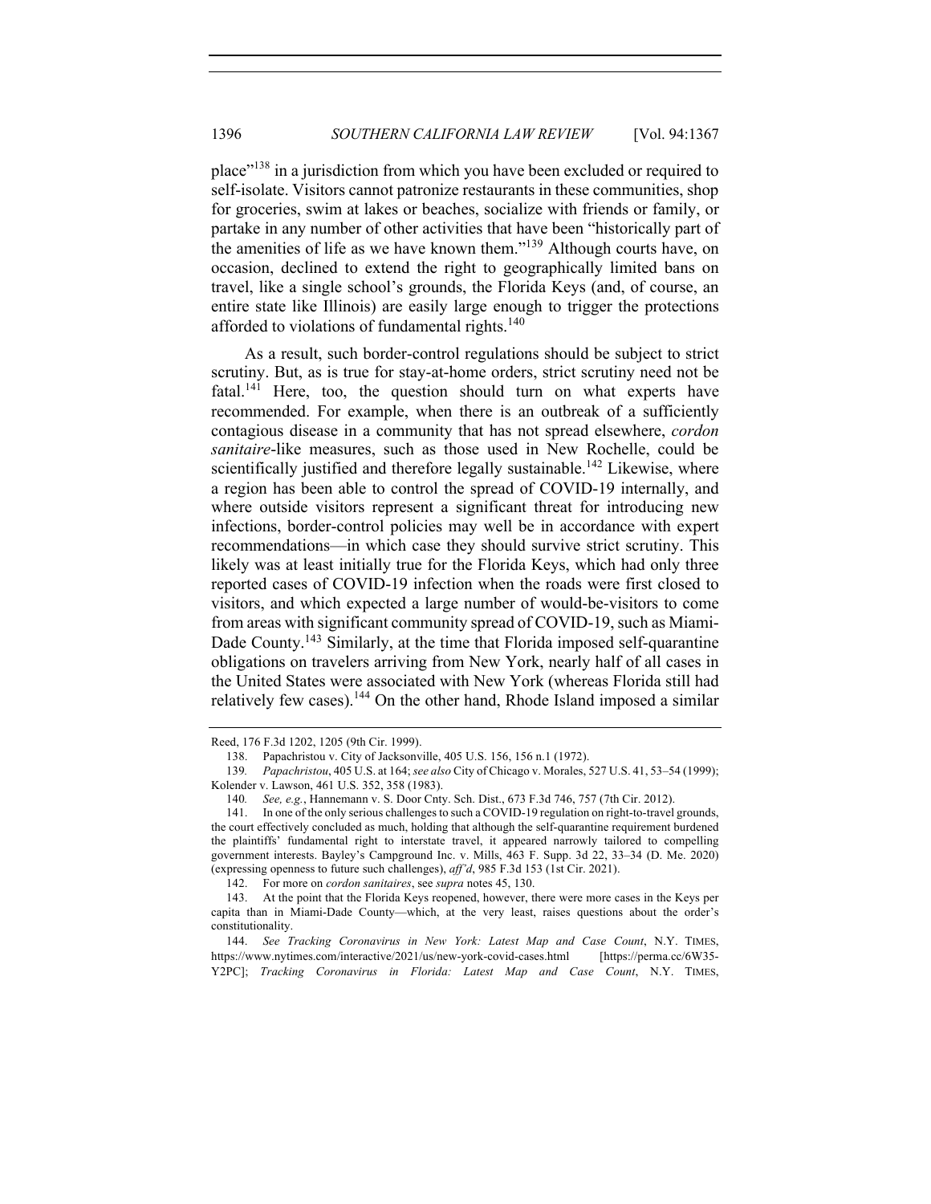place"[138] in a jurisdiction from which you have been excluded or required to self-isolate. Visitors cannot patronize restaurants in these communities, shop for groceries, swim at lakes or beaches, socialize with friends or family, or partake in any number of other activities that have been "historically part of the amenities of life as we have known them."[139] Although courts have, on occasion, declined to extend the right to geographically limited bans on travel, like a single school's grounds, the Florida Keys (and, of course, an entire state like Illinois) are easily large enough to trigger the protections afforded to violations of fundamental rights.[140]

As a result, such border-control regulations should be subject to strict scrutiny. But, as is true for stay-at-home orders, strict scrutiny need not be fatal.[141] Here, too, the question should turn on what experts have recommended. For example, when there is an outbreak of a sufficiently contagious disease in a community that has not spread elsewhere, *cordon sanitaire*-like measures, such as those used in New Rochelle, could be scientifically justified and therefore legally sustainable.[142] Likewise, where a region has been able to control the spread of COVID-19 internally, and where outside visitors represent a significant threat for introducing new infections, border-control policies may well be in accordance with expert recommendations—in which case they should survive strict scrutiny. This likely was at least initially true for the Florida Keys, which had only three reported cases of COVID-19 infection when the roads were first closed to visitors, and which expected a large number of would-be-visitors to come from areas with significant community spread of COVID-19, such as Miami-Dade County.[143] Similarly, at the time that Florida imposed self-quarantine obligations on travelers arriving from New York, nearly half of all cases in the United States were associated with New York (whereas Florida still had relatively few cases).[144] On the other hand, Rhode Island imposed a similar

---

Reed, 176 F.3d 1202, 1205 (9th Cir. 1999).

138. Papachristou v. City of Jacksonville, 405 U.S. 156, 156 n.1 (1972).

139. *Papachristou*, 405 U.S. at 164; *see also* City of Chicago v. Morales, 527 U.S. 41, 53–54 (1999); Kolender v. Lawson, 461 U.S. 352, 358 (1983).

140. *See, e.g.*, Hannemann v. S. Door Cnty. Sch. Dist., 673 F.3d 746, 757 (7th Cir. 2012).

141. In one of the only serious challenges to such a COVID-19 regulation on right-to-travel grounds, the court effectively concluded as much, holding that although the self-quarantine requirement burdened the plaintiffs' fundamental right to interstate travel, it appeared narrowly tailored to compelling government interests. Bayley's Campground Inc. v. Mills, 463 F. Supp. 3d 22, 33–34 (D. Me. 2020) (expressing openness to future such challenges), *aff'd*, 985 F.3d 153 (1st Cir. 2021).

142. For more on *cordon sanitaires*, see *supra* notes 45, 130.

143. At the point that the Florida Keys reopened, however, there were more cases in the Keys per capita than in Miami-Dade County—which, at the very least, raises questions about the order's constitutionality.

144. *See Tracking Coronavirus in New York: Latest Map and Case Count*, N.Y. TIMES, https://www.nytimes.com/interactive/2021/us/new-york-covid-cases.html [https://perma.cc/6W35-Y2PC]; *Tracking Coronavirus in Florida: Latest Map and Case Count*, N.Y. TIMES,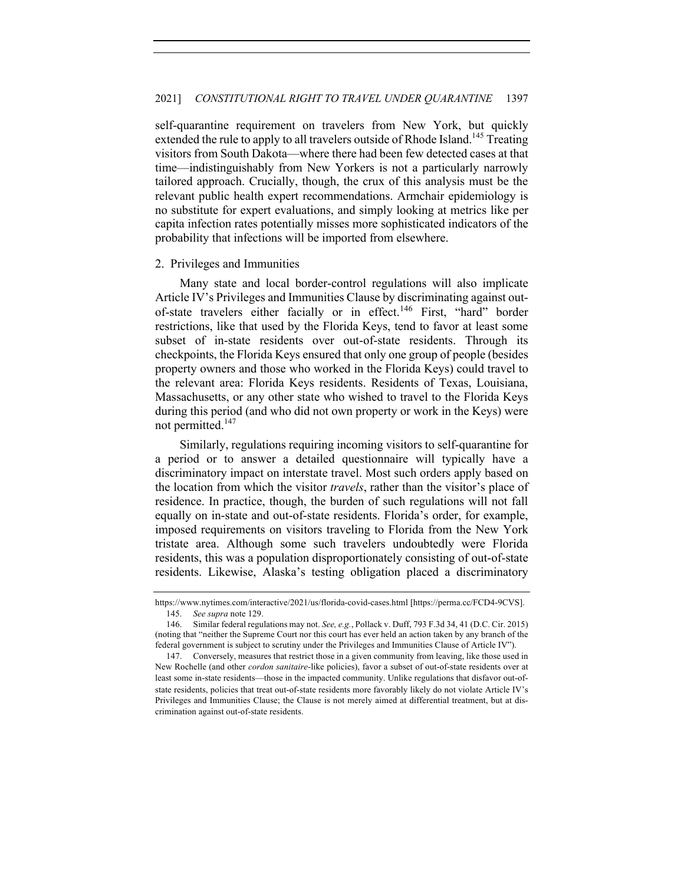self-quarantine requirement on travelers from New York, but quickly extended the rule to apply to all travelers outside of Rhode Island.[145] Treating visitors from South Dakota—where there had been few detected cases at that time—indistinguishably from New Yorkers is not a particularly narrowly tailored approach. Crucially, though, the crux of this analysis must be the relevant public health expert recommendations. Armchair epidemiology is no substitute for expert evaluations, and simply looking at metrics like per capita infection rates potentially misses more sophisticated indicators of the probability that infections will be imported from elsewhere.

### 2. Privileges and Immunities

Many state and local border-control regulations will also implicate Article IV's Privileges and Immunities Clause by discriminating against out-of-state travelers either facially or in effect.[146] First, "hard" border restrictions, like that used by the Florida Keys, tend to favor at least some subset of in-state residents over out-of-state residents. Through its checkpoints, the Florida Keys ensured that only one group of people (besides property owners and those who worked in the Florida Keys) could travel to the relevant area: Florida Keys residents. Residents of Texas, Louisiana, Massachusetts, or any other state who wished to travel to the Florida Keys during this period (and who did not own property or work in the Keys) were not permitted.[147]

Similarly, regulations requiring incoming visitors to self-quarantine for a period or to answer a detailed questionnaire will typically have a discriminatory impact on interstate travel. Most such orders apply based on the location from which the visitor *travels*, rather than the visitor's place of residence. In practice, though, the burden of such regulations will not fall equally on in-state and out-of-state residents. Florida's order, for example, imposed requirements on visitors traveling to Florida from the New York tristate area. Although some such travelers undoubtedly were Florida residents, this was a population disproportionately consisting of out-of-state residents. Likewise, Alaska's testing obligation placed a discriminatory

---

https://www.nytimes.com/interactive/2021/us/florida-covid-cases.html [https://perma.cc/FCD4-9CVS].

145. *See supra* note 129.

146. Similar federal regulations may not. *See, e.g.*, Pollack v. Duff, 793 F.3d 34, 41 (D.C. Cir. 2015) (noting that "neither the Supreme Court nor this court has ever held an action taken by any branch of the federal government is subject to scrutiny under the Privileges and Immunities Clause of Article IV").

147. Conversely, measures that restrict those in a given community from leaving, like those used in New Rochelle (and other *cordon sanitaire*-like policies), favor a subset of out-of-state residents over at least some in-state residents—those in the impacted community. Unlike regulations that disfavor out-of-state residents, policies that treat out-of-state residents more favorably likely do not violate Article IV's Privileges and Immunities Clause; the Clause is not merely aimed at differential treatment, but at discrimination against out-of-state residents.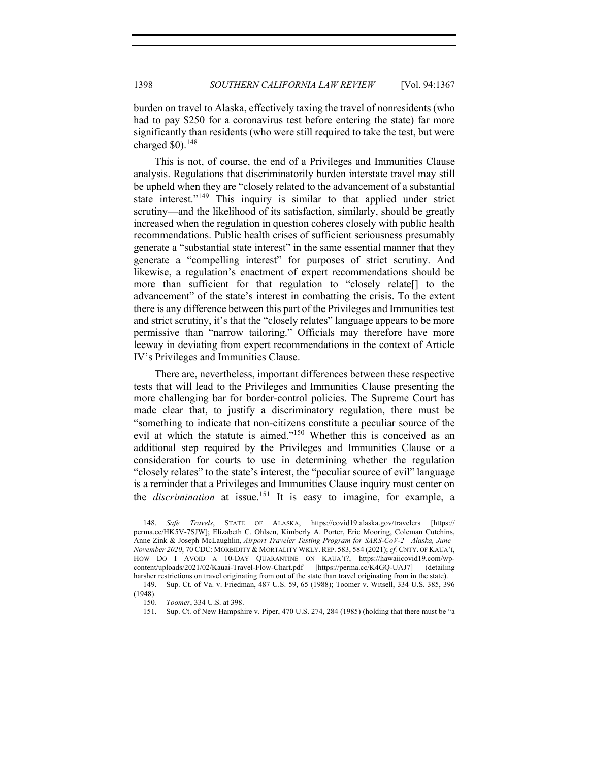burden on travel to Alaska, effectively taxing the travel of nonresidents (who had to pay $250 for a coronavirus test before entering the state) far more significantly than residents (who were still required to take the test, but were charged $0).[148]

This is not, of course, the end of a Privileges and Immunities Clause analysis. Regulations that discriminatorily burden interstate travel may still be upheld when they are "closely related to the advancement of a substantial state interest."[149] This inquiry is similar to that applied under strict scrutiny—and the likelihood of its satisfaction, similarly, should be greatly increased when the regulation in question coheres closely with public health recommendations. Public health crises of sufficient seriousness presumably generate a "substantial state interest" in the same essential manner that they generate a "compelling interest" for purposes of strict scrutiny. And likewise, a regulation's enactment of expert recommendations should be more than sufficient for that regulation to "closely relate[] to the advancement" of the state's interest in combatting the crisis. To the extent there is any difference between this part of the Privileges and Immunities test and strict scrutiny, it's that the "closely relates" language appears to be more permissive than "narrow tailoring." Officials may therefore have more leeway in deviating from expert recommendations in the context of Article IV's Privileges and Immunities Clause.

There are, nevertheless, important differences between these respective tests that will lead to the Privileges and Immunities Clause presenting the more challenging bar for border-control policies. The Supreme Court has made clear that, to justify a discriminatory regulation, there must be "something to indicate that non-citizens constitute a peculiar source of the evil at which the statute is aimed."[150] Whether this is conceived as an additional step required by the Privileges and Immunities Clause or a consideration for courts to use in determining whether the regulation "closely relates" to the state's interest, the "peculiar source of evil" language is a reminder that a Privileges and Immunities Clause inquiry must center on the *discrimination* at issue.[151] It is easy to imagine, for example, a

---

148. *Safe Travels*, STATE OF ALASKA, https://covid19.alaska.gov/travelers [https://perma.cc/HK5V-7SJW]; Elizabeth C. Ohlsen, Kimberly A. Porter, Eric Mooring, Coleman Cutchins, Anne Zink & Joseph McLaughlin, *Airport Traveler Testing Program for SARS-CoV-2—Alaska, June–November 2020*, 70 CDC: MORBIDITY & MORTALITY WKLY. REP. 583, 584 (2021); *cf.* CNTY. OF KAUA'I, HOW DO I AVOID A 10-DAY QUARANTINE ON KAUA'I?, https://hawaiicovid19.com/wp-content/uploads/2021/02/Kauai-Travel-Flow-Chart.pdf [https://perma.cc/K4GQ-UAJ7] (detailing harsher restrictions on travel originating from out of the state than travel originating from in the state).

149. Sup. Ct. of Va. v. Friedman, 487 U.S. 59, 65 (1988); Toomer v. Witsell, 334 U.S. 385, 396 (1948).

150. *Toomer*, 334 U.S. at 398.

151. Sup. Ct. of New Hampshire v. Piper, 470 U.S. 274, 284 (1985) (holding that there must be "a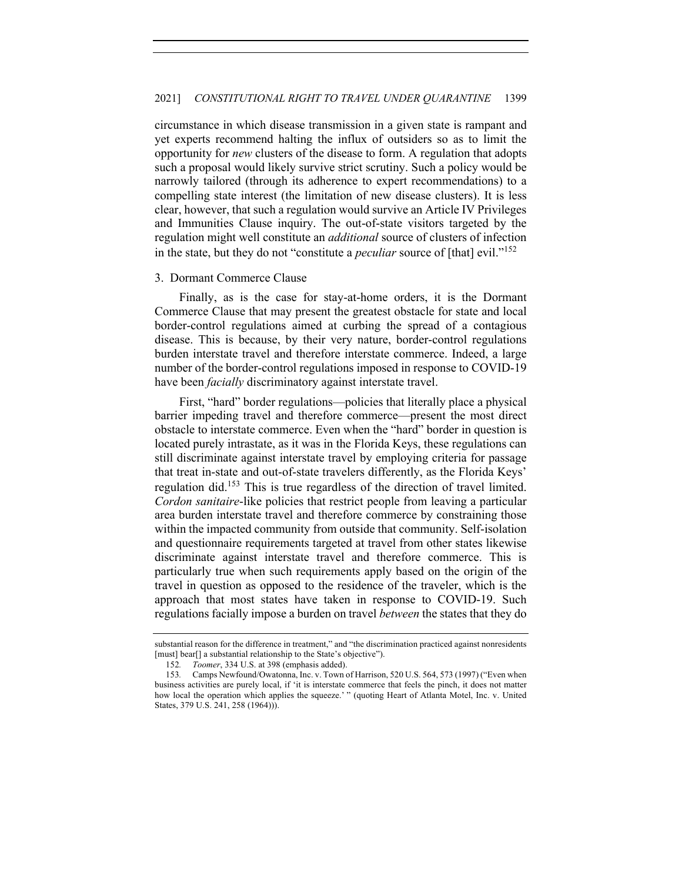circumstance in which disease transmission in a given state is rampant and yet experts recommend halting the influx of outsiders so as to limit the opportunity for *new* clusters of the disease to form. A regulation that adopts such a proposal would likely survive strict scrutiny. Such a policy would be narrowly tailored (through its adherence to expert recommendations) to a compelling state interest (the limitation of new disease clusters). It is less clear, however, that such a regulation would survive an Article IV Privileges and Immunities Clause inquiry. The out-of-state visitors targeted by the regulation might well constitute an *additional* source of clusters of infection in the state, but they do not "constitute a *peculiar* source of [that] evil."[152]

### 3. Dormant Commerce Clause

Finally, as is the case for stay-at-home orders, it is the Dormant Commerce Clause that may present the greatest obstacle for state and local border-control regulations aimed at curbing the spread of a contagious disease. This is because, by their very nature, border-control regulations burden interstate travel and therefore interstate commerce. Indeed, a large number of the border-control regulations imposed in response to COVID-19 have been *facially* discriminatory against interstate travel.

First, "hard" border regulations—policies that literally place a physical barrier impeding travel and therefore commerce—present the most direct obstacle to interstate commerce. Even when the "hard" border in question is located purely intrastate, as it was in the Florida Keys, these regulations can still discriminate against interstate travel by employing criteria for passage that treat in-state and out-of-state travelers differently, as the Florida Keys' regulation did.[153] This is true regardless of the direction of travel limited. *Cordon sanitaire*-like policies that restrict people from leaving a particular area burden interstate travel and therefore commerce by constraining those within the impacted community from outside that community. Self-isolation and questionnaire requirements targeted at travel from other states likewise discriminate against interstate travel and therefore commerce. This is particularly true when such requirements apply based on the origin of the travel in question as opposed to the residence of the traveler, which is the approach that most states have taken in response to COVID-19. Such regulations facially impose a burden on travel *between* the states that they do

---

substantial reason for the difference in treatment," and "the discrimination practiced against nonresidents [must] bear[] a substantial relationship to the State's objective").

152. *Toomer*, 334 U.S. at 398 (emphasis added).

153. Camps Newfound/Owatonna, Inc. v. Town of Harrison, 520 U.S. 564, 573 (1997) ("Even when business activities are purely local, if 'it is interstate commerce that feels the pinch, it does not matter how local the operation which applies the squeeze.' " (quoting Heart of Atlanta Motel, Inc. v. United States, 379 U.S. 241, 258 (1964))).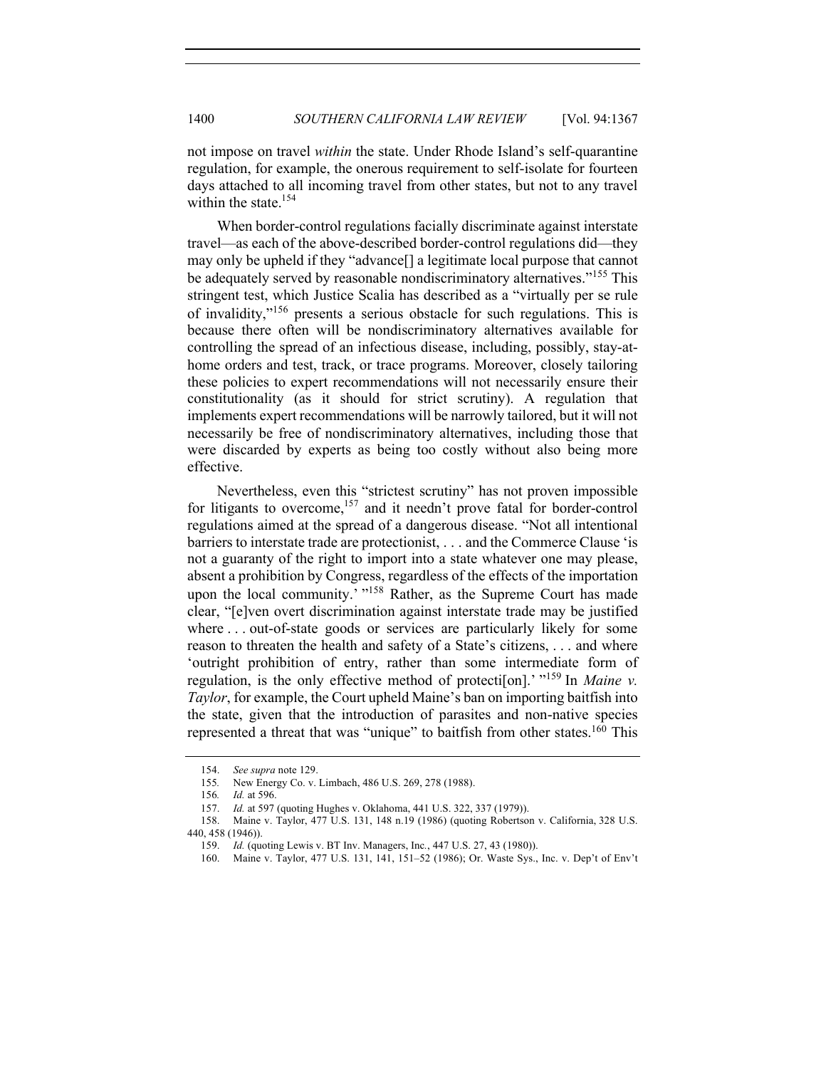not impose on travel *within* the state. Under Rhode Island's self-quarantine regulation, for example, the onerous requirement to self-isolate for fourteen days attached to all incoming travel from other states, but not to any travel within the state.[154]

When border-control regulations facially discriminate against interstate travel—as each of the above-described border-control regulations did—they may only be upheld if they "advance[] a legitimate local purpose that cannot be adequately served by reasonable nondiscriminatory alternatives."[155] This stringent test, which Justice Scalia has described as a "virtually per se rule of invalidity,"[156] presents a serious obstacle for such regulations. This is because there often will be nondiscriminatory alternatives available for controlling the spread of an infectious disease, including, possibly, stay-at-home orders and test, track, or trace programs. Moreover, closely tailoring these policies to expert recommendations will not necessarily ensure their constitutionality (as it should for strict scrutiny). A regulation that implements expert recommendations will be narrowly tailored, but it will not necessarily be free of nondiscriminatory alternatives, including those that were discarded by experts as being too costly without also being more effective.

Nevertheless, even this "strictest scrutiny" has not proven impossible for litigants to overcome,[157] and it needn't prove fatal for border-control regulations aimed at the spread of a dangerous disease. "Not all intentional barriers to interstate trade are protectionist, . . . and the Commerce Clause 'is not a guaranty of the right to import into a state whatever one may please, absent a prohibition by Congress, regardless of the effects of the importation upon the local community.' "[158] Rather, as the Supreme Court has made clear, "[e]ven overt discrimination against interstate trade may be justified where . . . out-of-state goods or services are particularly likely for some reason to threaten the health and safety of a State's citizens, . . . and where 'outright prohibition of entry, rather than some intermediate form of regulation, is the only effective method of protecti[on].' "[159] In *Maine v. Taylor*, for example, the Court upheld Maine's ban on importing baitfish into the state, given that the introduction of parasites and non-native species represented a threat that was "unique" to baitfish from other states.[160] This

154. *See supra* note 129.

155. New Energy Co. v. Limbach, 486 U.S. 269, 278 (1988).

156. *Id.* at 596.

157. *Id.* at 597 (quoting Hughes v. Oklahoma, 441 U.S. 322, 337 (1979)).

158. Maine v. Taylor, 477 U.S. 131, 148 n.19 (1986) (quoting Robertson v. California, 328 U.S. 440, 458 (1946)).

159. *Id.* (quoting Lewis v. BT Inv. Managers, Inc., 447 U.S. 27, 43 (1980)).

160. Maine v. Taylor, 477 U.S. 131, 141, 151–52 (1986); Or. Waste Sys., Inc. v. Dep't of Env't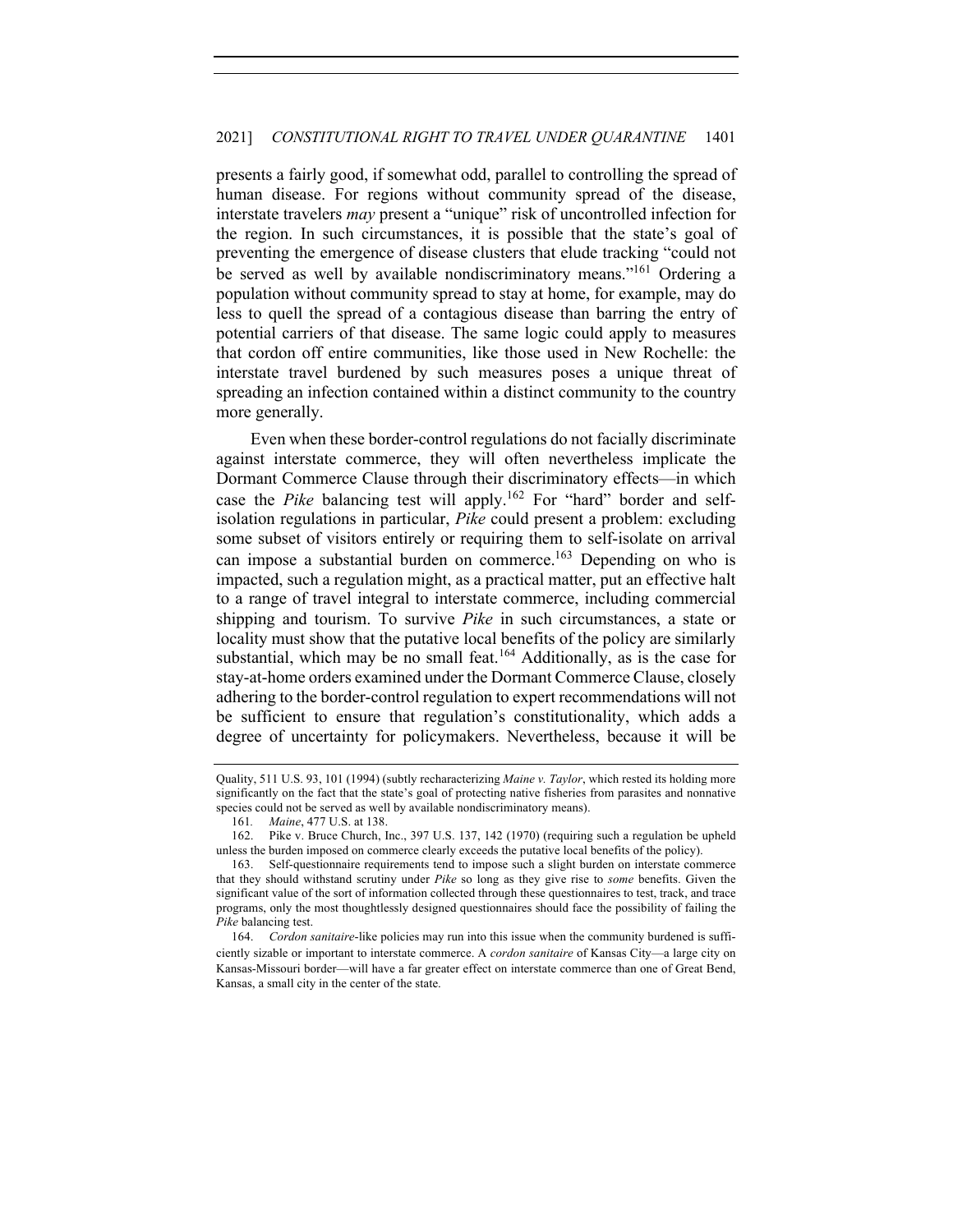presents a fairly good, if somewhat odd, parallel to controlling the spread of human disease. For regions without community spread of the disease, interstate travelers *may* present a "unique" risk of uncontrolled infection for the region. In such circumstances, it is possible that the state's goal of preventing the emergence of disease clusters that elude tracking "could not be served as well by available nondiscriminatory means."[161] Ordering a population without community spread to stay at home, for example, may do less to quell the spread of a contagious disease than barring the entry of potential carriers of that disease. The same logic could apply to measures that cordon off entire communities, like those used in New Rochelle: the interstate travel burdened by such measures poses a unique threat of spreading an infection contained within a distinct community to the country more generally.

Even when these border-control regulations do not facially discriminate against interstate commerce, they will often nevertheless implicate the Dormant Commerce Clause through their discriminatory effects—in which case the *Pike* balancing test will apply.[162] For "hard" border and self-isolation regulations in particular, *Pike* could present a problem: excluding some subset of visitors entirely or requiring them to self-isolate on arrival can impose a substantial burden on commerce.[163] Depending on who is impacted, such a regulation might, as a practical matter, put an effective halt to a range of travel integral to interstate commerce, including commercial shipping and tourism. To survive *Pike* in such circumstances, a state or locality must show that the putative local benefits of the policy are similarly substantial, which may be no small feat.[164] Additionally, as is the case for stay-at-home orders examined under the Dormant Commerce Clause, closely adhering to the border-control regulation to expert recommendations will not be sufficient to ensure that regulation's constitutionality, which adds a degree of uncertainty for policymakers. Nevertheless, because it will be

---

Quality, 511 U.S. 93, 101 (1994) (subtly recharacterizing *Maine v. Taylor*, which rested its holding more significantly on the fact that the state's goal of protecting native fisheries from parasites and nonnative species could not be served as well by available nondiscriminatory means).

161. *Maine*, 477 U.S. at 138.

162. Pike v. Bruce Church, Inc., 397 U.S. 137, 142 (1970) (requiring such a regulation be upheld unless the burden imposed on commerce clearly exceeds the putative local benefits of the policy).

163. Self-questionnaire requirements tend to impose such a slight burden on interstate commerce that they should withstand scrutiny under *Pike* so long as they give rise to *some* benefits. Given the significant value of the sort of information collected through these questionnaires to test, track, and trace programs, only the most thoughtlessly designed questionnaires should face the possibility of failing the *Pike* balancing test.

164. *Cordon sanitaire*-like policies may run into this issue when the community burdened is sufficiently sizable or important to interstate commerce. A *cordon sanitaire* of Kansas City—a large city on Kansas-Missouri border—will have a far greater effect on interstate commerce than one of Great Bend, Kansas, a small city in the center of the state.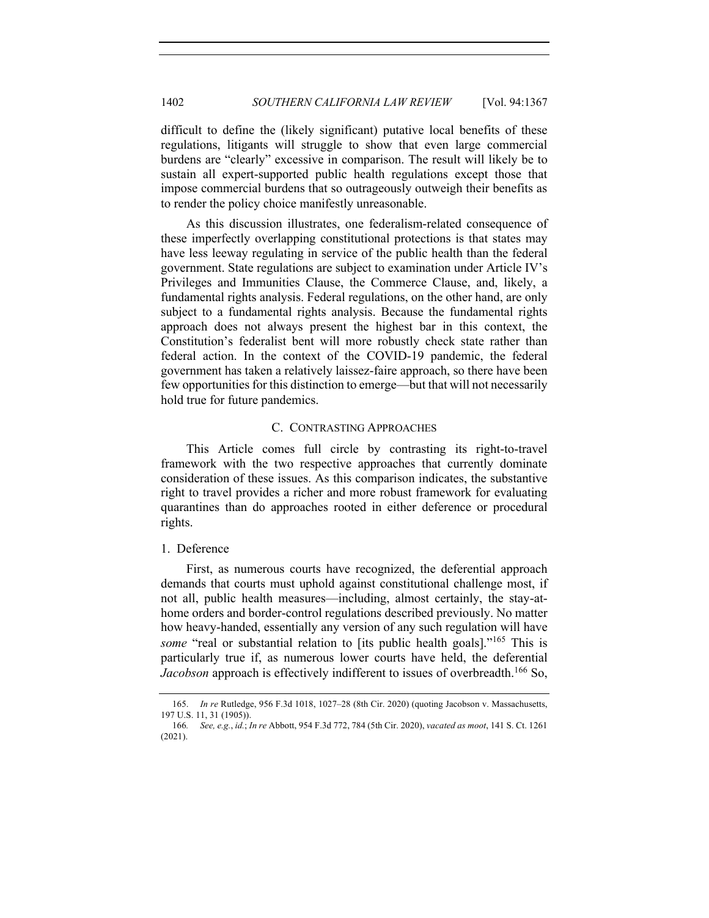difficult to define the (likely significant) putative local benefits of these regulations, litigants will struggle to show that even large commercial burdens are "clearly" excessive in comparison. The result will likely be to sustain all expert-supported public health regulations except those that impose commercial burdens that so outrageously outweigh their benefits as to render the policy choice manifestly unreasonable.

As this discussion illustrates, one federalism-related consequence of these imperfectly overlapping constitutional protections is that states may have less leeway regulating in service of the public health than the federal government. State regulations are subject to examination under Article IV's Privileges and Immunities Clause, the Commerce Clause, and, likely, a fundamental rights analysis. Federal regulations, on the other hand, are only subject to a fundamental rights analysis. Because the fundamental rights approach does not always present the highest bar in this context, the Constitution's federalist bent will more robustly check state rather than federal action. In the context of the COVID-19 pandemic, the federal government has taken a relatively laissez-faire approach, so there have been few opportunities for this distinction to emerge—but that will not necessarily hold true for future pandemics.

### C. Contrasting Approaches

This Article comes full circle by contrasting its right-to-travel framework with the two respective approaches that currently dominate consideration of these issues. As this comparison indicates, the substantive right to travel provides a richer and more robust framework for evaluating quarantines than do approaches rooted in either deference or procedural rights.

#### 1. Deference

First, as numerous courts have recognized, the deferential approach demands that courts must uphold against constitutional challenge most, if not all, public health measures—including, almost certainly, the stay-at-home orders and border-control regulations described previously. No matter how heavy-handed, essentially any version of any such regulation will have *some* "real or substantial relation to [its public health goals]."[165] This is particularly true if, as numerous lower courts have held, the deferential *Jacobson* approach is effectively indifferent to issues of overbreadth.[166] So,

---

165. *In re* Rutledge, 956 F.3d 1018, 1027–28 (8th Cir. 2020) (quoting Jacobson v. Massachusetts, 197 U.S. 11, 31 (1905)).

166. *See, e.g.*, *id.*; *In re* Abbott, 954 F.3d 772, 784 (5th Cir. 2020), *vacated as moot*, 141 S. Ct. 1261 (2021).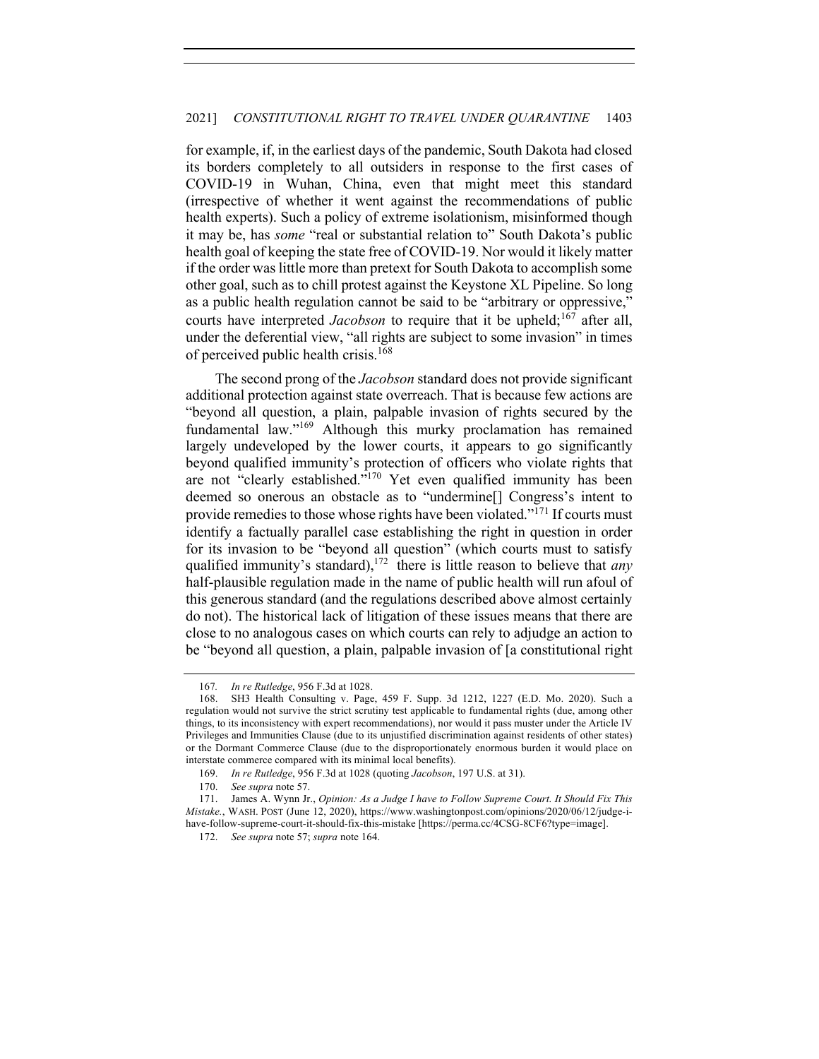for example, if, in the earliest days of the pandemic, South Dakota had closed its borders completely to all outsiders in response to the first cases of COVID-19 in Wuhan, China, even that might meet this standard (irrespective of whether it went against the recommendations of public health experts). Such a policy of extreme isolationism, misinformed though it may be, has *some* "real or substantial relation to" South Dakota's public health goal of keeping the state free of COVID-19. Nor would it likely matter if the order was little more than pretext for South Dakota to accomplish some other goal, such as to chill protest against the Keystone XL Pipeline. So long as a public health regulation cannot be said to be "arbitrary or oppressive," courts have interpreted *Jacobson* to require that it be upheld;[167] after all, under the deferential view, "all rights are subject to some invasion" in times of perceived public health crisis.[168]

The second prong of the *Jacobson* standard does not provide significant additional protection against state overreach. That is because few actions are "beyond all question, a plain, palpable invasion of rights secured by the fundamental law."[169] Although this murky proclamation has remained largely undeveloped by the lower courts, it appears to go significantly beyond qualified immunity's protection of officers who violate rights that are not "clearly established."[170] Yet even qualified immunity has been deemed so onerous an obstacle as to "undermine[] Congress's intent to provide remedies to those whose rights have been violated."[171] If courts must identify a factually parallel case establishing the right in question in order for its invasion to be "beyond all question" (which courts must to satisfy qualified immunity's standard),[172] there is little reason to believe that *any* half-plausible regulation made in the name of public health will run afoul of this generous standard (and the regulations described above almost certainly do not). The historical lack of litigation of these issues means that there are close to no analogous cases on which courts can rely to adjudge an action to be "beyond all question, a plain, palpable invasion of [a constitutional right

---

167. *In re Rutledge*, 956 F.3d at 1028.

168. SH3 Health Consulting v. Page, 459 F. Supp. 3d 1212, 1227 (E.D. Mo. 2020). Such a regulation would not survive the strict scrutiny test applicable to fundamental rights (due, among other things, to its inconsistency with expert recommendations), nor would it pass muster under the Article IV Privileges and Immunities Clause (due to its unjustified discrimination against residents of other states) or the Dormant Commerce Clause (due to the disproportionately enormous burden it would place on interstate commerce compared with its minimal local benefits).

169. *In re Rutledge*, 956 F.3d at 1028 (quoting *Jacobson*, 197 U.S. at 31).

170. *See supra* note 57.

171. James A. Wynn Jr., *Opinion: As a Judge I have to Follow Supreme Court. It Should Fix This Mistake.*, WASH. POST (June 12, 2020), https://www.washingtonpost.com/opinions/2020/06/12/judge-i-have-follow-supreme-court-it-should-fix-this-mistake [https://perma.cc/4CSG-8CF6?type=image].

172. *See supra* note 57; *supra* note 164.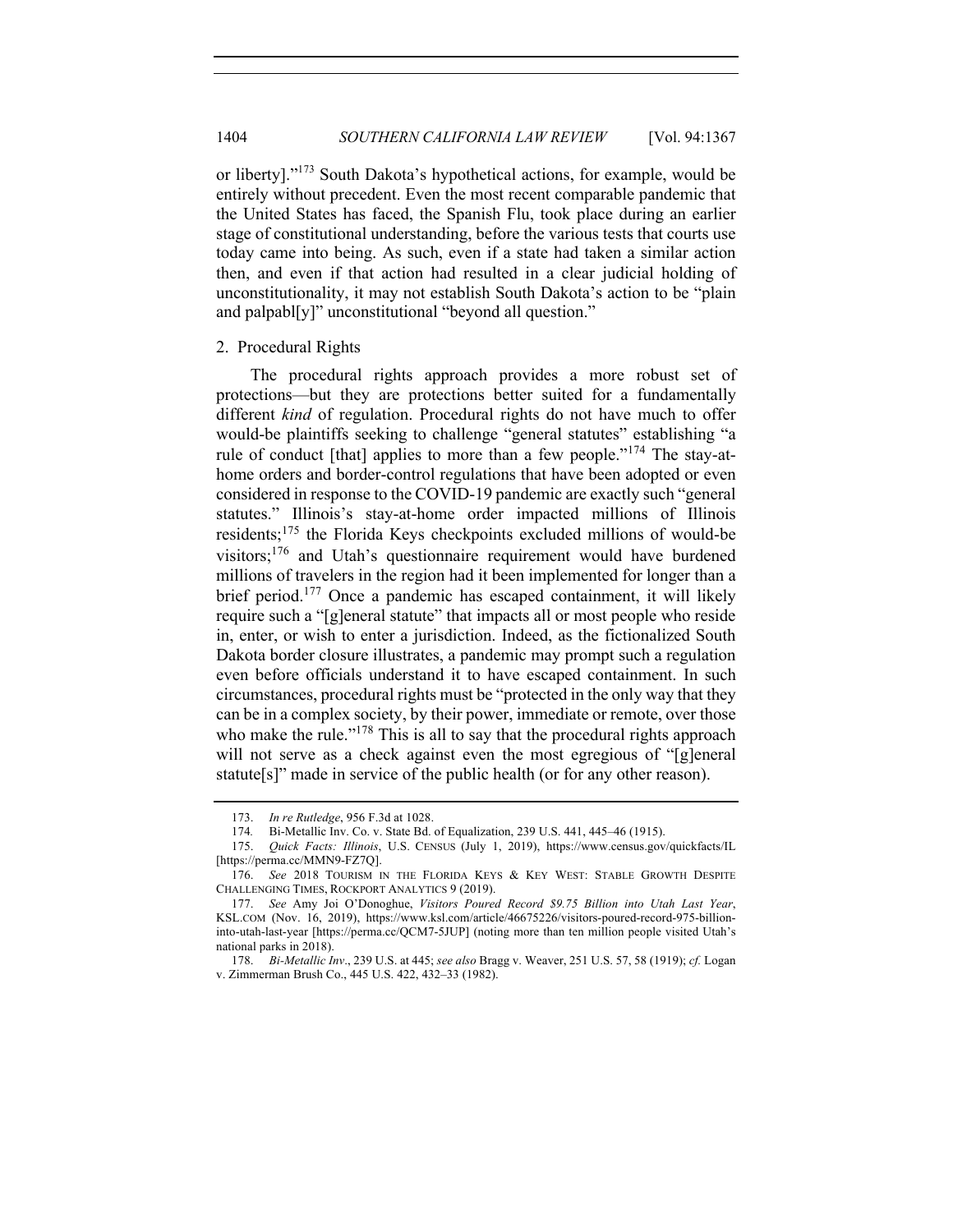or liberty]."[173] South Dakota's hypothetical actions, for example, would be entirely without precedent. Even the most recent comparable pandemic that the United States has faced, the Spanish Flu, took place during an earlier stage of constitutional understanding, before the various tests that courts use today came into being. As such, even if a state had taken a similar action then, and even if that action had resulted in a clear judicial holding of unconstitutionality, it may not establish South Dakota's action to be "plain and palpabl[y]" unconstitutional "beyond all question."

### 2. Procedural Rights

The procedural rights approach provides a more robust set of protections—but they are protections better suited for a fundamentally different *kind* of regulation. Procedural rights do not have much to offer would-be plaintiffs seeking to challenge "general statutes" establishing "a rule of conduct [that] applies to more than a few people."[174] The stay-at-home orders and border-control regulations that have been adopted or even considered in response to the COVID-19 pandemic are exactly such "general statutes." Illinois's stay-at-home order impacted millions of Illinois residents;[175] the Florida Keys checkpoints excluded millions of would-be visitors;[176] and Utah's questionnaire requirement would have burdened millions of travelers in the region had it been implemented for longer than a brief period.[177] Once a pandemic has escaped containment, it will likely require such a "[g]eneral statute" that impacts all or most people who reside in, enter, or wish to enter a jurisdiction. Indeed, as the fictionalized South Dakota border closure illustrates, a pandemic may prompt such a regulation even before officials understand it to have escaped containment. In such circumstances, procedural rights must be "protected in the only way that they can be in a complex society, by their power, immediate or remote, over those who make the rule."[178] This is all to say that the procedural rights approach will not serve as a check against even the most egregious of "[g]eneral statute[s]" made in service of the public health (or for any other reason).

---

173. *In re Rutledge*, 956 F.3d at 1028.

174. Bi-Metallic Inv. Co. v. State Bd. of Equalization, 239 U.S. 441, 445–46 (1915).

175. *Quick Facts: Illinois*, U.S. CENSUS (July 1, 2019), https://www.census.gov/quickfacts/IL [https://perma.cc/MMN9-FZ7Q].

176. *See* 2018 TOURISM IN THE FLORIDA KEYS & KEY WEST: STABLE GROWTH DESPITE CHALLENGING TIMES, ROCKPORT ANALYTICS 9 (2019).

177. *See* Amy Joi O'Donoghue, *Visitors Poured Record $9.75 Billion into Utah Last Year*, KSL.COM (Nov. 16, 2019), https://www.ksl.com/article/46675226/visitors-poured-record-975-billion-into-utah-last-year [https://perma.cc/QCM7-5JUP] (noting more than ten million people visited Utah's national parks in 2018).

178. *Bi-Metallic Inv*., 239 U.S. at 445; *see also* Bragg v. Weaver, 251 U.S. 57, 58 (1919); *cf.* Logan v. Zimmerman Brush Co., 445 U.S. 422, 432–33 (1982).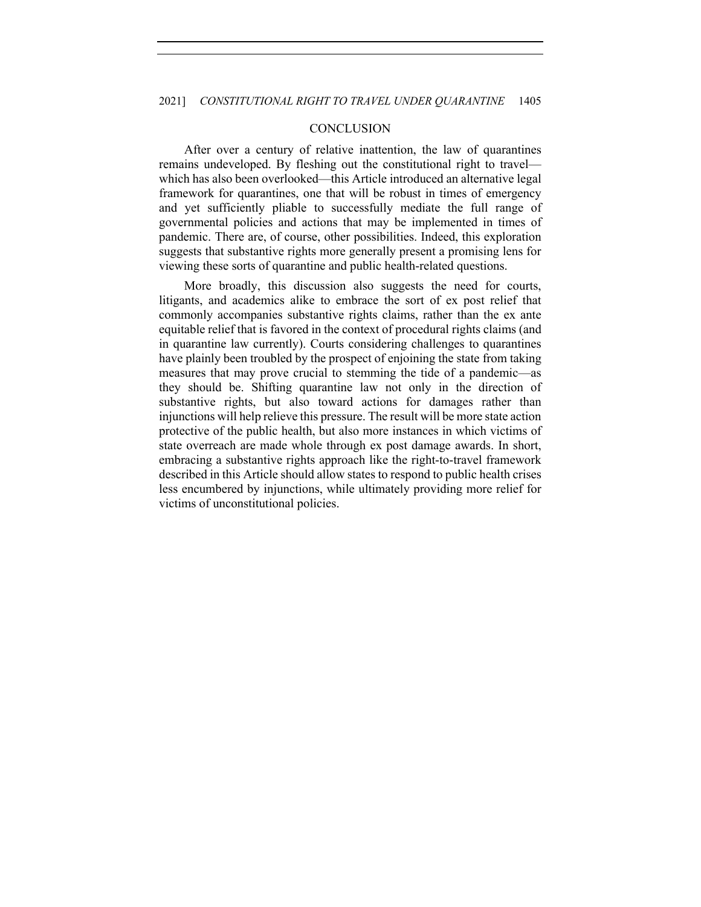## CONCLUSION

After over a century of relative inattention, the law of quarantines remains undeveloped. By fleshing out the constitutional right to travel—which has also been overlooked—this Article introduced an alternative legal framework for quarantines, one that will be robust in times of emergency and yet sufficiently pliable to successfully mediate the full range of governmental policies and actions that may be implemented in times of pandemic. There are, of course, other possibilities. Indeed, this exploration suggests that substantive rights more generally present a promising lens for viewing these sorts of quarantine and public health-related questions.

More broadly, this discussion also suggests the need for courts, litigants, and academics alike to embrace the sort of ex post relief that commonly accompanies substantive rights claims, rather than the ex ante equitable relief that is favored in the context of procedural rights claims (and in quarantine law currently). Courts considering challenges to quarantines have plainly been troubled by the prospect of enjoining the state from taking measures that may prove crucial to stemming the tide of a pandemic—as they should be. Shifting quarantine law not only in the direction of substantive rights, but also toward actions for damages rather than injunctions will help relieve this pressure. The result will be more state action protective of the public health, but also more instances in which victims of state overreach are made whole through ex post damage awards. In short, embracing a substantive rights approach like the right-to-travel framework described in this Article should allow states to respond to public health crises less encumbered by injunctions, while ultimately providing more relief for victims of unconstitutional policies.